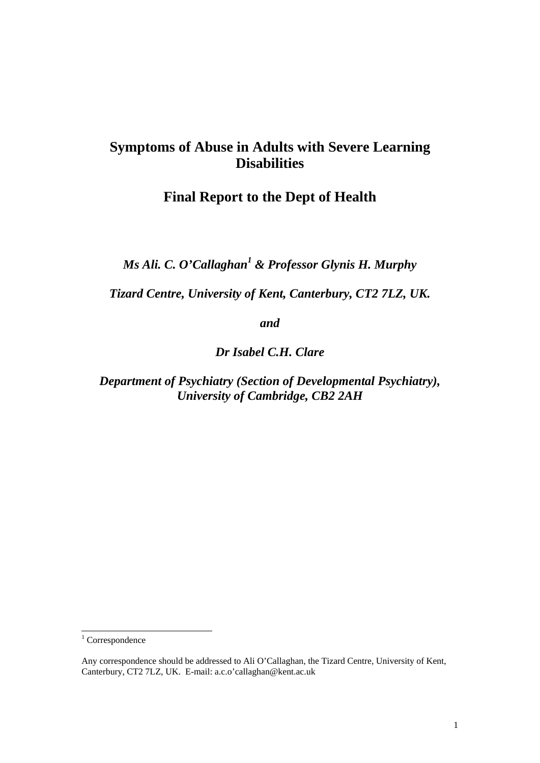# Symptoms of Abuse in Adults with Severe Learning Disabilities

## Final Report to the Dept of Health

***Ms Ali. C. O'Callaghan[1] & Professor Glynis H. Murphy***

***Tizard Centre, University of Kent, Canterbury, CT2 7LZ, UK.***

***and***

***Dr Isabel C.H. Clare***

***Department of Psychiatry (Section of Developmental Psychiatry), University of Cambridge, CB2 2AH***

[1] Correspondence

Any correspondence should be addressed to Ali O'Callaghan, the Tizard Centre, University of Kent, Canterbury, CT2 7LZ, UK. E-mail: a.c.o'callaghan@kent.ac.uk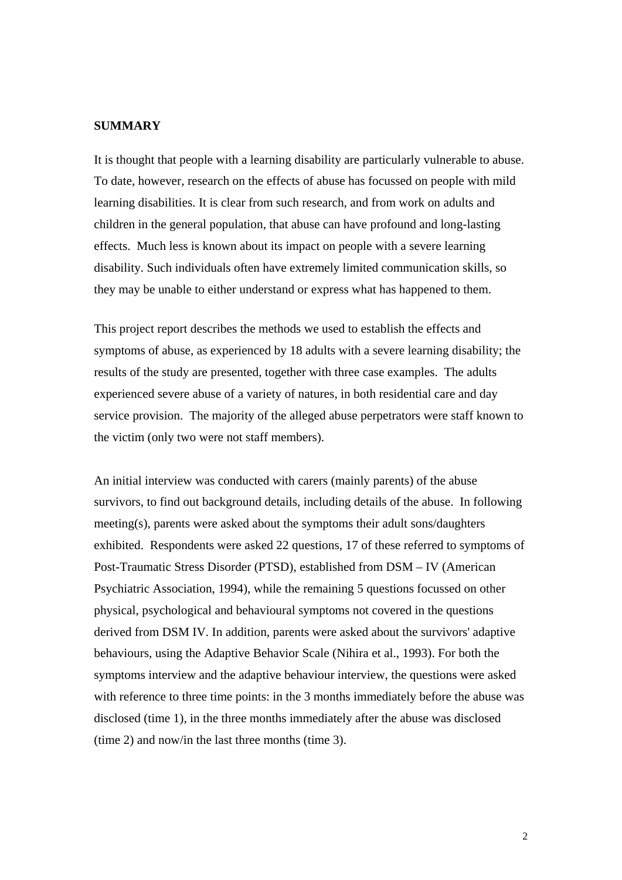**SUMMARY**

It is thought that people with a learning disability are particularly vulnerable to abuse. To date, however, research on the effects of abuse has focussed on people with mild learning disabilities. It is clear from such research, and from work on adults and children in the general population, that abuse can have profound and long-lasting effects. Much less is known about its impact on people with a severe learning disability. Such individuals often have extremely limited communication skills, so they may be unable to either understand or express what has happened to them.

This project report describes the methods we used to establish the effects and symptoms of abuse, as experienced by 18 adults with a severe learning disability; the results of the study are presented, together with three case examples. The adults experienced severe abuse of a variety of natures, in both residential care and day service provision. The majority of the alleged abuse perpetrators were staff known to the victim (only two were not staff members).

An initial interview was conducted with carers (mainly parents) of the abuse survivors, to find out background details, including details of the abuse. In following meeting(s), parents were asked about the symptoms their adult sons/daughters exhibited. Respondents were asked 22 questions, 17 of these referred to symptoms of Post-Traumatic Stress Disorder (PTSD), established from DSM – IV (American Psychiatric Association, 1994), while the remaining 5 questions focussed on other physical, psychological and behavioural symptoms not covered in the questions derived from DSM IV. In addition, parents were asked about the survivors' adaptive behaviours, using the Adaptive Behavior Scale (Nihira et al., 1993). For both the symptoms interview and the adaptive behaviour interview, the questions were asked with reference to three time points: in the 3 months immediately before the abuse was disclosed (time 1), in the three months immediately after the abuse was disclosed (time 2) and now/in the last three months (time 3).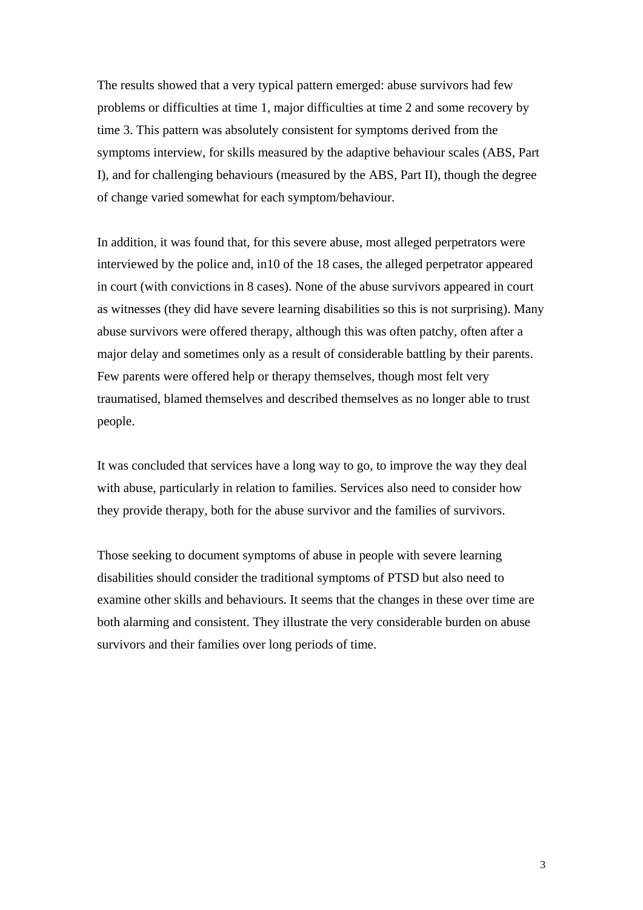The results showed that a very typical pattern emerged: abuse survivors had few problems or difficulties at time 1, major difficulties at time 2 and some recovery by time 3. This pattern was absolutely consistent for symptoms derived from the symptoms interview, for skills measured by the adaptive behaviour scales (ABS, Part I), and for challenging behaviours (measured by the ABS, Part II), though the degree of change varied somewhat for each symptom/behaviour.

In addition, it was found that, for this severe abuse, most alleged perpetrators were interviewed by the police and, in10 of the 18 cases, the alleged perpetrator appeared in court (with convictions in 8 cases). None of the abuse survivors appeared in court as witnesses (they did have severe learning disabilities so this is not surprising). Many abuse survivors were offered therapy, although this was often patchy, often after a major delay and sometimes only as a result of considerable battling by their parents. Few parents were offered help or therapy themselves, though most felt very traumatised, blamed themselves and described themselves as no longer able to trust people.

It was concluded that services have a long way to go, to improve the way they deal with abuse, particularly in relation to families. Services also need to consider how they provide therapy, both for the abuse survivor and the families of survivors.

Those seeking to document symptoms of abuse in people with severe learning disabilities should consider the traditional symptoms of PTSD but also need to examine other skills and behaviours. It seems that the changes in these over time are both alarming and consistent. They illustrate the very considerable burden on abuse survivors and their families over long periods of time.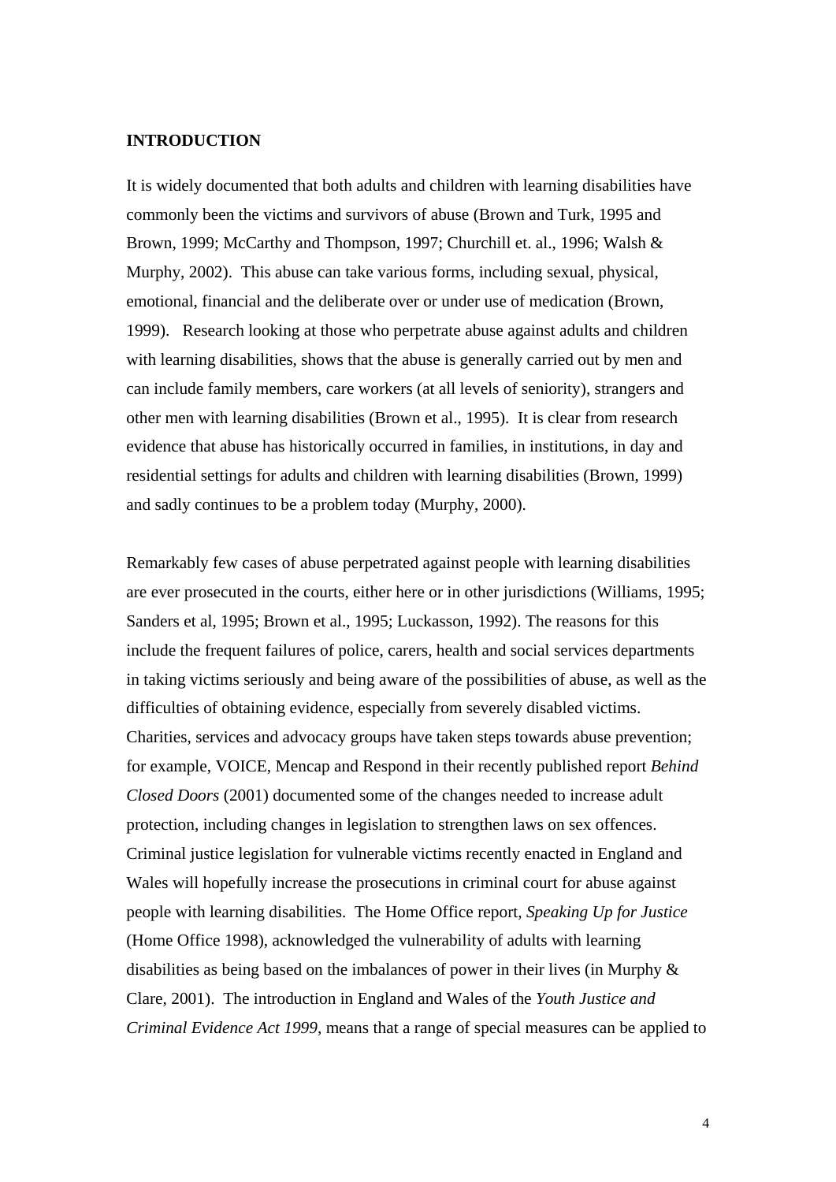**INTRODUCTION**

It is widely documented that both adults and children with learning disabilities have commonly been the victims and survivors of abuse (Brown and Turk, 1995 and Brown, 1999; McCarthy and Thompson, 1997; Churchill et. al., 1996; Walsh & Murphy, 2002). This abuse can take various forms, including sexual, physical, emotional, financial and the deliberate over or under use of medication (Brown, 1999). Research looking at those who perpetrate abuse against adults and children with learning disabilities, shows that the abuse is generally carried out by men and can include family members, care workers (at all levels of seniority), strangers and other men with learning disabilities (Brown et al., 1995). It is clear from research evidence that abuse has historically occurred in families, in institutions, in day and residential settings for adults and children with learning disabilities (Brown, 1999) and sadly continues to be a problem today (Murphy, 2000).

Remarkably few cases of abuse perpetrated against people with learning disabilities are ever prosecuted in the courts, either here or in other jurisdictions (Williams, 1995; Sanders et al, 1995; Brown et al., 1995; Luckasson, 1992). The reasons for this include the frequent failures of police, carers, health and social services departments in taking victims seriously and being aware of the possibilities of abuse, as well as the difficulties of obtaining evidence, especially from severely disabled victims. Charities, services and advocacy groups have taken steps towards abuse prevention; for example, VOICE, Mencap and Respond in their recently published report *Behind Closed Doors* (2001) documented some of the changes needed to increase adult protection, including changes in legislation to strengthen laws on sex offences. Criminal justice legislation for vulnerable victims recently enacted in England and Wales will hopefully increase the prosecutions in criminal court for abuse against people with learning disabilities. The Home Office report, *Speaking Up for Justice* (Home Office 1998), acknowledged the vulnerability of adults with learning disabilities as being based on the imbalances of power in their lives (in Murphy & Clare, 2001). The introduction in England and Wales of the *Youth Justice and Criminal Evidence Act 1999*, means that a range of special measures can be applied to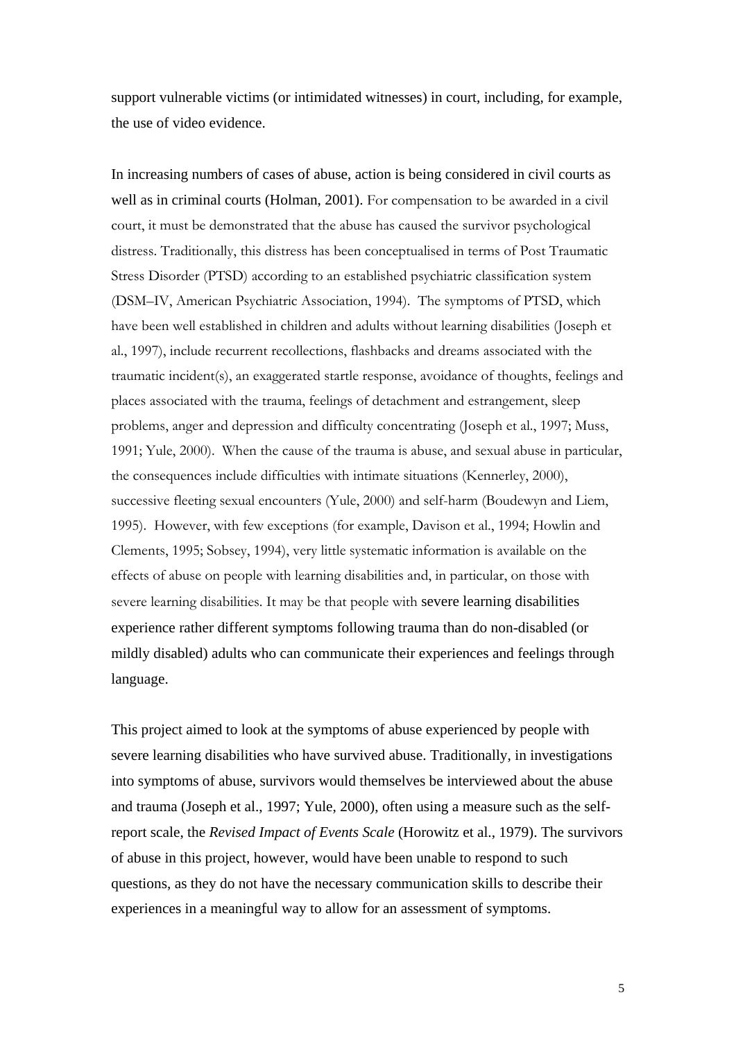support vulnerable victims (or intimidated witnesses) in court, including, for example, the use of video evidence.

In increasing numbers of cases of abuse, action is being considered in civil courts as well as in criminal courts (Holman, 2001). For compensation to be awarded in a civil court, it must be demonstrated that the abuse has caused the survivor psychological distress. Traditionally, this distress has been conceptualised in terms of Post Traumatic Stress Disorder (PTSD) according to an established psychiatric classification system (DSM–IV, American Psychiatric Association, 1994). The symptoms of PTSD, which have been well established in children and adults without learning disabilities (Joseph et al., 1997), include recurrent recollections, flashbacks and dreams associated with the traumatic incident(s), an exaggerated startle response, avoidance of thoughts, feelings and places associated with the trauma, feelings of detachment and estrangement, sleep problems, anger and depression and difficulty concentrating (Joseph et al., 1997; Muss, 1991; Yule, 2000). When the cause of the trauma is abuse, and sexual abuse in particular, the consequences include difficulties with intimate situations (Kennerley, 2000), successive fleeting sexual encounters (Yule, 2000) and self-harm (Boudewyn and Liem, 1995). However, with few exceptions (for example, Davison et al., 1994; Howlin and Clements, 1995; Sobsey, 1994), very little systematic information is available on the effects of abuse on people with learning disabilities and, in particular, on those with severe learning disabilities. It may be that people with severe learning disabilities experience rather different symptoms following trauma than do non-disabled (or mildly disabled) adults who can communicate their experiences and feelings through language.

This project aimed to look at the symptoms of abuse experienced by people with severe learning disabilities who have survived abuse. Traditionally, in investigations into symptoms of abuse, survivors would themselves be interviewed about the abuse and trauma (Joseph et al., 1997; Yule, 2000), often using a measure such as the self-report scale, the *Revised Impact of Events Scale* (Horowitz et al., 1979). The survivors of abuse in this project, however, would have been unable to respond to such questions, as they do not have the necessary communication skills to describe their experiences in a meaningful way to allow for an assessment of symptoms.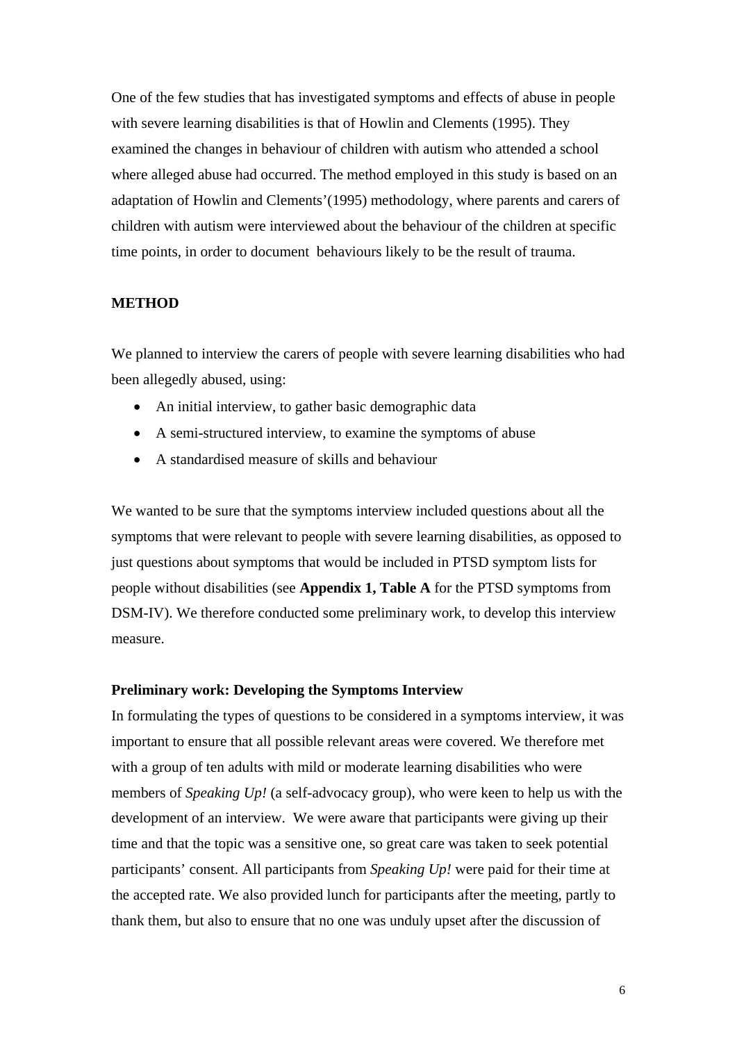One of the few studies that has investigated symptoms and effects of abuse in people with severe learning disabilities is that of Howlin and Clements (1995). They examined the changes in behaviour of children with autism who attended a school where alleged abuse had occurred. The method employed in this study is based on an adaptation of Howlin and Clements'(1995) methodology, where parents and carers of children with autism were interviewed about the behaviour of the children at specific time points, in order to document behaviours likely to be the result of trauma.

## METHOD

We planned to interview the carers of people with severe learning disabilities who had been allegedly abused, using:

- An initial interview, to gather basic demographic data
- A semi-structured interview, to examine the symptoms of abuse
- A standardised measure of skills and behaviour

We wanted to be sure that the symptoms interview included questions about all the symptoms that were relevant to people with severe learning disabilities, as opposed to just questions about symptoms that would be included in PTSD symptom lists for people without disabilities (see **Appendix 1, Table A** for the PTSD symptoms from DSM-IV). We therefore conducted some preliminary work, to develop this interview measure.

### Preliminary work: Developing the Symptoms Interview

In formulating the types of questions to be considered in a symptoms interview, it was important to ensure that all possible relevant areas were covered. We therefore met with a group of ten adults with mild or moderate learning disabilities who were members of *Speaking Up!* (a self-advocacy group), who were keen to help us with the development of an interview. We were aware that participants were giving up their time and that the topic was a sensitive one, so great care was taken to seek potential participants' consent. All participants from *Speaking Up!* were paid for their time at the accepted rate. We also provided lunch for participants after the meeting, partly to thank them, but also to ensure that no one was unduly upset after the discussion of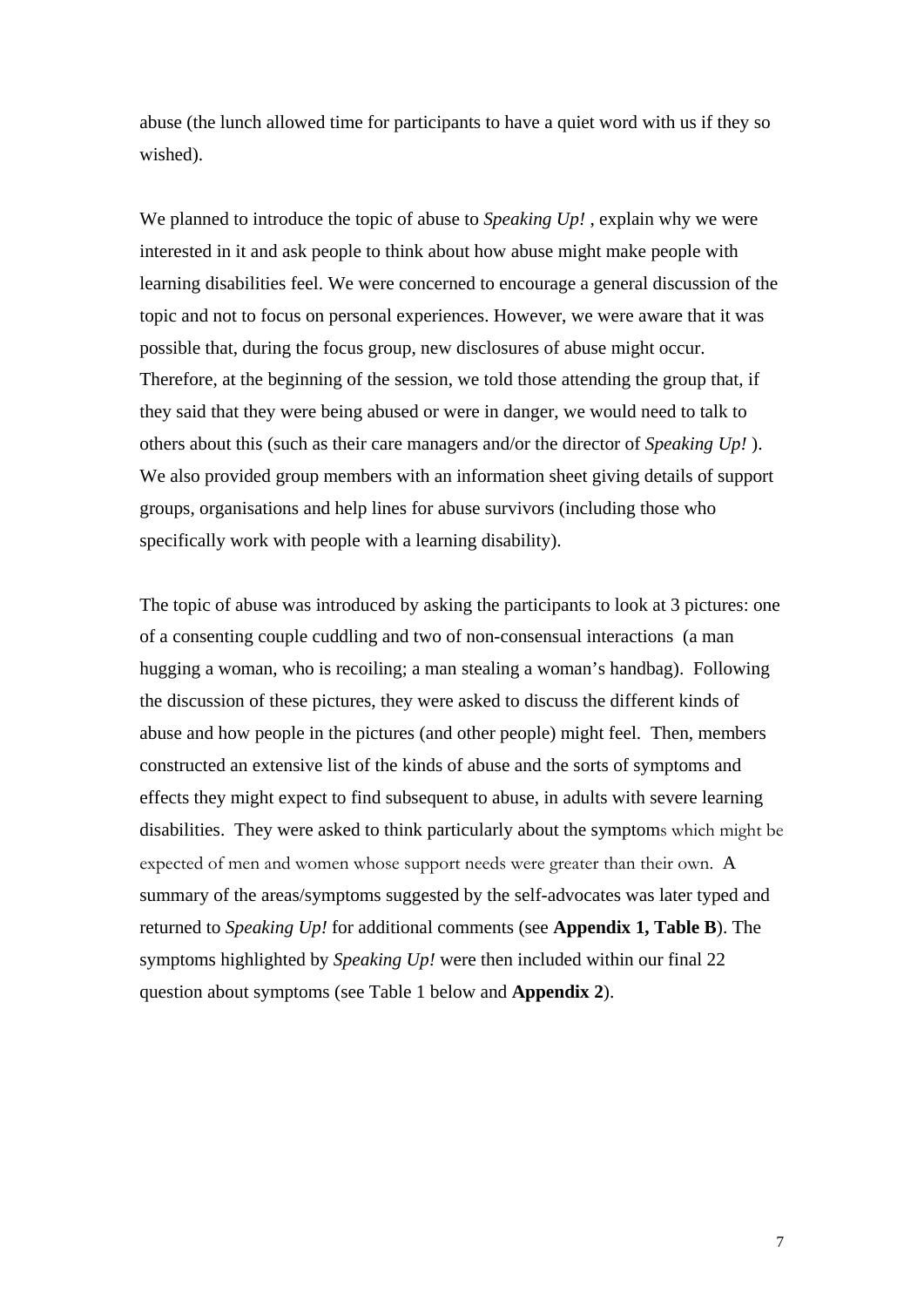abuse (the lunch allowed time for participants to have a quiet word with us if they so wished).

We planned to introduce the topic of abuse to *Speaking Up!* , explain why we were interested in it and ask people to think about how abuse might make people with learning disabilities feel. We were concerned to encourage a general discussion of the topic and not to focus on personal experiences. However, we were aware that it was possible that, during the focus group, new disclosures of abuse might occur. Therefore, at the beginning of the session, we told those attending the group that, if they said that they were being abused or were in danger, we would need to talk to others about this (such as their care managers and/or the director of *Speaking Up!* ). We also provided group members with an information sheet giving details of support groups, organisations and help lines for abuse survivors (including those who specifically work with people with a learning disability).

The topic of abuse was introduced by asking the participants to look at 3 pictures: one of a consenting couple cuddling and two of non-consensual interactions (a man hugging a woman, who is recoiling; a man stealing a woman's handbag). Following the discussion of these pictures, they were asked to discuss the different kinds of abuse and how people in the pictures (and other people) might feel. Then, members constructed an extensive list of the kinds of abuse and the sorts of symptoms and effects they might expect to find subsequent to abuse, in adults with severe learning disabilities. They were asked to think particularly about the symptoms which might be expected of men and women whose support needs were greater than their own. A summary of the areas/symptoms suggested by the self-advocates was later typed and returned to *Speaking Up!* for additional comments (see **Appendix 1, Table B**). The symptoms highlighted by *Speaking Up!* were then included within our final 22 question about symptoms (see Table 1 below and **Appendix 2**).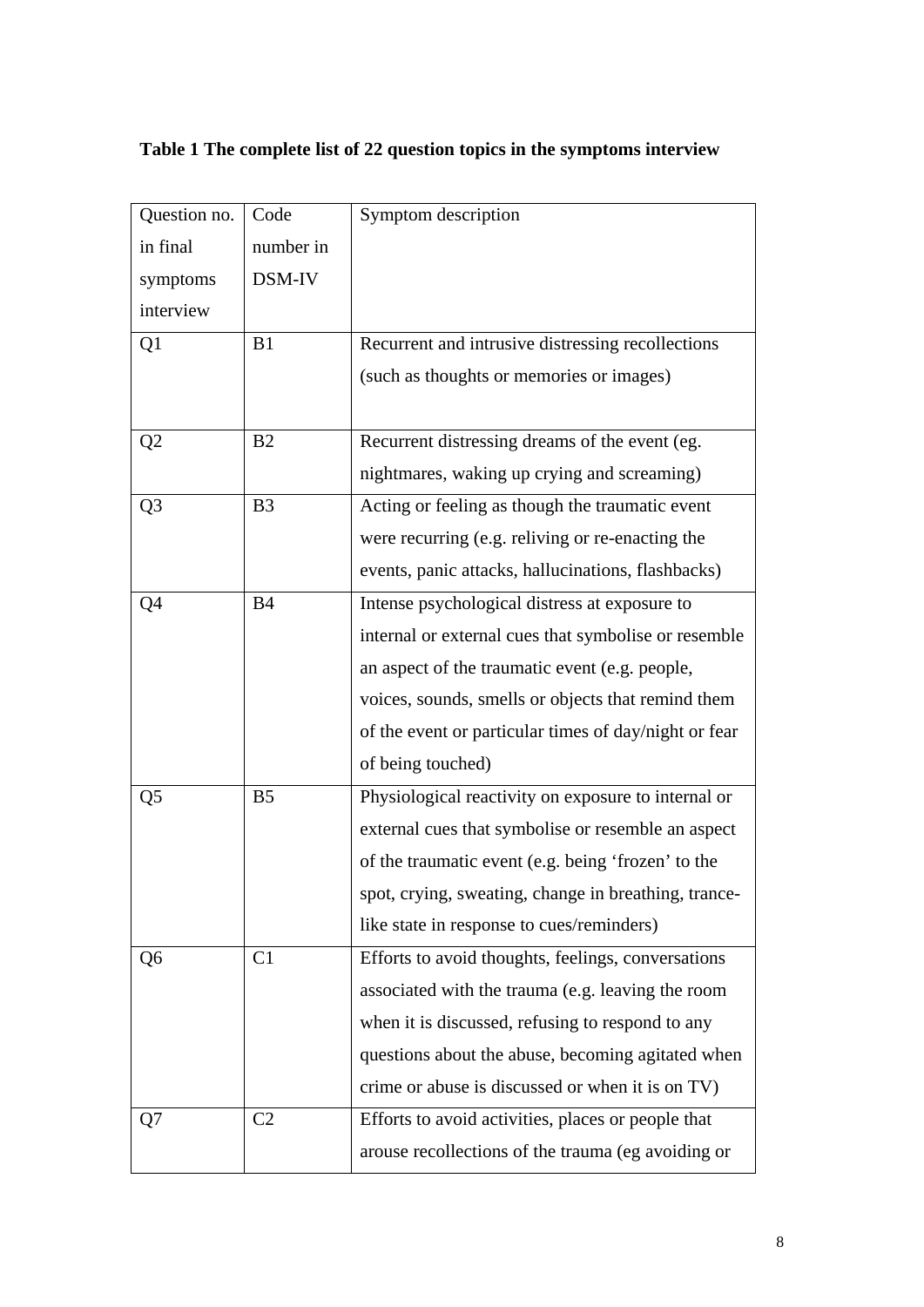**Table 1 The complete list of 22 question topics in the symptoms interview**

| Question no. in final symptoms interview | Code number in DSM-IV | Symptom description |
|---|---|---|
| Q1 | B1 | Recurrent and intrusive distressing recollections (such as thoughts or memories or images) |
| Q2 | B2 | Recurrent distressing dreams of the event (eg. nightmares, waking up crying and screaming) |
| Q3 | B3 | Acting or feeling as though the traumatic event were recurring (e.g. reliving or re-enacting the events, panic attacks, hallucinations, flashbacks) |
| Q4 | B4 | Intense psychological distress at exposure to internal or external cues that symbolise or resemble an aspect of the traumatic event (e.g. people, voices, sounds, smells or objects that remind them of the event or particular times of day/night or fear of being touched) |
| Q5 | B5 | Physiological reactivity on exposure to internal or external cues that symbolise or resemble an aspect of the traumatic event (e.g. being 'frozen' to the spot, crying, sweating, change in breathing, trance-like state in response to cues/reminders) |
| Q6 | C1 | Efforts to avoid thoughts, feelings, conversations associated with the trauma (e.g. leaving the room when it is discussed, refusing to respond to any questions about the abuse, becoming agitated when crime or abuse is discussed or when it is on TV) |
| Q7 | C2 | Efforts to avoid activities, places or people that arouse recollections of the trauma (eg avoiding or |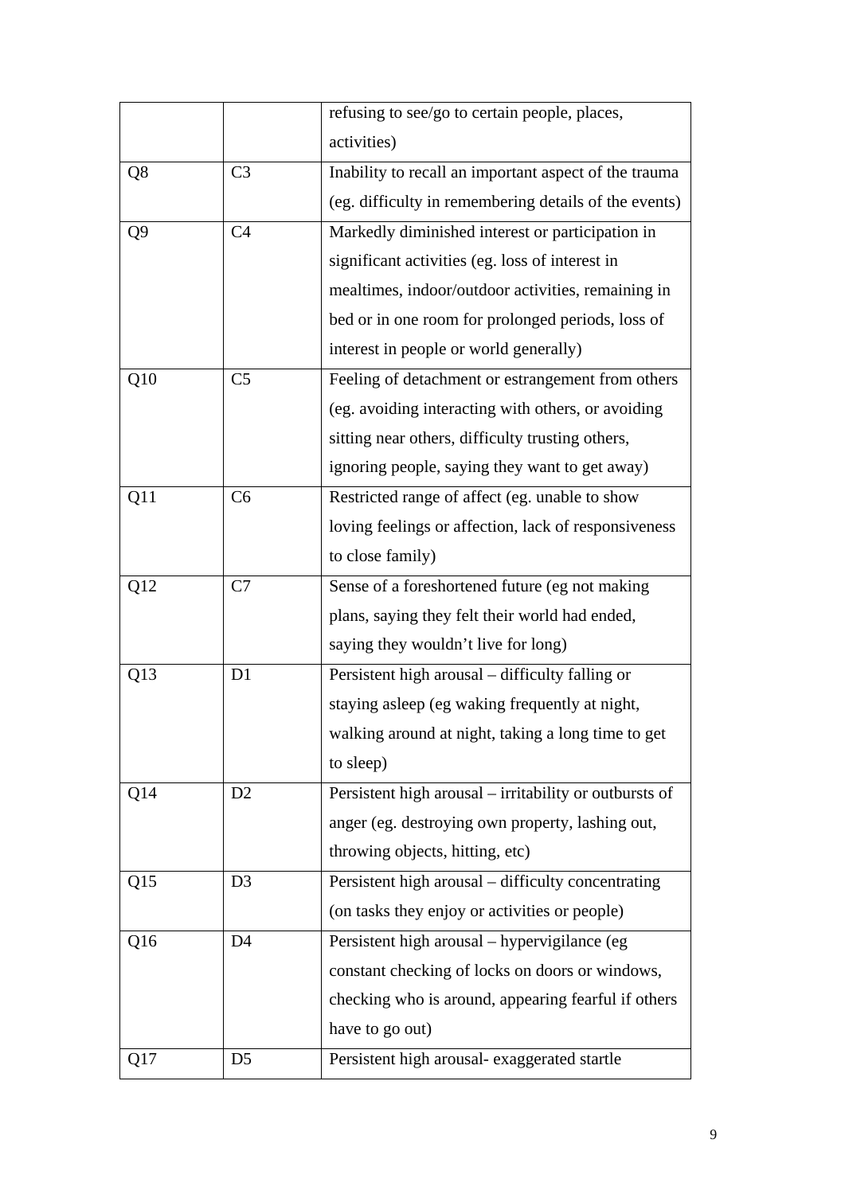| | | |
|---|---|---|
| | | refusing to see/go to certain people, places, activities) |
| Q8 | C3 | Inability to recall an important aspect of the trauma (eg. difficulty in remembering details of the events) |
| Q9 | C4 | Markedly diminished interest or participation in significant activities (eg. loss of interest in mealtimes, indoor/outdoor activities, remaining in bed or in one room for prolonged periods, loss of interest in people or world generally) |
| Q10 | C5 | Feeling of detachment or estrangement from others (eg. avoiding interacting with others, or avoiding sitting near others, difficulty trusting others, ignoring people, saying they want to get away) |
| Q11 | C6 | Restricted range of affect (eg. unable to show loving feelings or affection, lack of responsiveness to close family) |
| Q12 | C7 | Sense of a foreshortened future (eg not making plans, saying they felt their world had ended, saying they wouldn't live for long) |
| Q13 | D1 | Persistent high arousal – difficulty falling or staying asleep (eg waking frequently at night, walking around at night, taking a long time to get to sleep) |
| Q14 | D2 | Persistent high arousal – irritability or outbursts of anger (eg. destroying own property, lashing out, throwing objects, hitting, etc) |
| Q15 | D3 | Persistent high arousal – difficulty concentrating (on tasks they enjoy or activities or people) |
| Q16 | D4 | Persistent high arousal – hypervigilance (eg constant checking of locks on doors or windows, checking who is around, appearing fearful if others have to go out) |
| Q17 | D5 | Persistent high arousal- exaggerated startle |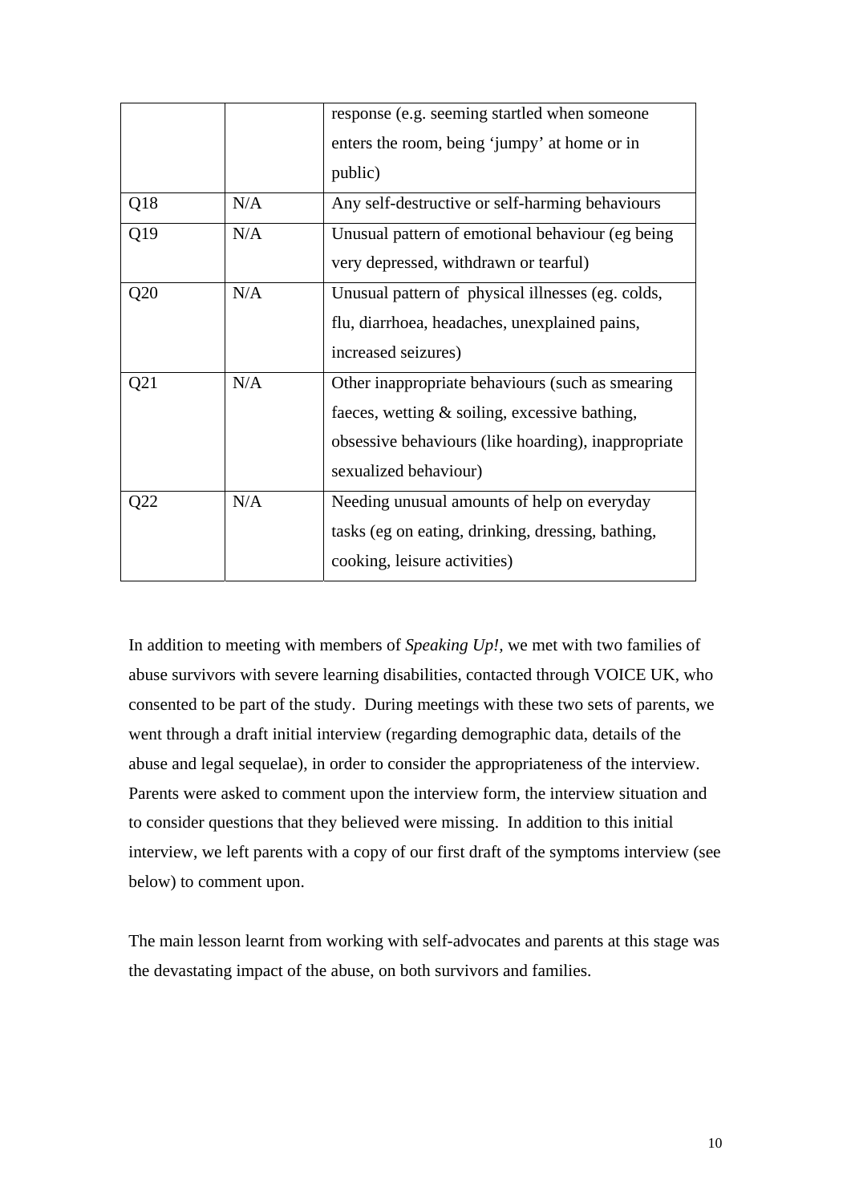| | | |
|---|---|---|
| | | response (e.g. seeming startled when someone enters the room, being 'jumpy' at home or in public) |
| Q18 | N/A | Any self-destructive or self-harming behaviours |
| Q19 | N/A | Unusual pattern of emotional behaviour (eg being very depressed, withdrawn or tearful) |
| Q20 | N/A | Unusual pattern of physical illnesses (eg. colds, flu, diarrhoea, headaches, unexplained pains, increased seizures) |
| Q21 | N/A | Other inappropriate behaviours (such as smearing faeces, wetting & soiling, excessive bathing, obsessive behaviours (like hoarding), inappropriate sexualized behaviour) |
| Q22 | N/A | Needing unusual amounts of help on everyday tasks (eg on eating, drinking, dressing, bathing, cooking, leisure activities) |

In addition to meeting with members of *Speaking Up!*, we met with two families of abuse survivors with severe learning disabilities, contacted through VOICE UK, who consented to be part of the study. During meetings with these two sets of parents, we went through a draft initial interview (regarding demographic data, details of the abuse and legal sequelae), in order to consider the appropriateness of the interview. Parents were asked to comment upon the interview form, the interview situation and to consider questions that they believed were missing. In addition to this initial interview, we left parents with a copy of our first draft of the symptoms interview (see below) to comment upon.

The main lesson learnt from working with self-advocates and parents at this stage was the devastating impact of the abuse, on both survivors and families.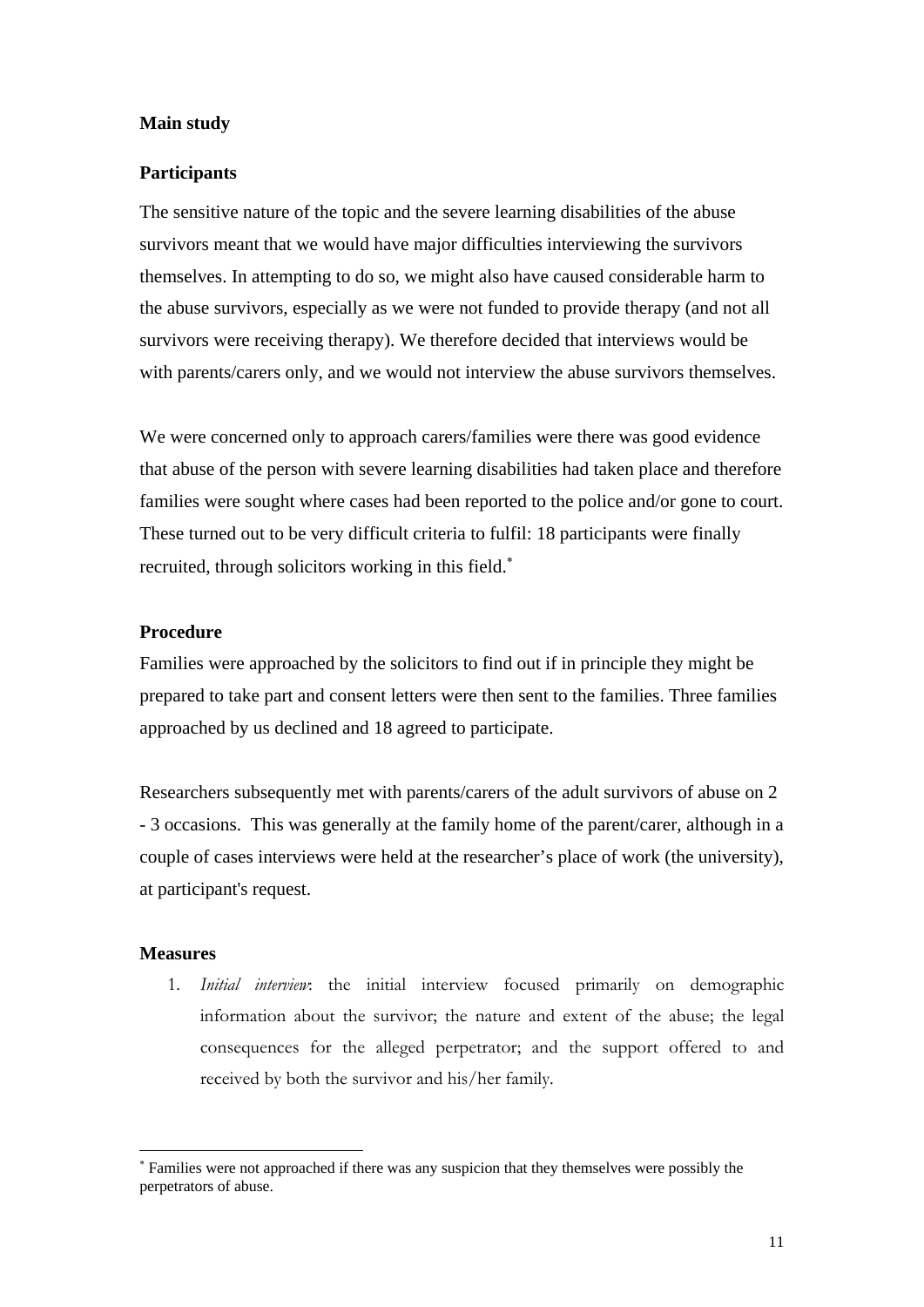**Main study**

**Participants**

The sensitive nature of the topic and the severe learning disabilities of the abuse survivors meant that we would have major difficulties interviewing the survivors themselves. In attempting to do so, we might also have caused considerable harm to the abuse survivors, especially as we were not funded to provide therapy (and not all survivors were receiving therapy). We therefore decided that interviews would be with parents/carers only, and we would not interview the abuse survivors themselves.

We were concerned only to approach carers/families were there was good evidence that abuse of the person with severe learning disabilities had taken place and therefore families were sought where cases had been reported to the police and/or gone to court. These turned out to be very difficult criteria to fulfil: 18 participants were finally recruited, through solicitors working in this field.*

**Procedure**

Families were approached by the solicitors to find out if in principle they might be prepared to take part and consent letters were then sent to the families. Three families approached by us declined and 18 agreed to participate.

Researchers subsequently met with parents/carers of the adult survivors of abuse on 2 - 3 occasions. This was generally at the family home of the parent/carer, although in a couple of cases interviews were held at the researcher's place of work (the university), at participant's request.

**Measures**

1. *Initial interview*: the initial interview focused primarily on demographic information about the survivor; the nature and extent of the abuse; the legal consequences for the alleged perpetrator; and the support offered to and received by both the survivor and his/her family.

* Families were not approached if there was any suspicion that they themselves were possibly the perpetrators of abuse.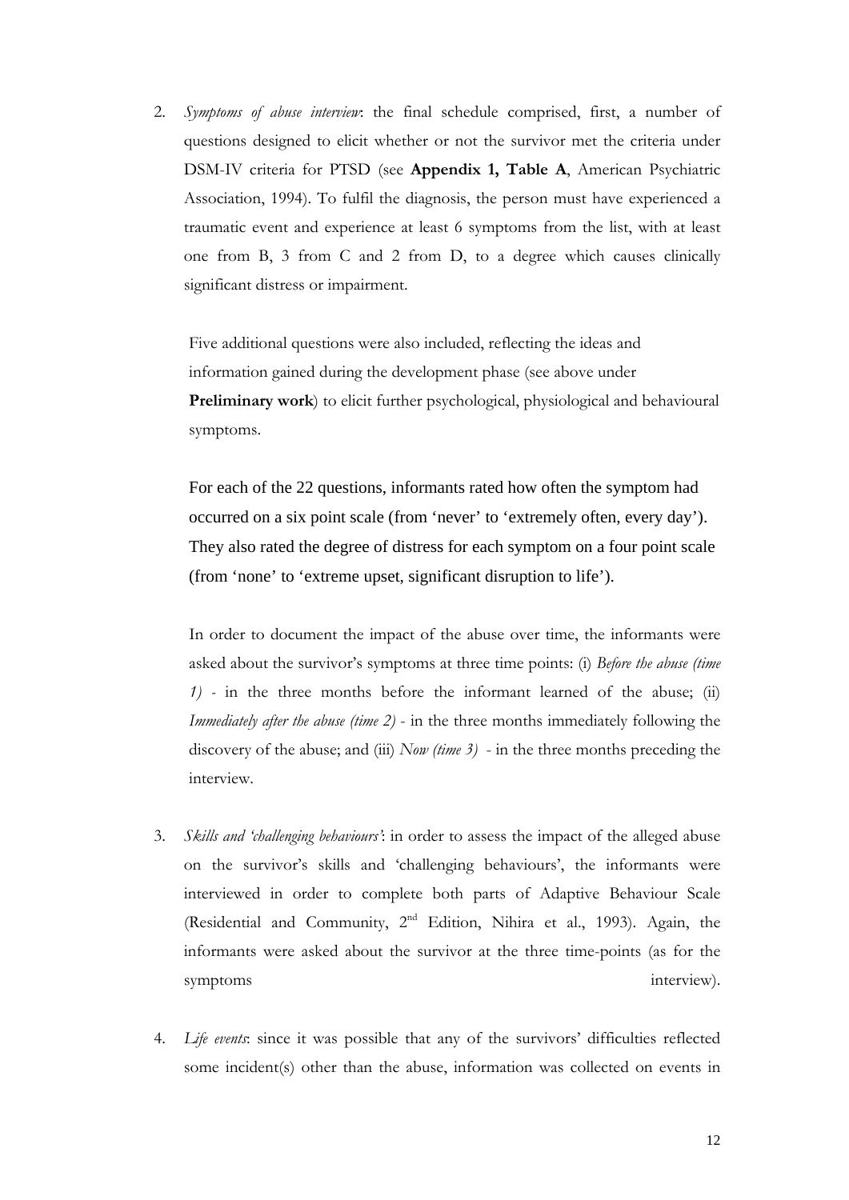2. *Symptoms of abuse interview*: the final schedule comprised, first, a number of questions designed to elicit whether or not the survivor met the criteria under DSM-IV criteria for PTSD (see **Appendix 1, Table A**, American Psychiatric Association, 1994). To fulfil the diagnosis, the person must have experienced a traumatic event and experience at least 6 symptoms from the list, with at least one from B, 3 from C and 2 from D, to a degree which causes clinically significant distress or impairment.

   Five additional questions were also included, reflecting the ideas and information gained during the development phase (see above under **Preliminary work**) to elicit further psychological, physiological and behavioural symptoms.

   For each of the 22 questions, informants rated how often the symptom had occurred on a six point scale (from 'never' to 'extremely often, every day'). They also rated the degree of distress for each symptom on a four point scale (from 'none' to 'extreme upset, significant disruption to life').

   In order to document the impact of the abuse over time, the informants were asked about the survivor's symptoms at three time points: (i) *Before the abuse (time 1)* - in the three months before the informant learned of the abuse; (ii) *Immediately after the abuse (time 2)* - in the three months immediately following the discovery of the abuse; and (iii) *Now (time 3)* - in the three months preceding the interview.

3. *Skills and 'challenging behaviours'*: in order to assess the impact of the alleged abuse on the survivor's skills and 'challenging behaviours', the informants were interviewed in order to complete both parts of Adaptive Behaviour Scale (Residential and Community, 2nd Edition, Nihira et al., 1993). Again, the informants were asked about the survivor at the three time-points (as for the symptoms interview).

4. *Life events*: since it was possible that any of the survivors' difficulties reflected some incident(s) other than the abuse, information was collected on events in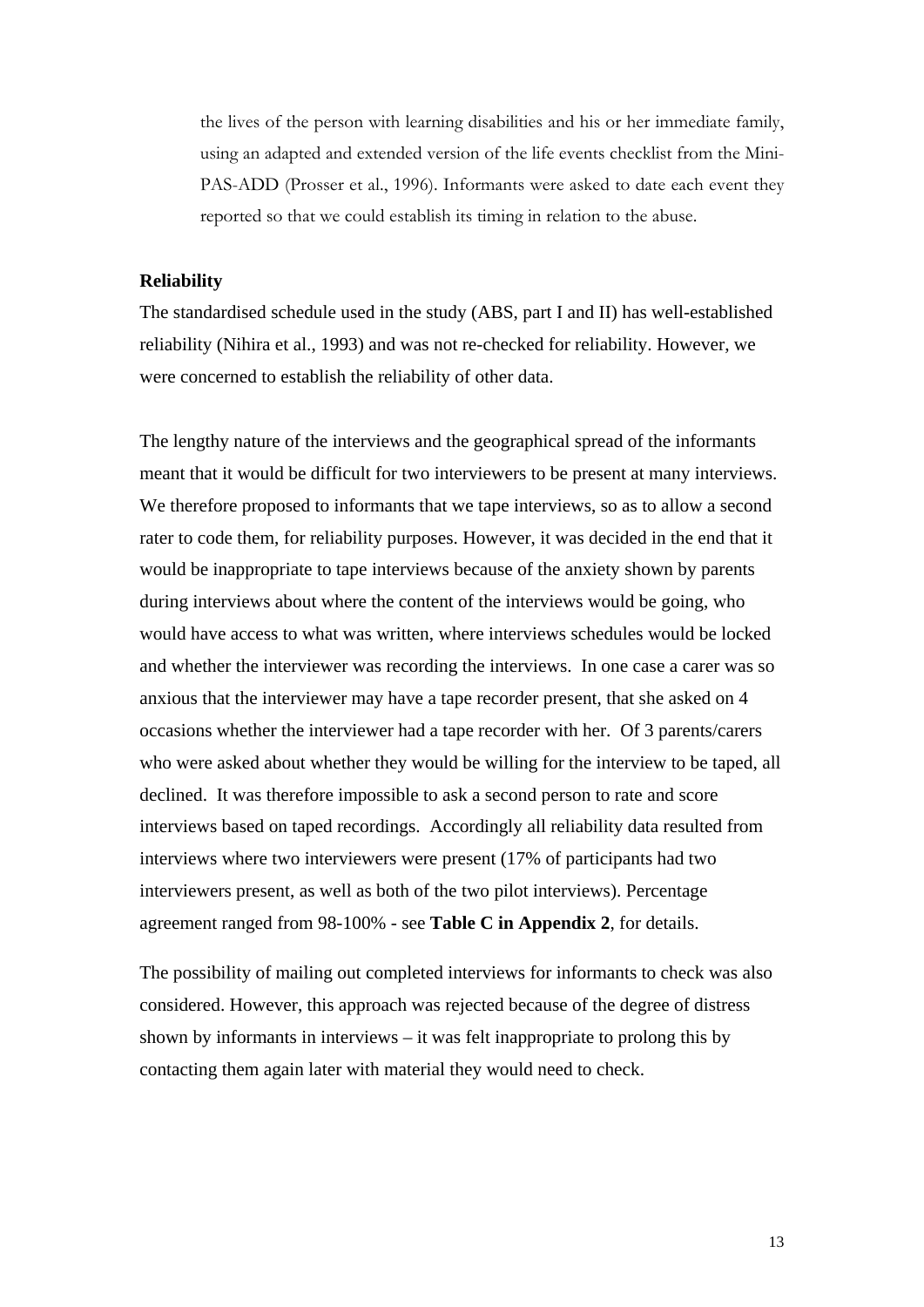the lives of the person with learning disabilities and his or her immediate family, using an adapted and extended version of the life events checklist from the Mini-PAS-ADD (Prosser et al., 1996). Informants were asked to date each event they reported so that we could establish its timing in relation to the abuse.

**Reliability**

The standardised schedule used in the study (ABS, part I and II) has well-established reliability (Nihira et al., 1993) and was not re-checked for reliability. However, we were concerned to establish the reliability of other data.

The lengthy nature of the interviews and the geographical spread of the informants meant that it would be difficult for two interviewers to be present at many interviews. We therefore proposed to informants that we tape interviews, so as to allow a second rater to code them, for reliability purposes. However, it was decided in the end that it would be inappropriate to tape interviews because of the anxiety shown by parents during interviews about where the content of the interviews would be going, who would have access to what was written, where interviews schedules would be locked and whether the interviewer was recording the interviews. In one case a carer was so anxious that the interviewer may have a tape recorder present, that she asked on 4 occasions whether the interviewer had a tape recorder with her. Of 3 parents/carers who were asked about whether they would be willing for the interview to be taped, all declined. It was therefore impossible to ask a second person to rate and score interviews based on taped recordings. Accordingly all reliability data resulted from interviews where two interviewers were present (17% of participants had two interviewers present, as well as both of the two pilot interviews). Percentage agreement ranged from 98-100% - see **Table C in Appendix 2**, for details.

The possibility of mailing out completed interviews for informants to check was also considered. However, this approach was rejected because of the degree of distress shown by informants in interviews – it was felt inappropriate to prolong this by contacting them again later with material they would need to check.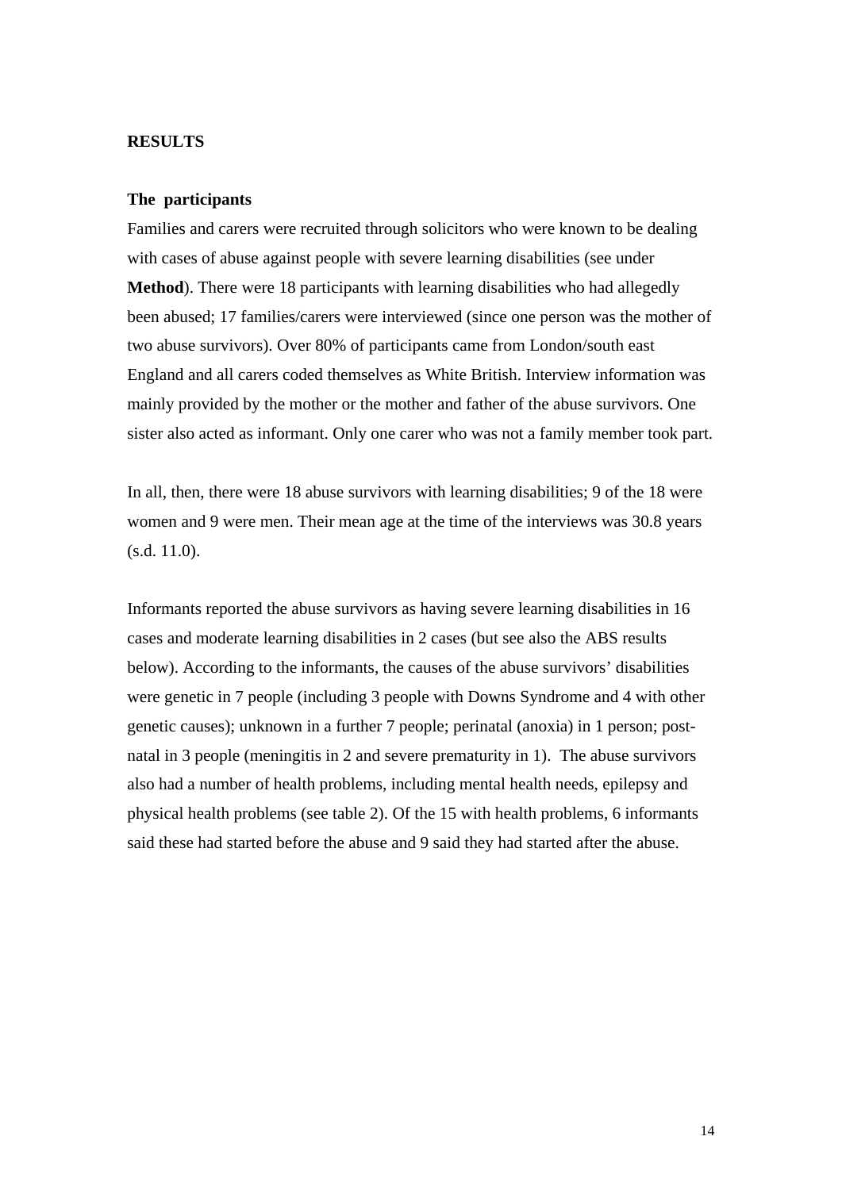## RESULTS

### The participants

Families and carers were recruited through solicitors who were known to be dealing with cases of abuse against people with severe learning disabilities (see under **Method**). There were 18 participants with learning disabilities who had allegedly been abused; 17 families/carers were interviewed (since one person was the mother of two abuse survivors). Over 80% of participants came from London/south east England and all carers coded themselves as White British. Interview information was mainly provided by the mother or the mother and father of the abuse survivors. One sister also acted as informant. Only one carer who was not a family member took part.

In all, then, there were 18 abuse survivors with learning disabilities; 9 of the 18 were women and 9 were men. Their mean age at the time of the interviews was 30.8 years (s.d. 11.0).

Informants reported the abuse survivors as having severe learning disabilities in 16 cases and moderate learning disabilities in 2 cases (but see also the ABS results below). According to the informants, the causes of the abuse survivors' disabilities were genetic in 7 people (including 3 people with Downs Syndrome and 4 with other genetic causes); unknown in a further 7 people; perinatal (anoxia) in 1 person; post-natal in 3 people (meningitis in 2 and severe prematurity in 1). The abuse survivors also had a number of health problems, including mental health needs, epilepsy and physical health problems (see table 2). Of the 15 with health problems, 6 informants said these had started before the abuse and 9 said they had started after the abuse.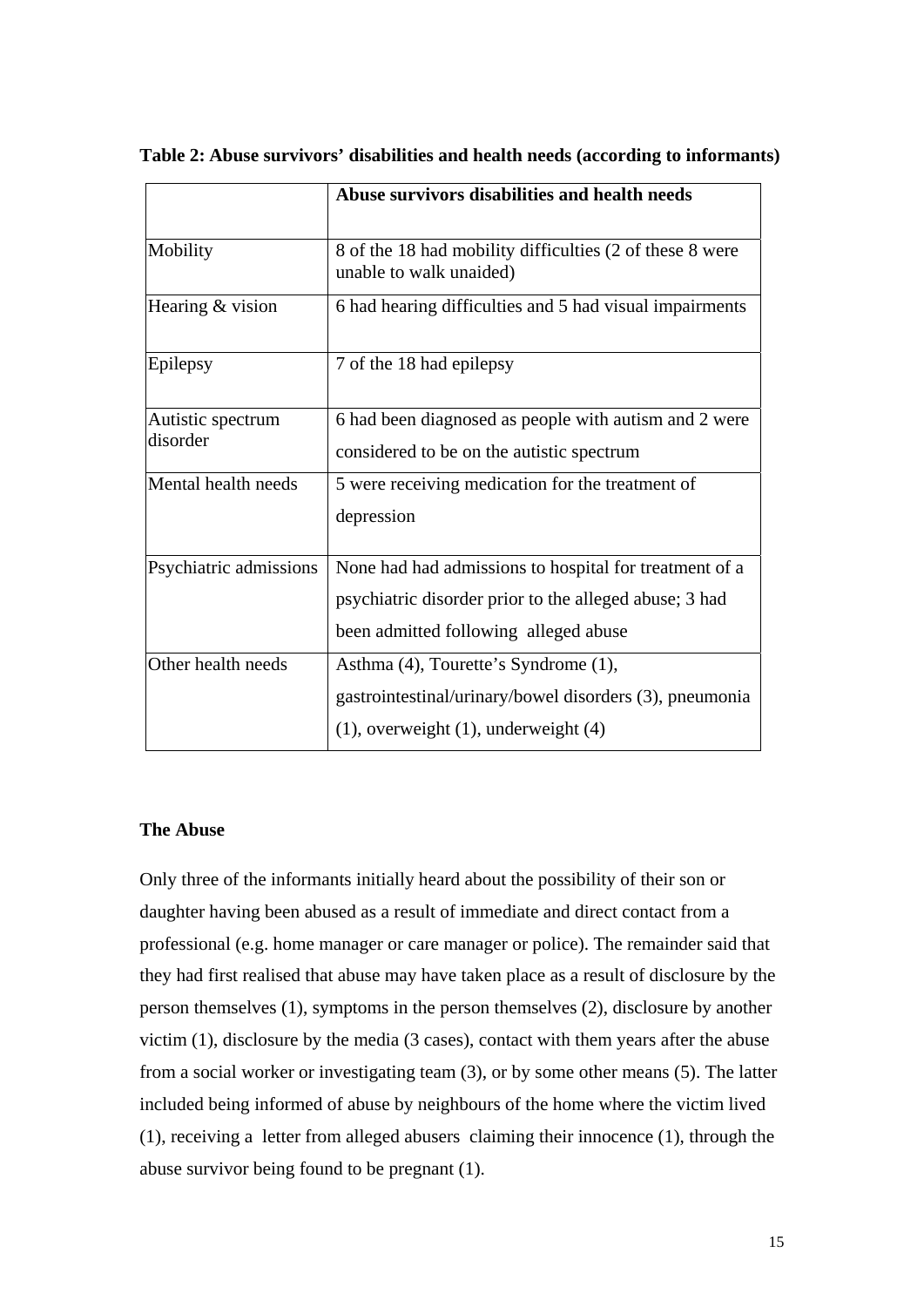**Table 2: Abuse survivors' disabilities and health needs (according to informants)**

| | **Abuse survivors disabilities and health needs** |
|---|---|
| Mobility | 8 of the 18 had mobility difficulties (2 of these 8 were unable to walk unaided) |
| Hearing & vision | 6 had hearing difficulties and 5 had visual impairments |
| Epilepsy | 7 of the 18 had epilepsy |
| Autistic spectrum disorder | 6 had been diagnosed as people with autism and 2 were considered to be on the autistic spectrum |
| Mental health needs | 5 were receiving medication for the treatment of depression |
| Psychiatric admissions | None had had admissions to hospital for treatment of a psychiatric disorder prior to the alleged abuse; 3 had been admitted following alleged abuse |
| Other health needs | Asthma (4), Tourette's Syndrome (1), gastrointestinal/urinary/bowel disorders (3), pneumonia (1), overweight (1), underweight (4) |

**The Abuse**

Only three of the informants initially heard about the possibility of their son or daughter having been abused as a result of immediate and direct contact from a professional (e.g. home manager or care manager or police). The remainder said that they had first realised that abuse may have taken place as a result of disclosure by the person themselves (1), symptoms in the person themselves (2), disclosure by another victim (1), disclosure by the media (3 cases), contact with them years after the abuse from a social worker or investigating team (3), or by some other means (5). The latter included being informed of abuse by neighbours of the home where the victim lived (1), receiving a letter from alleged abusers claiming their innocence (1), through the abuse survivor being found to be pregnant (1).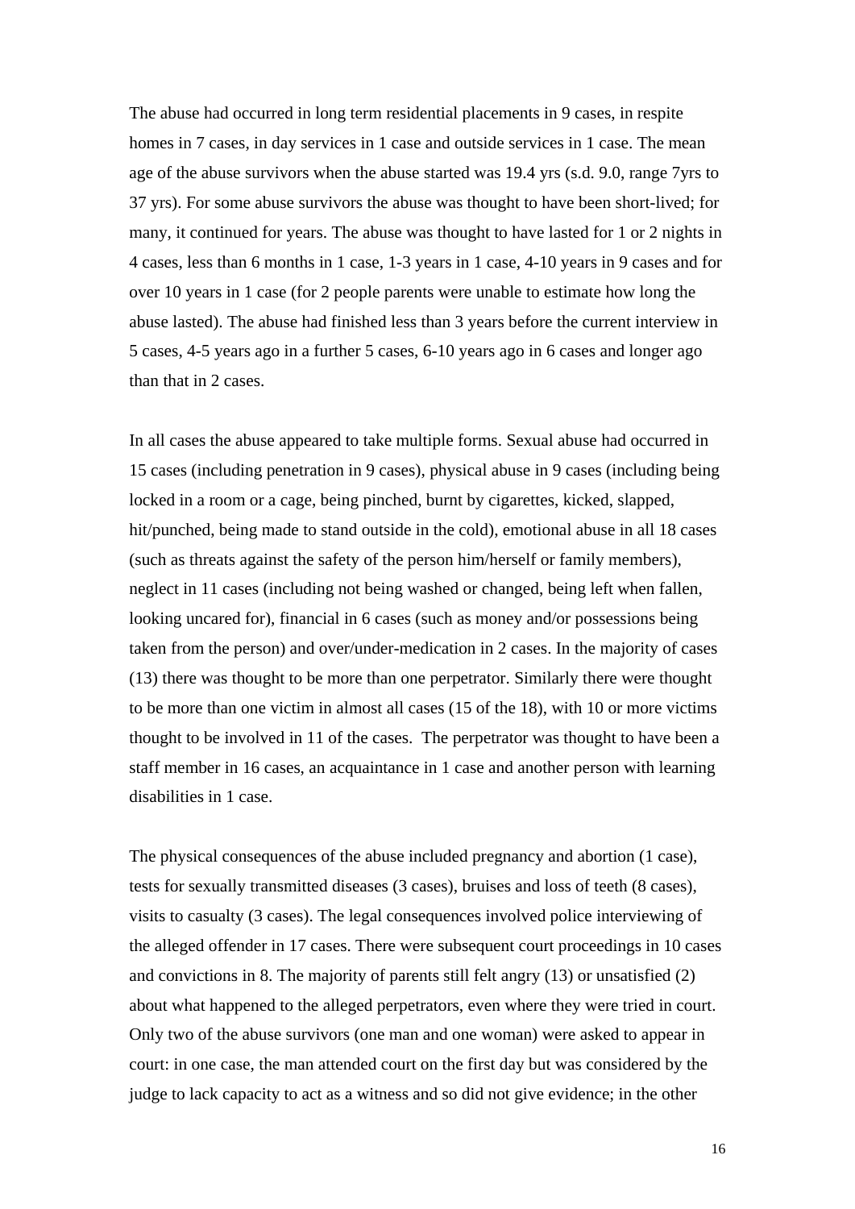The abuse had occurred in long term residential placements in 9 cases, in respite homes in 7 cases, in day services in 1 case and outside services in 1 case. The mean age of the abuse survivors when the abuse started was 19.4 yrs (s.d. 9.0, range 7yrs to 37 yrs). For some abuse survivors the abuse was thought to have been short-lived; for many, it continued for years. The abuse was thought to have lasted for 1 or 2 nights in 4 cases, less than 6 months in 1 case, 1-3 years in 1 case, 4-10 years in 9 cases and for over 10 years in 1 case (for 2 people parents were unable to estimate how long the abuse lasted). The abuse had finished less than 3 years before the current interview in 5 cases, 4-5 years ago in a further 5 cases, 6-10 years ago in 6 cases and longer ago than that in 2 cases.

In all cases the abuse appeared to take multiple forms. Sexual abuse had occurred in 15 cases (including penetration in 9 cases), physical abuse in 9 cases (including being locked in a room or a cage, being pinched, burnt by cigarettes, kicked, slapped, hit/punched, being made to stand outside in the cold), emotional abuse in all 18 cases (such as threats against the safety of the person him/herself or family members), neglect in 11 cases (including not being washed or changed, being left when fallen, looking uncared for), financial in 6 cases (such as money and/or possessions being taken from the person) and over/under-medication in 2 cases. In the majority of cases (13) there was thought to be more than one perpetrator. Similarly there were thought to be more than one victim in almost all cases (15 of the 18), with 10 or more victims thought to be involved in 11 of the cases. The perpetrator was thought to have been a staff member in 16 cases, an acquaintance in 1 case and another person with learning disabilities in 1 case.

The physical consequences of the abuse included pregnancy and abortion (1 case), tests for sexually transmitted diseases (3 cases), bruises and loss of teeth (8 cases), visits to casualty (3 cases). The legal consequences involved police interviewing of the alleged offender in 17 cases. There were subsequent court proceedings in 10 cases and convictions in 8. The majority of parents still felt angry (13) or unsatisfied (2) about what happened to the alleged perpetrators, even where they were tried in court. Only two of the abuse survivors (one man and one woman) were asked to appear in court: in one case, the man attended court on the first day but was considered by the judge to lack capacity to act as a witness and so did not give evidence; in the other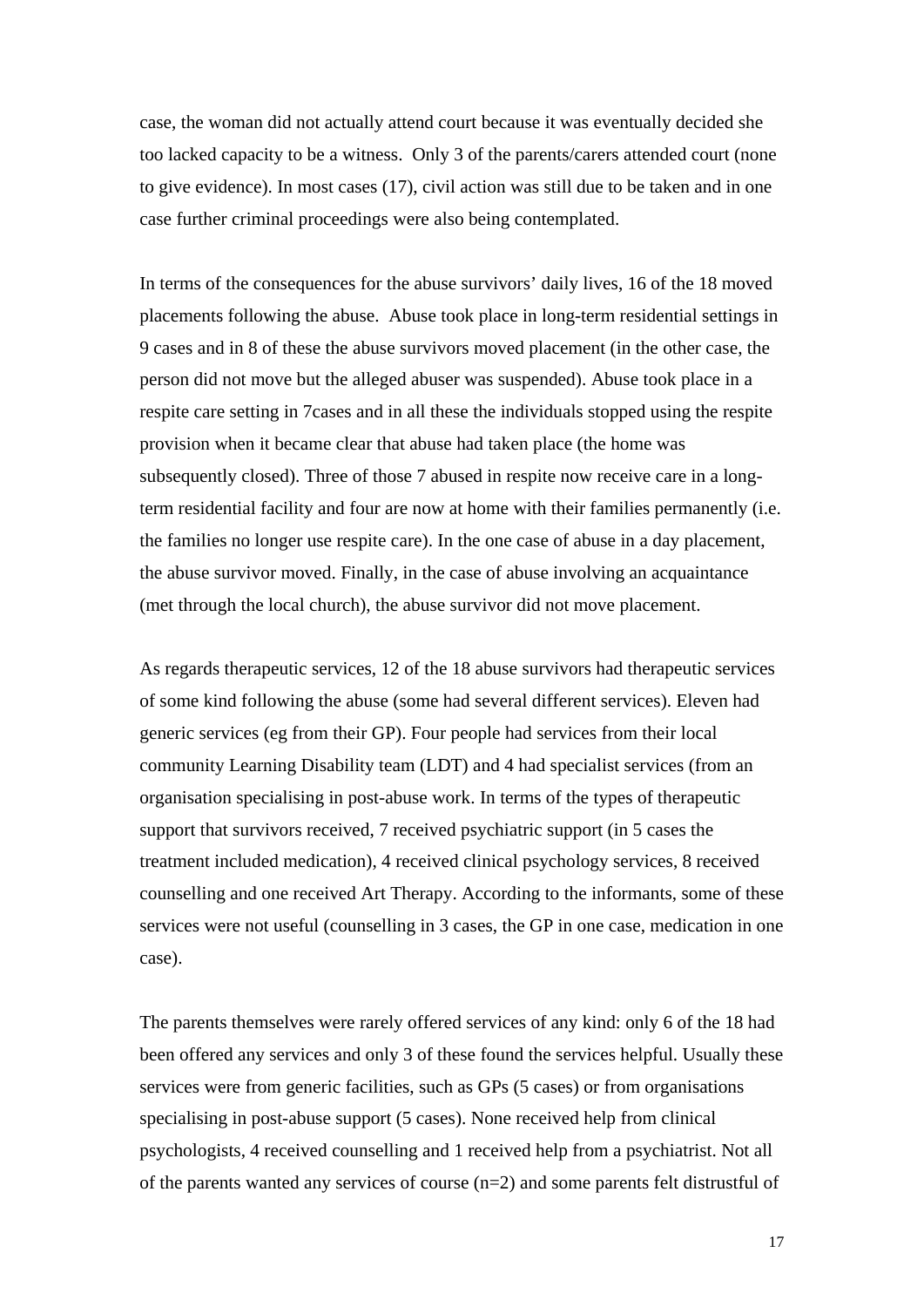case, the woman did not actually attend court because it was eventually decided she too lacked capacity to be a witness. Only 3 of the parents/carers attended court (none to give evidence). In most cases (17), civil action was still due to be taken and in one case further criminal proceedings were also being contemplated.

In terms of the consequences for the abuse survivors' daily lives, 16 of the 18 moved placements following the abuse. Abuse took place in long-term residential settings in 9 cases and in 8 of these the abuse survivors moved placement (in the other case, the person did not move but the alleged abuser was suspended). Abuse took place in a respite care setting in 7cases and in all these the individuals stopped using the respite provision when it became clear that abuse had taken place (the home was subsequently closed). Three of those 7 abused in respite now receive care in a long-term residential facility and four are now at home with their families permanently (i.e. the families no longer use respite care). In the one case of abuse in a day placement, the abuse survivor moved. Finally, in the case of abuse involving an acquaintance (met through the local church), the abuse survivor did not move placement.

As regards therapeutic services, 12 of the 18 abuse survivors had therapeutic services of some kind following the abuse (some had several different services). Eleven had generic services (eg from their GP). Four people had services from their local community Learning Disability team (LDT) and 4 had specialist services (from an organisation specialising in post-abuse work. In terms of the types of therapeutic support that survivors received, 7 received psychiatric support (in 5 cases the treatment included medication), 4 received clinical psychology services, 8 received counselling and one received Art Therapy. According to the informants, some of these services were not useful (counselling in 3 cases, the GP in one case, medication in one case).

The parents themselves were rarely offered services of any kind: only 6 of the 18 had been offered any services and only 3 of these found the services helpful. Usually these services were from generic facilities, such as GPs (5 cases) or from organisations specialising in post-abuse support (5 cases). None received help from clinical psychologists, 4 received counselling and 1 received help from a psychiatrist. Not all of the parents wanted any services of course (n=2) and some parents felt distrustful of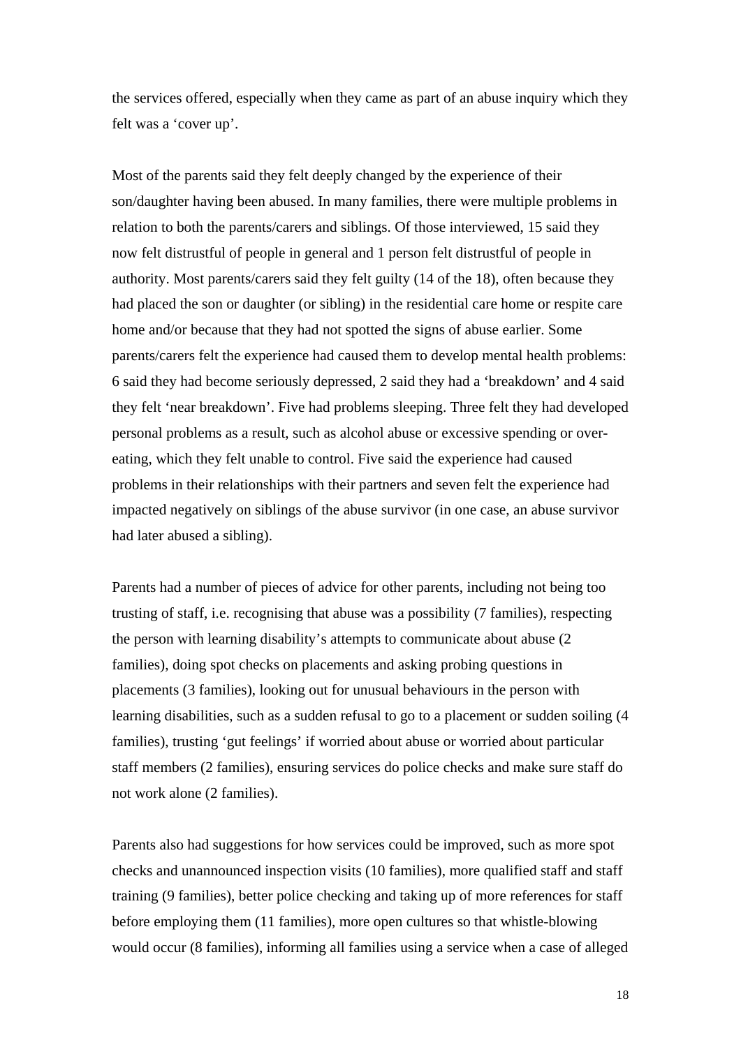the services offered, especially when they came as part of an abuse inquiry which they felt was a 'cover up'.

Most of the parents said they felt deeply changed by the experience of their son/daughter having been abused. In many families, there were multiple problems in relation to both the parents/carers and siblings. Of those interviewed, 15 said they now felt distrustful of people in general and 1 person felt distrustful of people in authority. Most parents/carers said they felt guilty (14 of the 18), often because they had placed the son or daughter (or sibling) in the residential care home or respite care home and/or because that they had not spotted the signs of abuse earlier. Some parents/carers felt the experience had caused them to develop mental health problems: 6 said they had become seriously depressed, 2 said they had a 'breakdown' and 4 said they felt 'near breakdown'. Five had problems sleeping. Three felt they had developed personal problems as a result, such as alcohol abuse or excessive spending or over-eating, which they felt unable to control. Five said the experience had caused problems in their relationships with their partners and seven felt the experience had impacted negatively on siblings of the abuse survivor (in one case, an abuse survivor had later abused a sibling).

Parents had a number of pieces of advice for other parents, including not being too trusting of staff, i.e. recognising that abuse was a possibility (7 families), respecting the person with learning disability's attempts to communicate about abuse (2 families), doing spot checks on placements and asking probing questions in placements (3 families), looking out for unusual behaviours in the person with learning disabilities, such as a sudden refusal to go to a placement or sudden soiling (4 families), trusting 'gut feelings' if worried about abuse or worried about particular staff members (2 families), ensuring services do police checks and make sure staff do not work alone (2 families).

Parents also had suggestions for how services could be improved, such as more spot checks and unannounced inspection visits (10 families), more qualified staff and staff training (9 families), better police checking and taking up of more references for staff before employing them (11 families), more open cultures so that whistle-blowing would occur (8 families), informing all families using a service when a case of alleged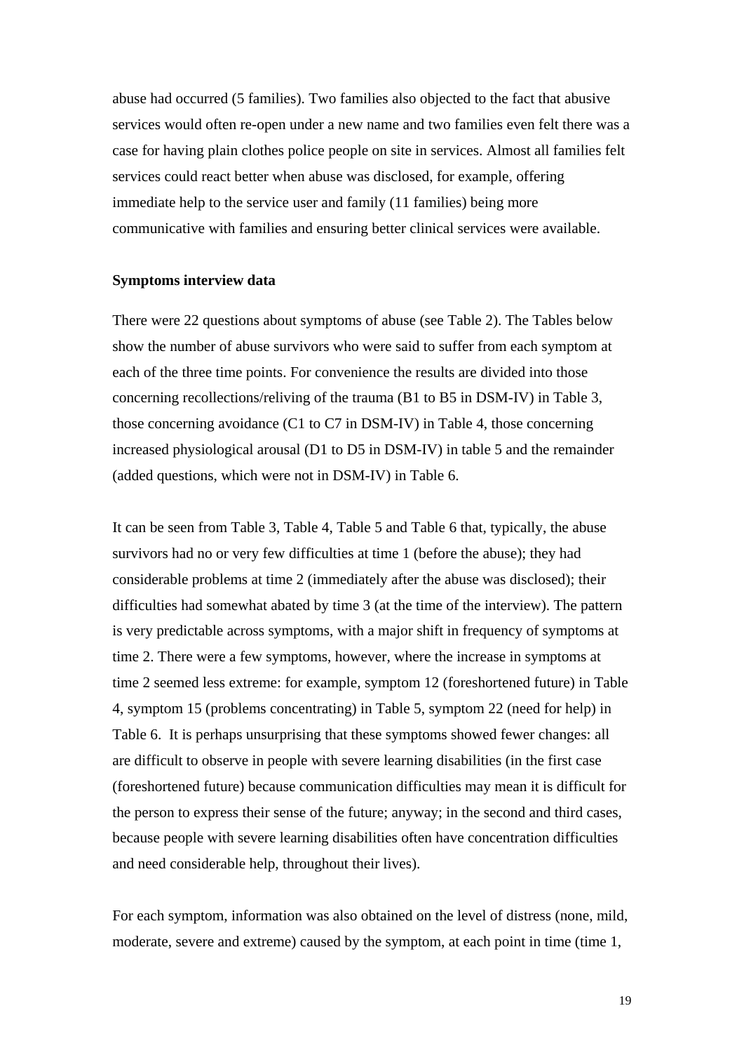abuse had occurred (5 families). Two families also objected to the fact that abusive services would often re-open under a new name and two families even felt there was a case for having plain clothes police people on site in services. Almost all families felt services could react better when abuse was disclosed, for example, offering immediate help to the service user and family (11 families) being more communicative with families and ensuring better clinical services were available.

**Symptoms interview data**

There were 22 questions about symptoms of abuse (see Table 2). The Tables below show the number of abuse survivors who were said to suffer from each symptom at each of the three time points. For convenience the results are divided into those concerning recollections/reliving of the trauma (B1 to B5 in DSM-IV) in Table 3, those concerning avoidance (C1 to C7 in DSM-IV) in Table 4, those concerning increased physiological arousal (D1 to D5 in DSM-IV) in table 5 and the remainder (added questions, which were not in DSM-IV) in Table 6.

It can be seen from Table 3, Table 4, Table 5 and Table 6 that, typically, the abuse survivors had no or very few difficulties at time 1 (before the abuse); they had considerable problems at time 2 (immediately after the abuse was disclosed); their difficulties had somewhat abated by time 3 (at the time of the interview). The pattern is very predictable across symptoms, with a major shift in frequency of symptoms at time 2. There were a few symptoms, however, where the increase in symptoms at time 2 seemed less extreme: for example, symptom 12 (foreshortened future) in Table 4, symptom 15 (problems concentrating) in Table 5, symptom 22 (need for help) in Table 6. It is perhaps unsurprising that these symptoms showed fewer changes: all are difficult to observe in people with severe learning disabilities (in the first case (foreshortened future) because communication difficulties may mean it is difficult for the person to express their sense of the future; anyway; in the second and third cases, because people with severe learning disabilities often have concentration difficulties and need considerable help, throughout their lives).

For each symptom, information was also obtained on the level of distress (none, mild, moderate, severe and extreme) caused by the symptom, at each point in time (time 1,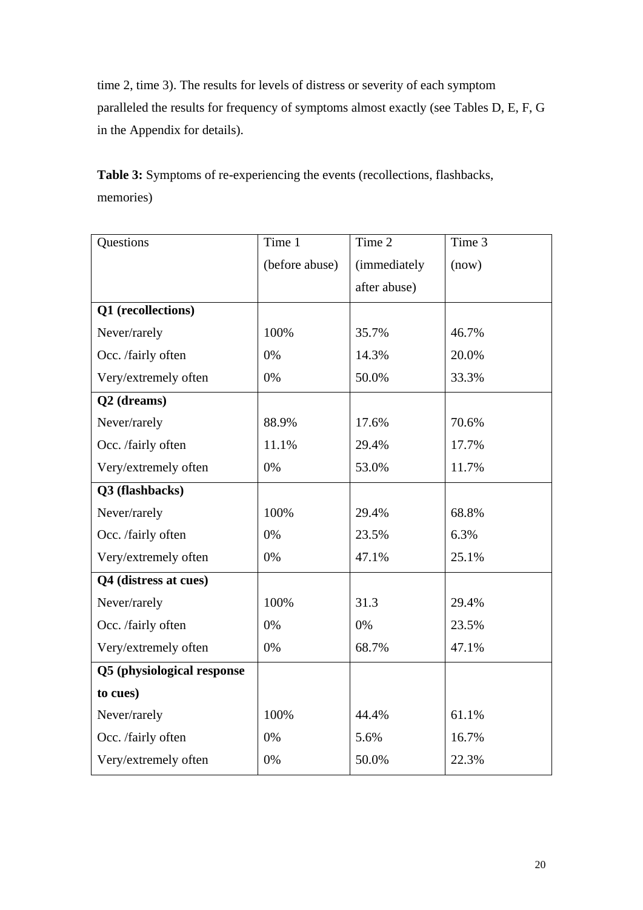time 2, time 3). The results for levels of distress or severity of each symptom paralleled the results for frequency of symptoms almost exactly (see Tables D, E, F, G in the Appendix for details).

**Table 3:** Symptoms of re-experiencing the events (recollections, flashbacks, memories)

| Questions | Time 1 (before abuse) | Time 2 (immediately after abuse) | Time 3 (now) |
|---|---|---|---|
| **Q1 (recollections)** | | | |
| Never/rarely | 100% | 35.7% | 46.7% |
| Occ. /fairly often | 0% | 14.3% | 20.0% |
| Very/extremely often | 0% | 50.0% | 33.3% |
| **Q2 (dreams)** | | | |
| Never/rarely | 88.9% | 17.6% | 70.6% |
| Occ. /fairly often | 11.1% | 29.4% | 17.7% |
| Very/extremely often | 0% | 53.0% | 11.7% |
| **Q3 (flashbacks)** | | | |
| Never/rarely | 100% | 29.4% | 68.8% |
| Occ. /fairly often | 0% | 23.5% | 6.3% |
| Very/extremely often | 0% | 47.1% | 25.1% |
| **Q4 (distress at cues)** | | | |
| Never/rarely | 100% | 31.3 | 29.4% |
| Occ. /fairly often | 0% | 0% | 23.5% |
| Very/extremely often | 0% | 68.7% | 47.1% |
| **Q5 (physiological response to cues)** | | | |
| Never/rarely | 100% | 44.4% | 61.1% |
| Occ. /fairly often | 0% | 5.6% | 16.7% |
| Very/extremely often | 0% | 50.0% | 22.3% |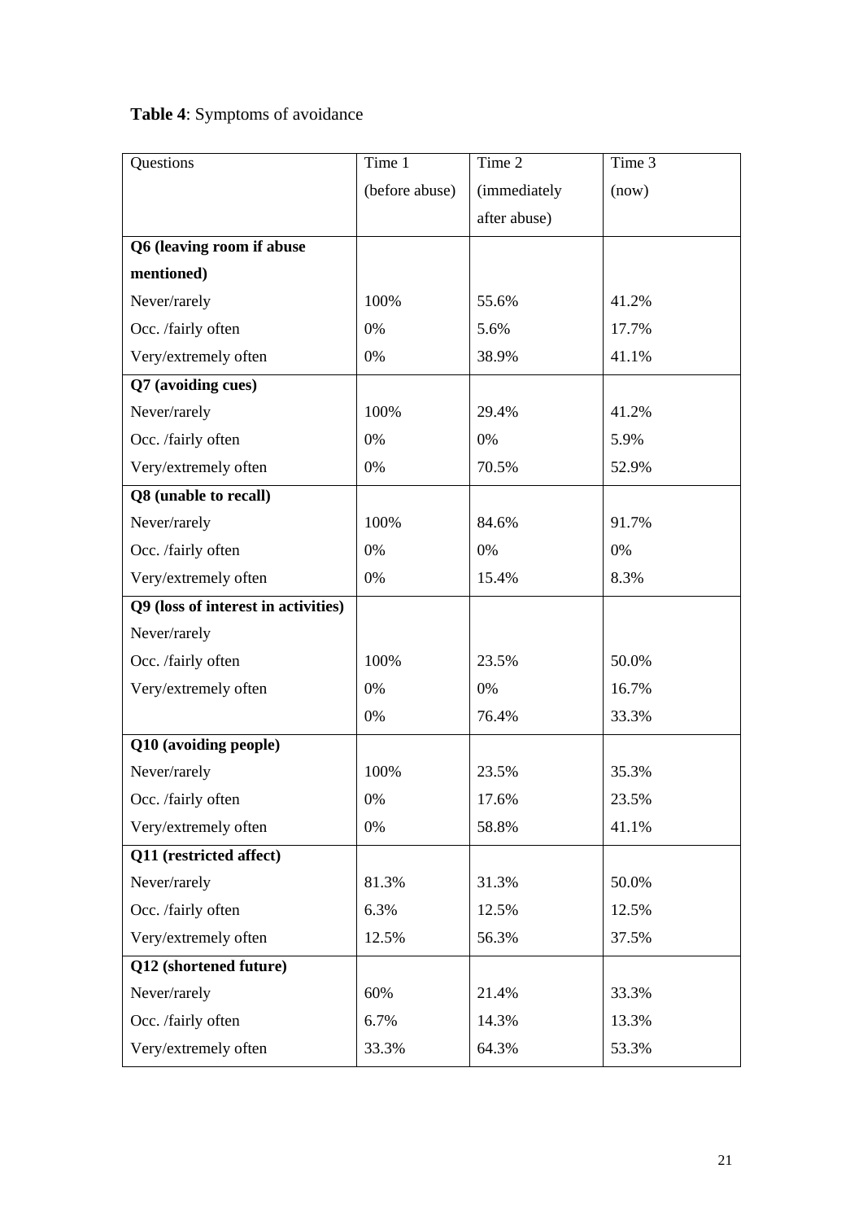**Table 4**: Symptoms of avoidance

| Questions | Time 1 (before abuse) | Time 2 (immediately after abuse) | Time 3 (now) |
|---|---|---|---|
| **Q6 (leaving room if abuse mentioned)** | | | |
| Never/rarely | 100% | 55.6% | 41.2% |
| Occ. /fairly often | 0% | 5.6% | 17.7% |
| Very/extremely often | 0% | 38.9% | 41.1% |
| **Q7 (avoiding cues)** | | | |
| Never/rarely | 100% | 29.4% | 41.2% |
| Occ. /fairly often | 0% | 0% | 5.9% |
| Very/extremely often | 0% | 70.5% | 52.9% |
| **Q8 (unable to recall)** | | | |
| Never/rarely | 100% | 84.6% | 91.7% |
| Occ. /fairly often | 0% | 0% | 0% |
| Very/extremely often | 0% | 15.4% | 8.3% |
| **Q9 (loss of interest in activities)** | | | |
| Never/rarely | | | |
| Occ. /fairly often | 100% | 23.5% | 50.0% |
| Very/extremely often | 0% | 0% | 16.7% |
| | 0% | 76.4% | 33.3% |
| **Q10 (avoiding people)** | | | |
| Never/rarely | 100% | 23.5% | 35.3% |
| Occ. /fairly often | 0% | 17.6% | 23.5% |
| Very/extremely often | 0% | 58.8% | 41.1% |
| **Q11 (restricted affect)** | | | |
| Never/rarely | 81.3% | 31.3% | 50.0% |
| Occ. /fairly often | 6.3% | 12.5% | 12.5% |
| Very/extremely often | 12.5% | 56.3% | 37.5% |
| **Q12 (shortened future)** | | | |
| Never/rarely | 60% | 21.4% | 33.3% |
| Occ. /fairly often | 6.7% | 14.3% | 13.3% |
| Very/extremely often | 33.3% | 64.3% | 53.3% |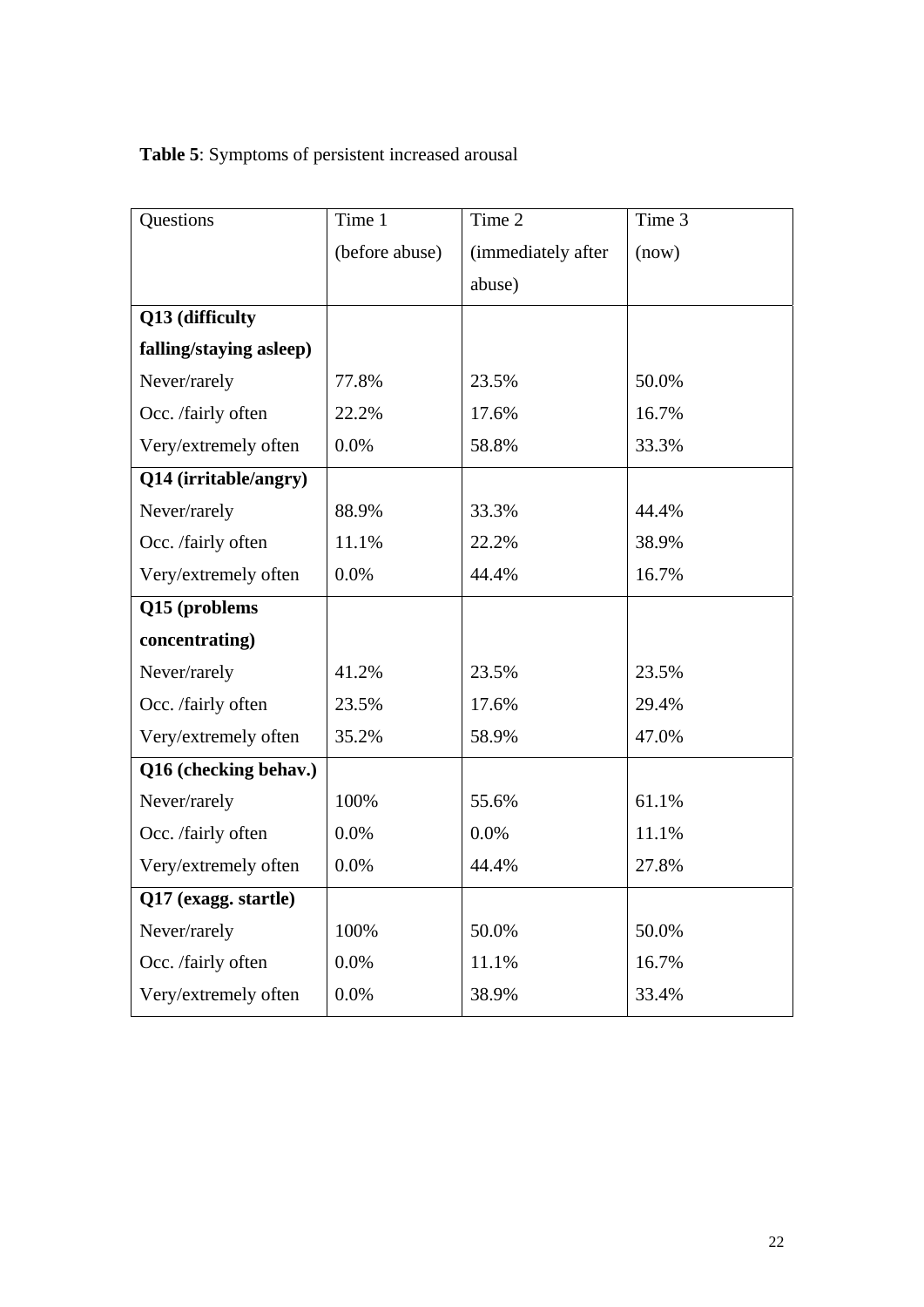**Table 5**: Symptoms of persistent increased arousal

| Questions | Time 1 (before abuse) | Time 2 (immediately after abuse) | Time 3 (now) |
|---|---|---|---|
| **Q13 (difficulty falling/staying asleep)** | | | |
| Never/rarely | 77.8% | 23.5% | 50.0% |
| Occ. /fairly often | 22.2% | 17.6% | 16.7% |
| Very/extremely often | 0.0% | 58.8% | 33.3% |
| **Q14 (irritable/angry)** | | | |
| Never/rarely | 88.9% | 33.3% | 44.4% |
| Occ. /fairly often | 11.1% | 22.2% | 38.9% |
| Very/extremely often | 0.0% | 44.4% | 16.7% |
| **Q15 (problems concentrating)** | | | |
| Never/rarely | 41.2% | 23.5% | 23.5% |
| Occ. /fairly often | 23.5% | 17.6% | 29.4% |
| Very/extremely often | 35.2% | 58.9% | 47.0% |
| **Q16 (checking behav.)** | | | |
| Never/rarely | 100% | 55.6% | 61.1% |
| Occ. /fairly often | 0.0% | 0.0% | 11.1% |
| Very/extremely often | 0.0% | 44.4% | 27.8% |
| **Q17 (exagg. startle)** | | | |
| Never/rarely | 100% | 50.0% | 50.0% |
| Occ. /fairly often | 0.0% | 11.1% | 16.7% |
| Very/extremely often | 0.0% | 38.9% | 33.4% |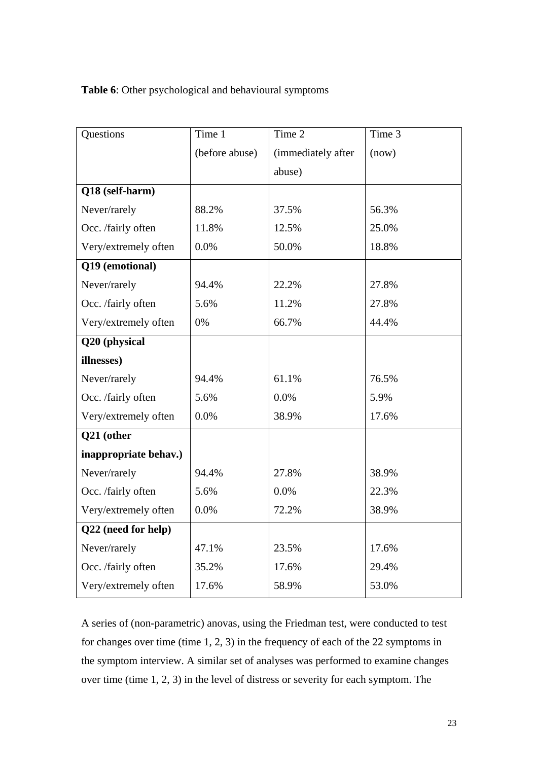**Table 6**: Other psychological and behavioural symptoms

| Questions | Time 1 (before abuse) | Time 2 (immediately after abuse) | Time 3 (now) |
|---|---|---|---|
| **Q18 (self-harm)** | | | |
| Never/rarely | 88.2% | 37.5% | 56.3% |
| Occ. /fairly often | 11.8% | 12.5% | 25.0% |
| Very/extremely often | 0.0% | 50.0% | 18.8% |
| **Q19 (emotional)** | | | |
| Never/rarely | 94.4% | 22.2% | 27.8% |
| Occ. /fairly often | 5.6% | 11.2% | 27.8% |
| Very/extremely often | 0% | 66.7% | 44.4% |
| **Q20 (physical illnesses)** | | | |
| Never/rarely | 94.4% | 61.1% | 76.5% |
| Occ. /fairly often | 5.6% | 0.0% | 5.9% |
| Very/extremely often | 0.0% | 38.9% | 17.6% |
| **Q21 (other inappropriate behav.)** | | | |
| Never/rarely | 94.4% | 27.8% | 38.9% |
| Occ. /fairly often | 5.6% | 0.0% | 22.3% |
| Very/extremely often | 0.0% | 72.2% | 38.9% |
| **Q22 (need for help)** | | | |
| Never/rarely | 47.1% | 23.5% | 17.6% |
| Occ. /fairly often | 35.2% | 17.6% | 29.4% |
| Very/extremely often | 17.6% | 58.9% | 53.0% |

A series of (non-parametric) anovas, using the Friedman test, were conducted to test for changes over time (time 1, 2, 3) in the frequency of each of the 22 symptoms in the symptom interview. A similar set of analyses was performed to examine changes over time (time 1, 2, 3) in the level of distress or severity for each symptom. The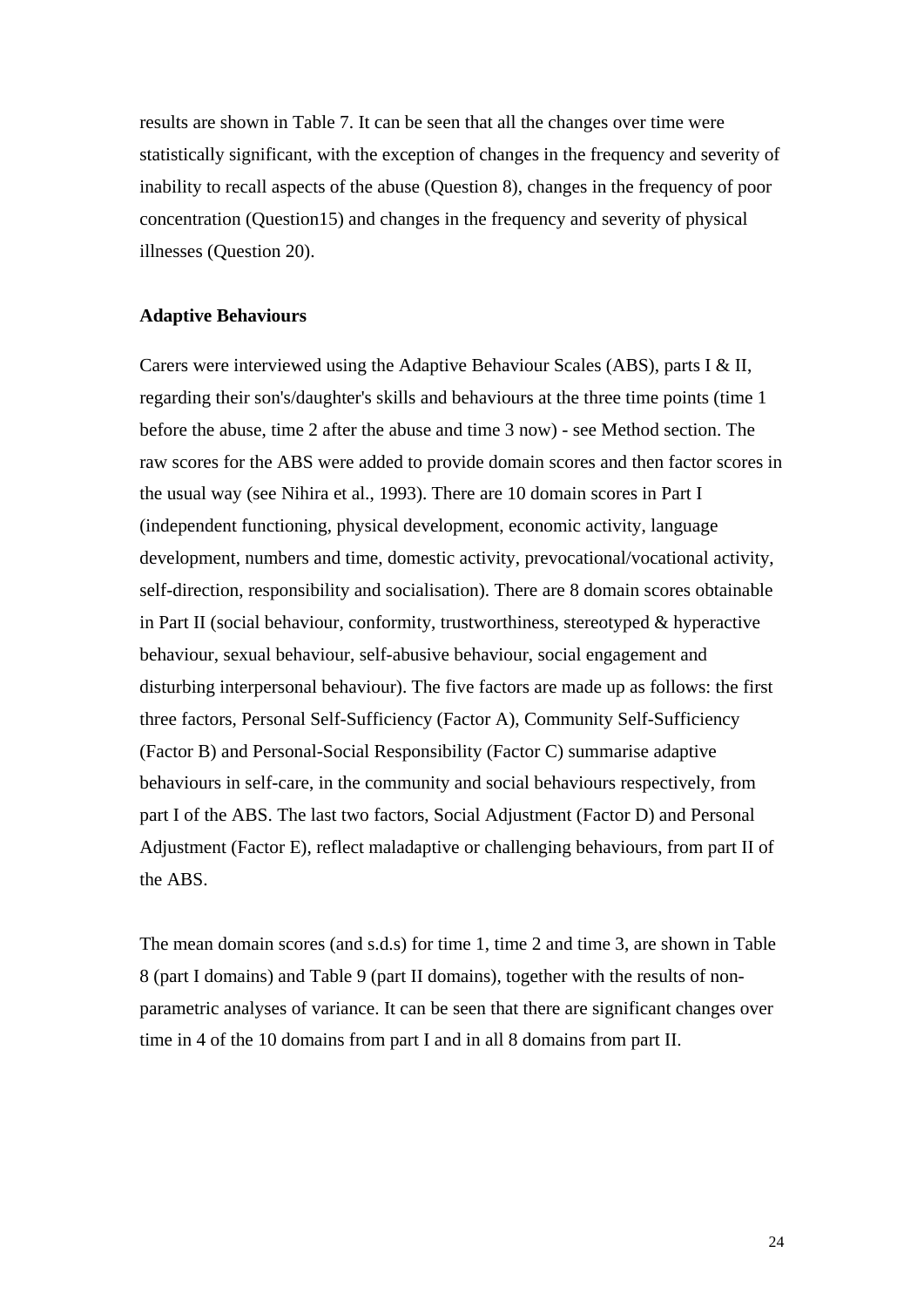results are shown in Table 7. It can be seen that all the changes over time were statistically significant, with the exception of changes in the frequency and severity of inability to recall aspects of the abuse (Question 8), changes in the frequency of poor concentration (Question15) and changes in the frequency and severity of physical illnesses (Question 20).

**Adaptive Behaviours**

Carers were interviewed using the Adaptive Behaviour Scales (ABS), parts I & II, regarding their son's/daughter's skills and behaviours at the three time points (time 1 before the abuse, time 2 after the abuse and time 3 now) - see Method section. The raw scores for the ABS were added to provide domain scores and then factor scores in the usual way (see Nihira et al., 1993). There are 10 domain scores in Part I (independent functioning, physical development, economic activity, language development, numbers and time, domestic activity, prevocational/vocational activity, self-direction, responsibility and socialisation). There are 8 domain scores obtainable in Part II (social behaviour, conformity, trustworthiness, stereotyped & hyperactive behaviour, sexual behaviour, self-abusive behaviour, social engagement and disturbing interpersonal behaviour). The five factors are made up as follows: the first three factors, Personal Self-Sufficiency (Factor A), Community Self-Sufficiency (Factor B) and Personal-Social Responsibility (Factor C) summarise adaptive behaviours in self-care, in the community and social behaviours respectively, from part I of the ABS. The last two factors, Social Adjustment (Factor D) and Personal Adjustment (Factor E), reflect maladaptive or challenging behaviours, from part II of the ABS.

The mean domain scores (and s.d.s) for time 1, time 2 and time 3, are shown in Table 8 (part I domains) and Table 9 (part II domains), together with the results of non-parametric analyses of variance. It can be seen that there are significant changes over time in 4 of the 10 domains from part I and in all 8 domains from part II.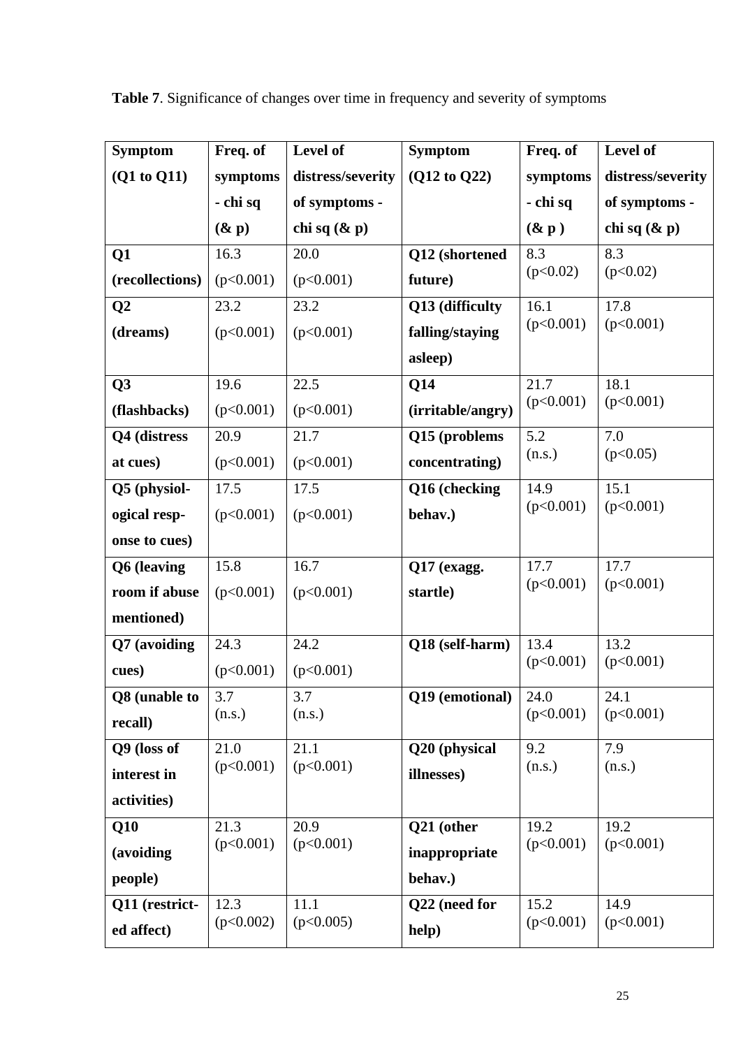**Table 7**. Significance of changes over time in frequency and severity of symptoms

| Symptom (Q1 to Q11) | Freq. of symptoms - chi sq (& p) | Level of distress/severity of symptoms - chi sq (& p) | Symptom (Q12 to Q22) | Freq. of symptoms - chi sq (& p ) | Level of distress/severity of symptoms - chi sq (& p) |
|---|---|---|---|---|---|
| **Q1 (recollections)** | 16.3 ($p<0.001$) | 20.0 ($p<0.001$) | **Q12 (shortened future)** | 8.3 ($p<0.02$) | 8.3 ($p<0.02$) |
| **Q2 (dreams)** | 23.2 ($p<0.001$) | 23.2 ($p<0.001$) | **Q13 (difficulty falling/staying asleep)** | 16.1 ($p<0.001$) | 17.8 ($p<0.001$) |
| **Q3 (flashbacks)** | 19.6 ($p<0.001$) | 22.5 ($p<0.001$) | **Q14 (irritable/angry)** | 21.7 ($p<0.001$) | 18.1 ($p<0.001$) |
| **Q4 (distress at cues)** | 20.9 ($p<0.001$) | 21.7 ($p<0.001$) | **Q15 (problems concentrating)** | 5.2 (n.s.) | 7.0 ($p<0.05$) |
| **Q5 (physiological response to cues)** | 17.5 ($p<0.001$) | 17.5 ($p<0.001$) | **Q16 (checking behav.)** | 14.9 ($p<0.001$) | 15.1 ($p<0.001$) |
| **Q6 (leaving room if abuse mentioned)** | 15.8 ($p<0.001$) | 16.7 ($p<0.001$) | **Q17 (exagg. startle)** | 17.7 ($p<0.001$) | 17.7 ($p<0.001$) |
| **Q7 (avoiding cues)** | 24.3 ($p<0.001$) | 24.2 ($p<0.001$) | **Q18 (self-harm)** | 13.4 ($p<0.001$) | 13.2 ($p<0.001$) |
| **Q8 (unable to recall)** | 3.7 (n.s.) | 3.7 (n.s.) | **Q19 (emotional)** | 24.0 ($p<0.001$) | 24.1 ($p<0.001$) |
| **Q9 (loss of interest in activities)** | 21.0 ($p<0.001$) | 21.1 ($p<0.001$) | **Q20 (physical illnesses)** | 9.2 (n.s.) | 7.9 (n.s.) |
| **Q10 (avoiding people)** | 21.3 ($p<0.001$) | 20.9 ($p<0.001$) | **Q21 (other inappropriate behav.)** | 19.2 ($p<0.001$) | 19.2 ($p<0.001$) |
| **Q11 (restricted affect)** | 12.3 ($p<0.002$) | 11.1 ($p<0.005$) | **Q22 (need for help)** | 15.2 ($p<0.001$) | 14.9 ($p<0.001$) |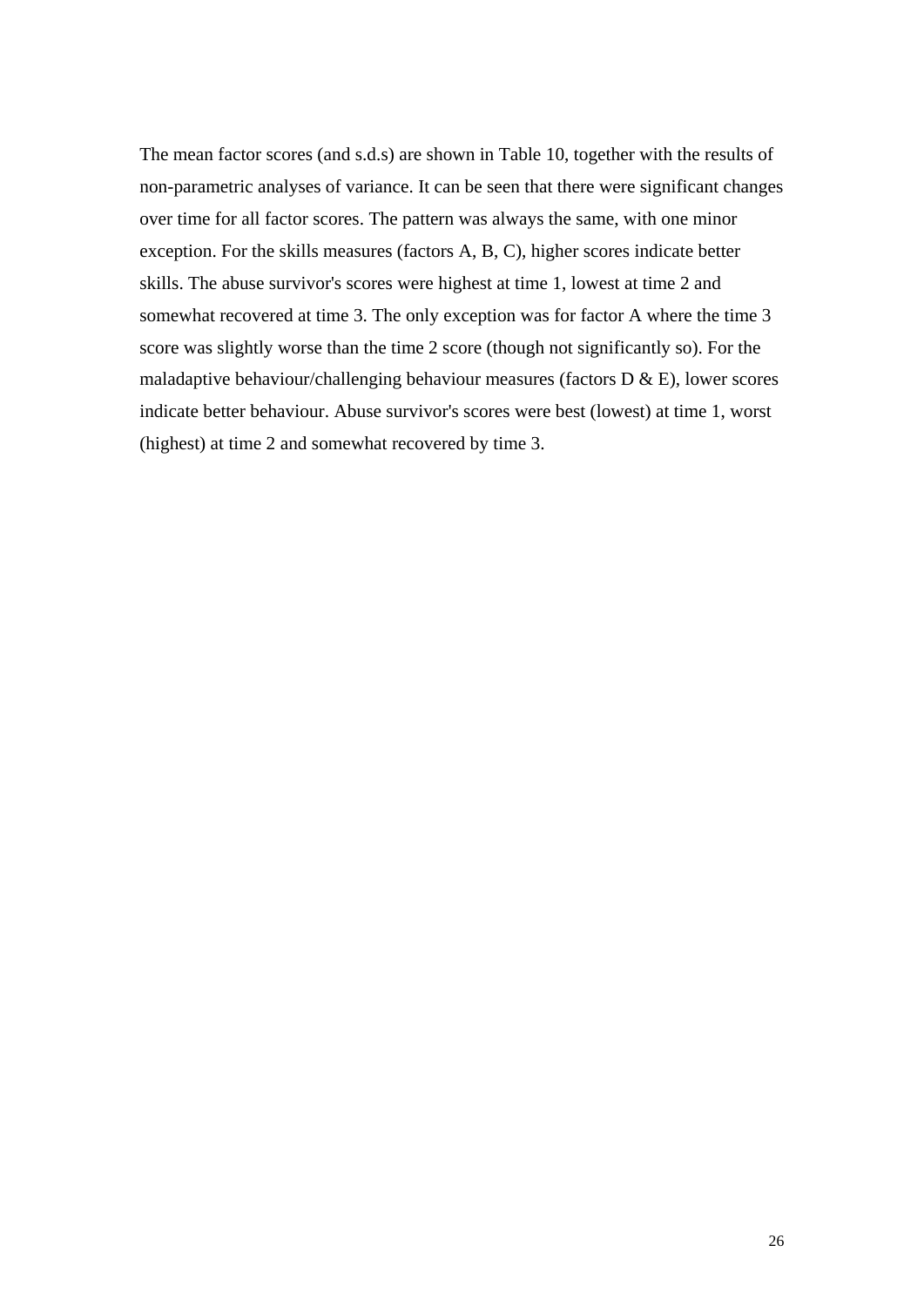The mean factor scores (and s.d.s) are shown in Table 10, together with the results of non-parametric analyses of variance. It can be seen that there were significant changes over time for all factor scores. The pattern was always the same, with one minor exception. For the skills measures (factors A, B, C), higher scores indicate better skills. The abuse survivor's scores were highest at time 1, lowest at time 2 and somewhat recovered at time 3. The only exception was for factor A where the time 3 score was slightly worse than the time 2 score (though not significantly so). For the maladaptive behaviour/challenging behaviour measures (factors D & E), lower scores indicate better behaviour. Abuse survivor's scores were best (lowest) at time 1, worst (highest) at time 2 and somewhat recovered by time 3.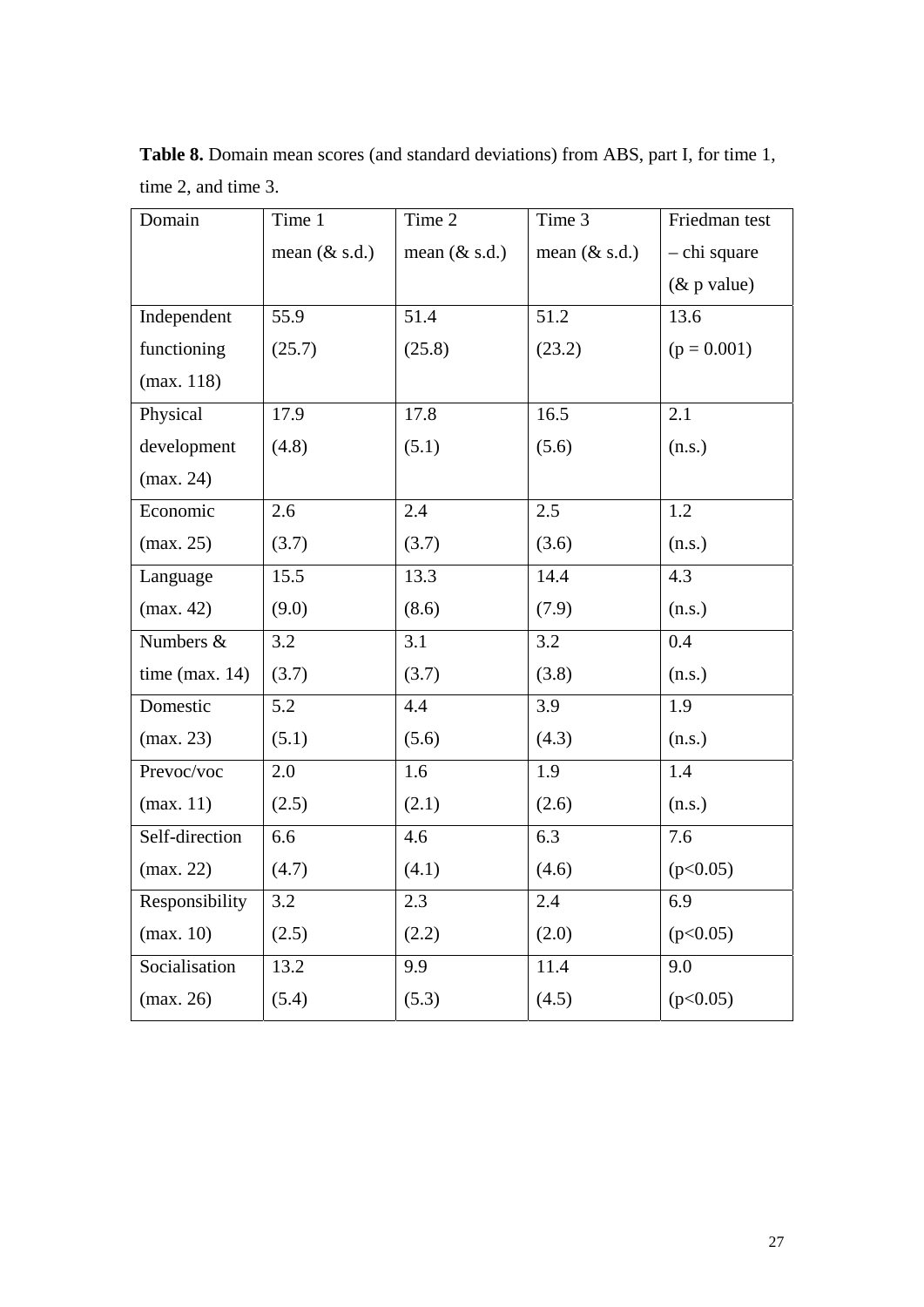**Table 8.** Domain mean scores (and standard deviations) from ABS, part I, for time 1, time 2, and time 3.

| Domain | Time 1 mean (& s.d.) | Time 2 mean (& s.d.) | Time 3 mean (& s.d.) | Friedman test – chi square (& p value) |
|---|---|---|---|---|
| Independent functioning (max. 118) | 55.9 (25.7) | 51.4 (25.8) | 51.2 (23.2) | 13.6 (p = 0.001) |
| Physical development (max. 24) | 17.9 (4.8) | 17.8 (5.1) | 16.5 (5.6) | 2.1 (n.s.) |
| Economic (max. 25) | 2.6 (3.7) | 2.4 (3.7) | 2.5 (3.6) | 1.2 (n.s.) |
| Language (max. 42) | 15.5 (9.0) | 13.3 (8.6) | 14.4 (7.9) | 4.3 (n.s.) |
| Numbers & time (max. 14) | 3.2 (3.7) | 3.1 (3.7) | 3.2 (3.8) | 0.4 (n.s.) |
| Domestic (max. 23) | 5.2 (5.1) | 4.4 (5.6) | 3.9 (4.3) | 1.9 (n.s.) |
| Prevoc/voc (max. 11) | 2.0 (2.5) | 1.6 (2.1) | 1.9 (2.6) | 1.4 (n.s.) |
| Self-direction (max. 22) | 6.6 (4.7) | 4.6 (4.1) | 6.3 (4.6) | 7.6 (p<0.05) |
| Responsibility (max. 10) | 3.2 (2.5) | 2.3 (2.2) | 2.4 (2.0) | 6.9 (p<0.05) |
| Socialisation (max. 26) | 13.2 (5.4) | 9.9 (5.3) | 11.4 (4.5) | 9.0 (p<0.05) |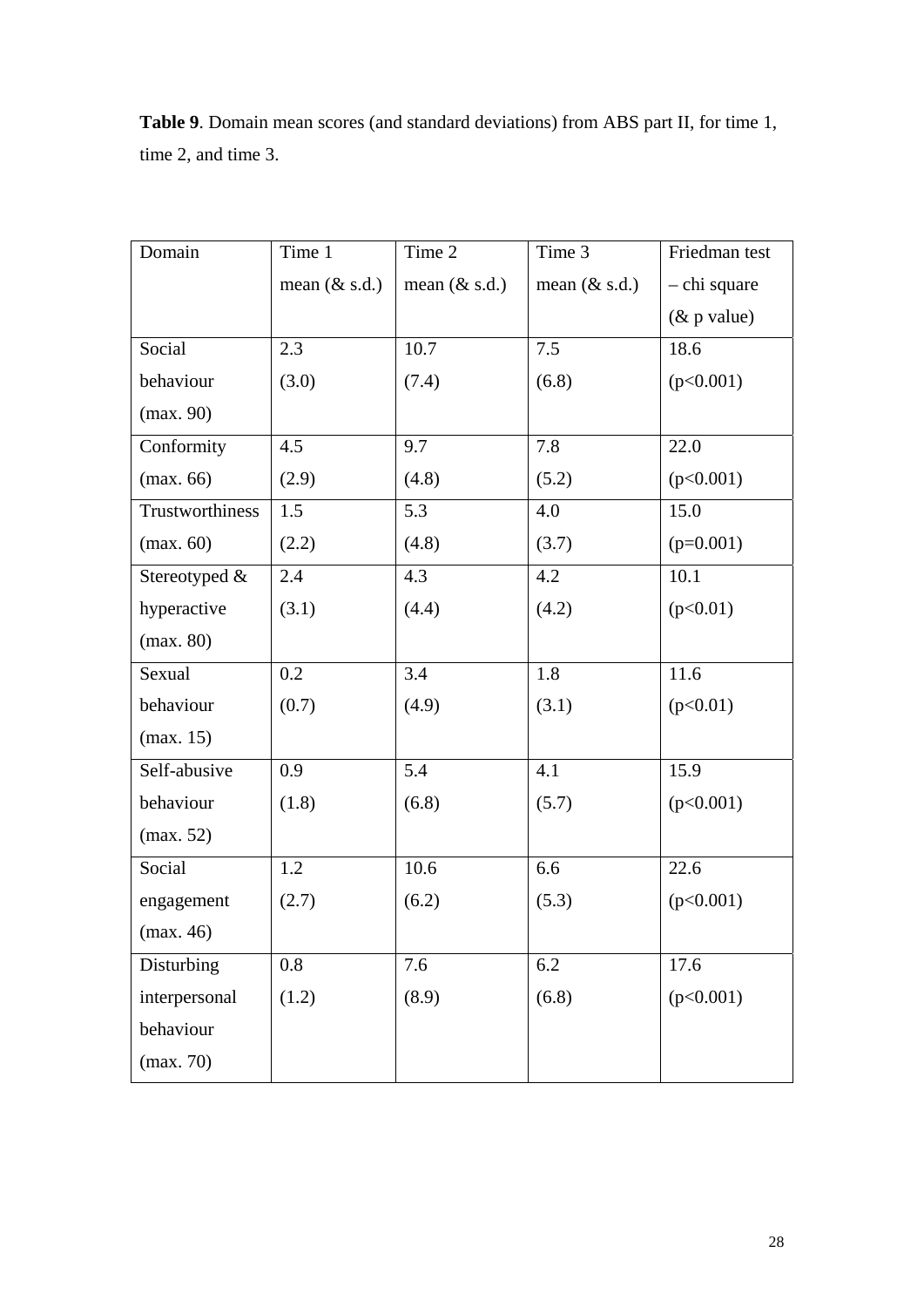**Table 9**. Domain mean scores (and standard deviations) from ABS part II, for time 1, time 2, and time 3.

| Domain | Time 1 mean (& s.d.) | Time 2 mean (& s.d.) | Time 3 mean (& s.d.) | Friedman test – chi square (& p value) |
|---|---|---|---|---|
| Social behaviour (max. 90) | 2.3 (3.0) | 10.7 (7.4) | 7.5 (6.8) | 18.6 ($p<0.001$) |
| Conformity (max. 66) | 4.5 (2.9) | 9.7 (4.8) | 7.8 (5.2) | 22.0 ($p<0.001$) |
| Trustworthiness (max. 60) | 1.5 (2.2) | 5.3 (4.8) | 4.0 (3.7) | 15.0 ($p=0.001$) |
| Stereotyped & hyperactive (max. 80) | 2.4 (3.1) | 4.3 (4.4) | 4.2 (4.2) | 10.1 ($p<0.01$) |
| Sexual behaviour (max. 15) | 0.2 (0.7) | 3.4 (4.9) | 1.8 (3.1) | 11.6 ($p<0.01$) |
| Self-abusive behaviour (max. 52) | 0.9 (1.8) | 5.4 (6.8) | 4.1 (5.7) | 15.9 ($p<0.001$) |
| Social engagement (max. 46) | 1.2 (2.7) | 10.6 (6.2) | 6.6 (5.3) | 22.6 ($p<0.001$) |
| Disturbing interpersonal behaviour (max. 70) | 0.8 (1.2) | 7.6 (8.9) | 6.2 (6.8) | 17.6 ($p<0.001$) |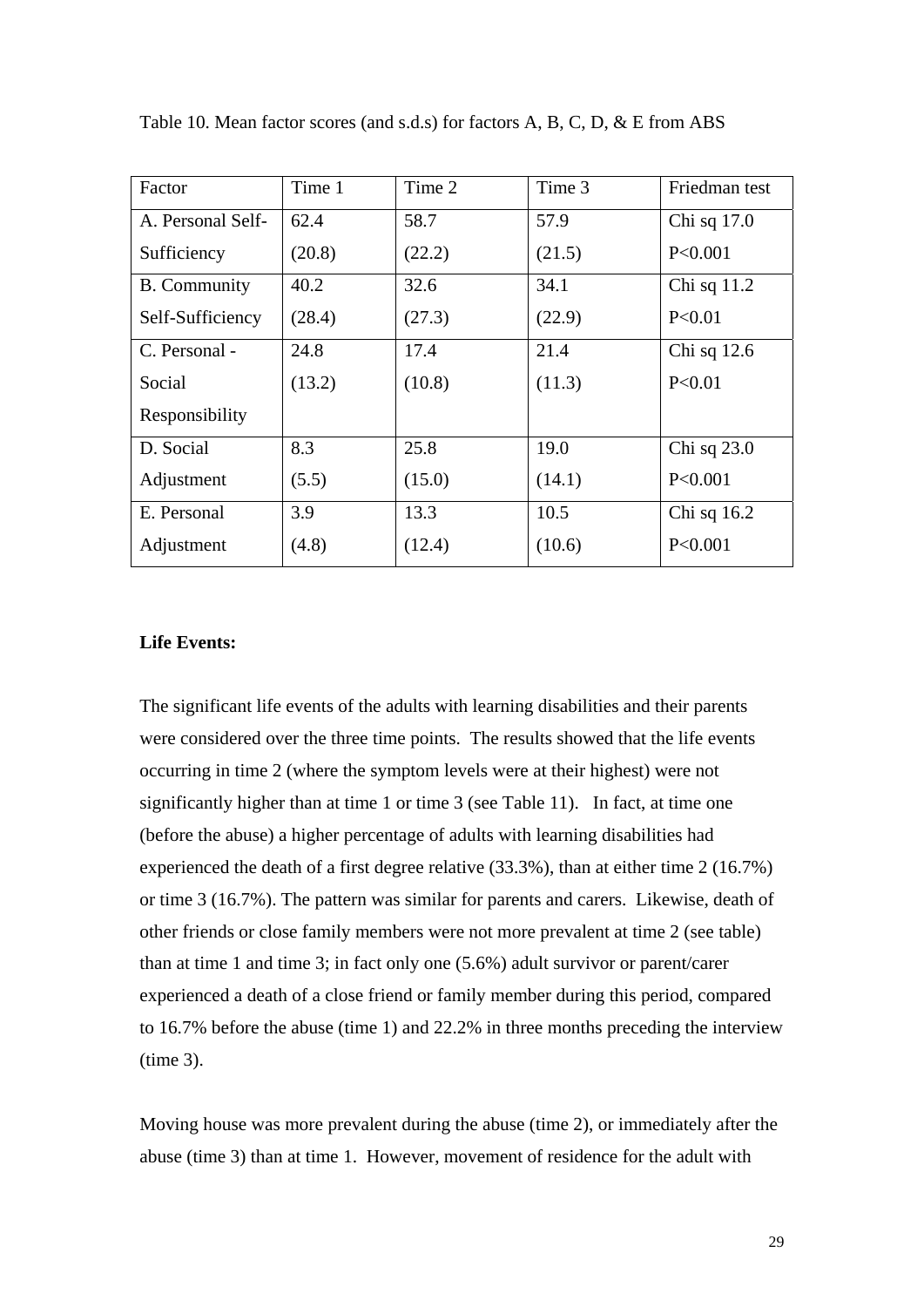Table 10. Mean factor scores (and s.d.s) for factors A, B, C, D, & E from ABS

| Factor | Time 1 | Time 2 | Time 3 | Friedman test |
|---|---|---|---|---|
| A. Personal Self-Sufficiency | 62.4 (20.8) | 58.7 (22.2) | 57.9 (21.5) | Chi sq 17.0 P<0.001 |
| B. Community Self-Sufficiency | 40.2 (28.4) | 32.6 (27.3) | 34.1 (22.9) | Chi sq 11.2 P<0.01 |
| C. Personal - Social Responsibility | 24.8 (13.2) | 17.4 (10.8) | 21.4 (11.3) | Chi sq 12.6 P<0.01 |
| D. Social Adjustment | 8.3 (5.5) | 25.8 (15.0) | 19.0 (14.1) | Chi sq 23.0 P<0.001 |
| E. Personal Adjustment | 3.9 (4.8) | 13.3 (12.4) | 10.5 (10.6) | Chi sq 16.2 P<0.001 |

**Life Events:**

The significant life events of the adults with learning disabilities and their parents were considered over the three time points. The results showed that the life events occurring in time 2 (where the symptom levels were at their highest) were not significantly higher than at time 1 or time 3 (see Table 11). In fact, at time one (before the abuse) a higher percentage of adults with learning disabilities had experienced the death of a first degree relative (33.3%), than at either time 2 (16.7%) or time 3 (16.7%). The pattern was similar for parents and carers. Likewise, death of other friends or close family members were not more prevalent at time 2 (see table) than at time 1 and time 3; in fact only one (5.6%) adult survivor or parent/carer experienced a death of a close friend or family member during this period, compared to 16.7% before the abuse (time 1) and 22.2% in three months preceding the interview (time 3).

Moving house was more prevalent during the abuse (time 2), or immediately after the abuse (time 3) than at time 1. However, movement of residence for the adult with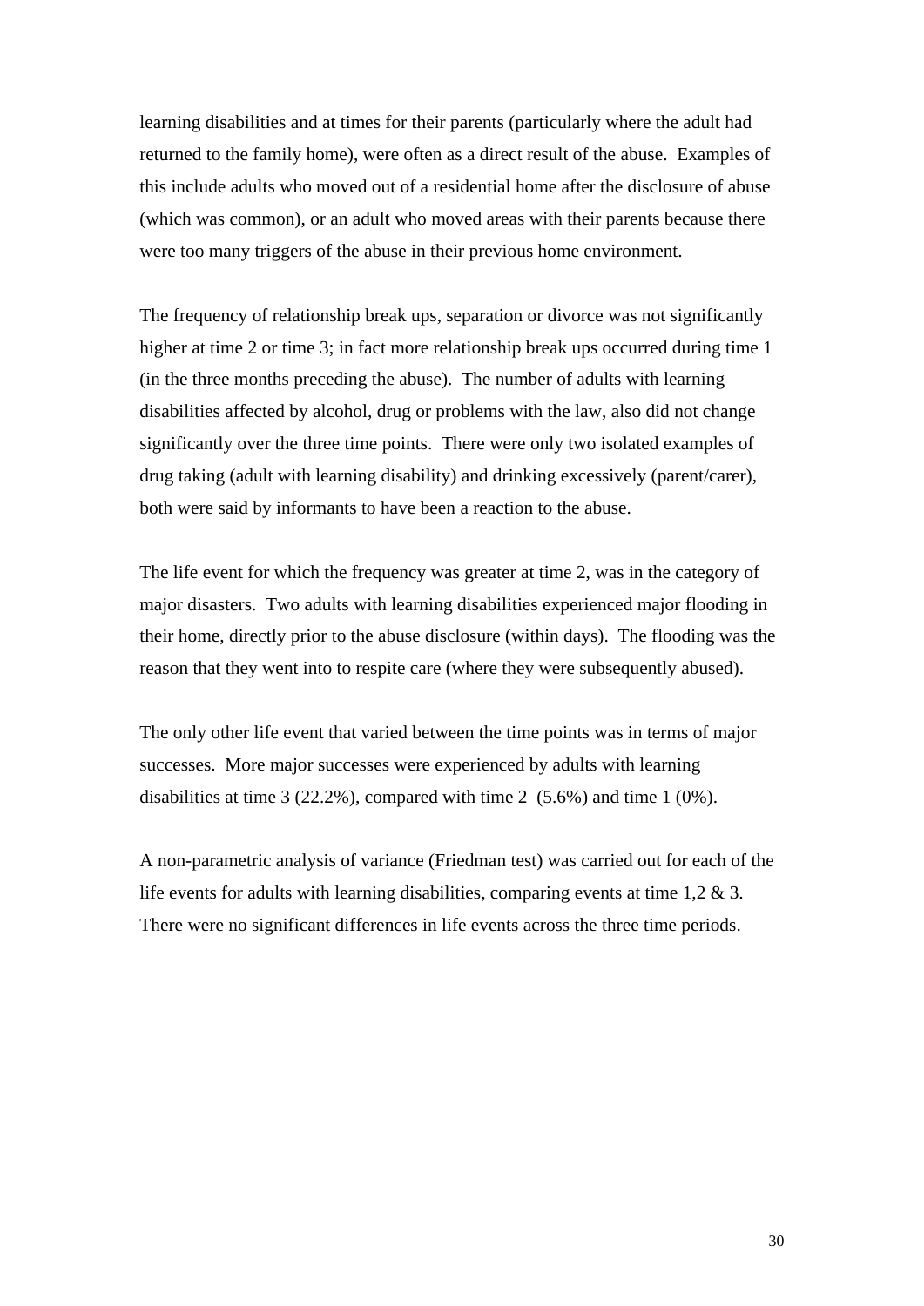learning disabilities and at times for their parents (particularly where the adult had returned to the family home), were often as a direct result of the abuse. Examples of this include adults who moved out of a residential home after the disclosure of abuse (which was common), or an adult who moved areas with their parents because there were too many triggers of the abuse in their previous home environment.

The frequency of relationship break ups, separation or divorce was not significantly higher at time 2 or time 3; in fact more relationship break ups occurred during time 1 (in the three months preceding the abuse). The number of adults with learning disabilities affected by alcohol, drug or problems with the law, also did not change significantly over the three time points. There were only two isolated examples of drug taking (adult with learning disability) and drinking excessively (parent/carer), both were said by informants to have been a reaction to the abuse.

The life event for which the frequency was greater at time 2, was in the category of major disasters. Two adults with learning disabilities experienced major flooding in their home, directly prior to the abuse disclosure (within days). The flooding was the reason that they went into to respite care (where they were subsequently abused).

The only other life event that varied between the time points was in terms of major successes. More major successes were experienced by adults with learning disabilities at time 3 (22.2%), compared with time 2 (5.6%) and time 1 (0%).

A non-parametric analysis of variance (Friedman test) was carried out for each of the life events for adults with learning disabilities, comparing events at time 1,2 & 3. There were no significant differences in life events across the three time periods.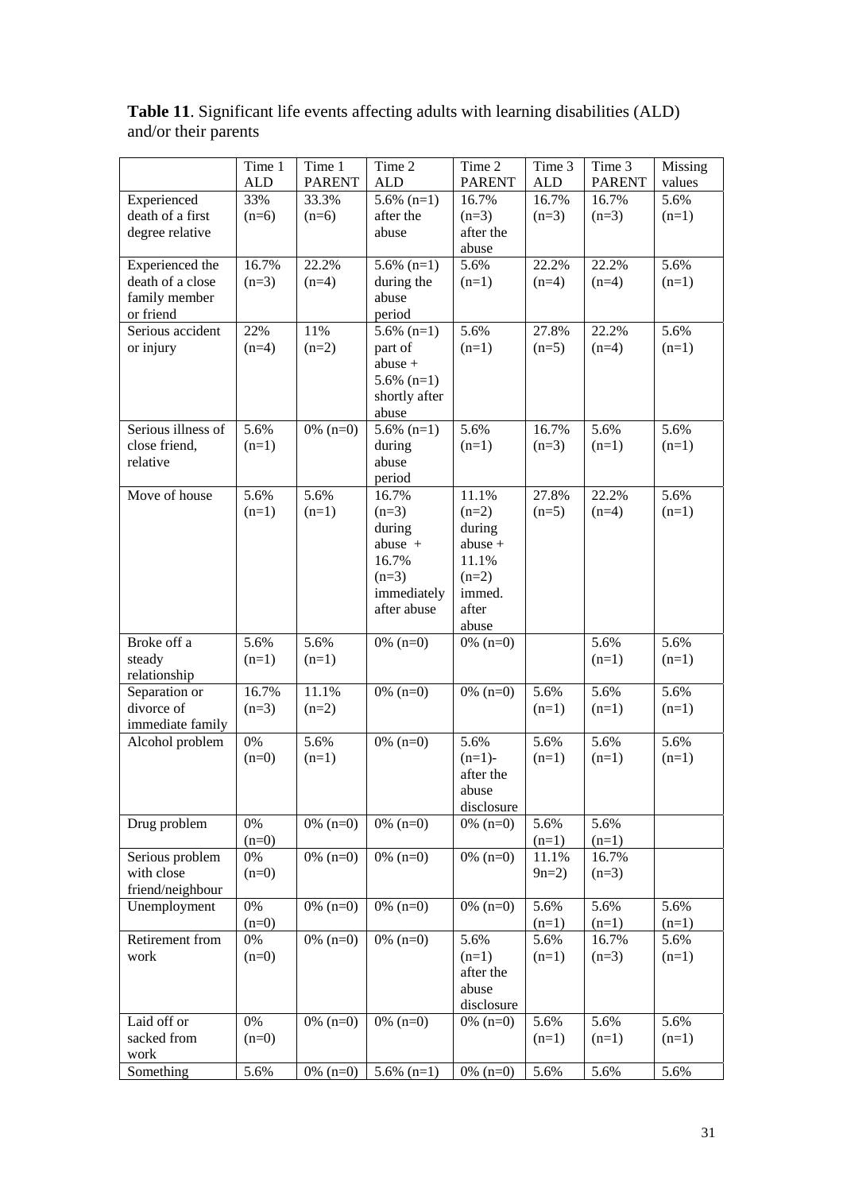**Table 11**. Significant life events affecting adults with learning disabilities (ALD) and/or their parents

| | Time 1 ALD | Time 1 PARENT | Time 2 ALD | Time 2 PARENT | Time 3 ALD | Time 3 PARENT | Missing values |
|---|---|---|---|---|---|---|---|
| Experienced death of a first degree relative | 33% (n=6) | 33.3% (n=6) | 5.6% (n=1) after the abuse | 16.7% (n=3) after the abuse | 16.7% (n=3) | 16.7% (n=3) | 5.6% (n=1) |
| Experienced the death of a close family member or friend | 16.7% (n=3) | 22.2% (n=4) | 5.6% (n=1) during the abuse period | 5.6% (n=1) | 22.2% (n=4) | 22.2% (n=4) | 5.6% (n=1) |
| Serious accident or injury | 22% (n=4) | 11% (n=2) | 5.6% (n=1) part of abuse + 5.6% (n=1) shortly after abuse | 5.6% (n=1) | 27.8% (n=5) | 22.2% (n=4) | 5.6% (n=1) |
| Serious illness of close friend, relative | 5.6% (n=1) | 0% (n=0) | 5.6% (n=1) during abuse period | 5.6% (n=1) | 16.7% (n=3) | 5.6% (n=1) | 5.6% (n=1) |
| Move of house | 5.6% (n=1) | 5.6% (n=1) | 16.7% (n=3) during abuse + 16.7% (n=3) immediately after abuse | 11.1% (n=2) during abuse + 11.1% (n=2) immed. after abuse | 27.8% (n=5) | 22.2% (n=4) | 5.6% (n=1) |
| Broke off a steady relationship | 5.6% (n=1) | 5.6% (n=1) | 0% (n=0) | 0% (n=0) | | 5.6% (n=1) | 5.6% (n=1) |
| Separation or divorce of immediate family | 16.7% (n=3) | 11.1% (n=2) | 0% (n=0) | 0% (n=0) | 5.6% (n=1) | 5.6% (n=1) | 5.6% (n=1) |
| Alcohol problem | 0% (n=0) | 5.6% (n=1) | 0% (n=0) | 5.6% (n=1)- after the abuse disclosure | 5.6% (n=1) | 5.6% (n=1) | 5.6% (n=1) |
| Drug problem | 0% (n=0) | 0% (n=0) | 0% (n=0) | 0% (n=0) | 5.6% (n=1) | 5.6% (n=1) | |
| Serious problem with close friend/neighbour | 0% (n=0) | 0% (n=0) | 0% (n=0) | 0% (n=0) | 11.1% 9n=2) | 16.7% (n=3) | |
| Unemployment | 0% (n=0) | 0% (n=0) | 0% (n=0) | 0% (n=0) | 5.6% (n=1) | 5.6% (n=1) | 5.6% (n=1) |
| Retirement from work | 0% (n=0) | 0% (n=0) | 0% (n=0) | 5.6% (n=1) after the abuse disclosure | 5.6% (n=1) | 16.7% (n=3) | 5.6% (n=1) |
| Laid off or sacked from work | 0% (n=0) | 0% (n=0) | 0% (n=0) | 0% (n=0) | 5.6% (n=1) | 5.6% (n=1) | 5.6% (n=1) |
| Something | 5.6% | 0% (n=0) | 5.6% (n=1) | 0% (n=0) | 5.6% | 5.6% | 5.6% |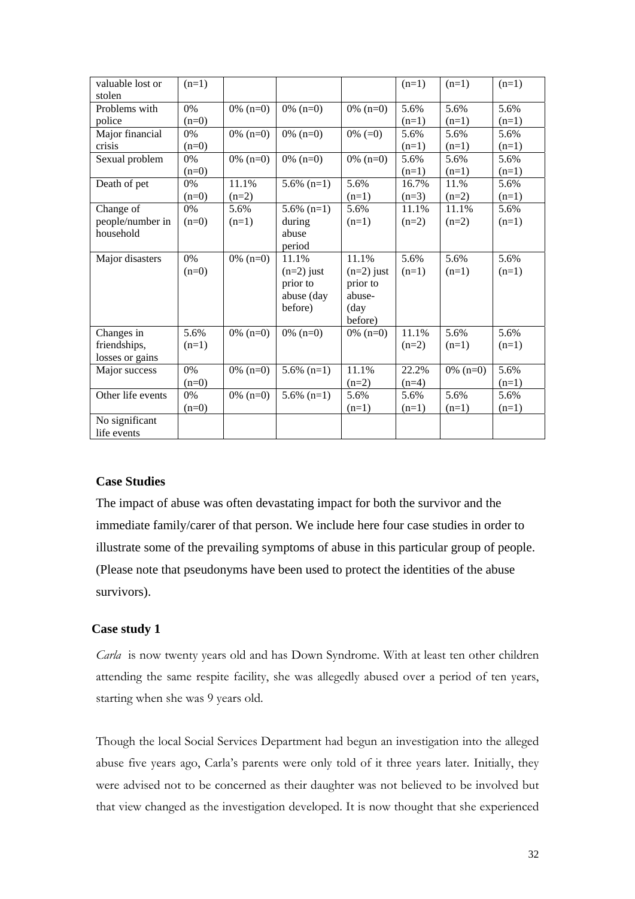| valuable lost or stolen | (n=1) | | | | (n=1) | (n=1) | (n=1) |
|---|---|---|---|---|---|---|---|
| Problems with police | 0% (n=0) | 0% (n=0) | 0% (n=0) | 0% (n=0) | 5.6% (n=1) | 5.6% (n=1) | 5.6% (n=1) |
| Major financial crisis | 0% (n=0) | 0% (n=0) | 0% (n=0) | 0% (=0) | 5.6% (n=1) | 5.6% (n=1) | 5.6% (n=1) |
| Sexual problem | 0% (n=0) | 0% (n=0) | 0% (n=0) | 0% (n=0) | 5.6% (n=1) | 5.6% (n=1) | 5.6% (n=1) |
| Death of pet | 0% (n=0) | 11.1% (n=2) | 5.6% (n=1) | 5.6% (n=1) | 16.7% (n=3) | 11.% (n=2) | 5.6% (n=1) |
| Change of people/number in household | 0% (n=0) | 5.6% (n=1) | 5.6% (n=1) during abuse period | 5.6% (n=1) | 11.1% (n=2) | 11.1% (n=2) | 5.6% (n=1) |
| Major disasters | 0% (n=0) | 0% (n=0) | 11.1% (n=2) just prior to abuse (day before) | 11.1% (n=2) just prior to abuse- (day before) | 5.6% (n=1) | 5.6% (n=1) | 5.6% (n=1) |
| Changes in friendships, losses or gains | 5.6% (n=1) | 0% (n=0) | 0% (n=0) | 0% (n=0) | 11.1% (n=2) | 5.6% (n=1) | 5.6% (n=1) |
| Major success | 0% (n=0) | 0% (n=0) | 5.6% (n=1) | 11.1% (n=2) | 22.2% (n=4) | 0% (n=0) | 5.6% (n=1) |
| Other life events | 0% (n=0) | 0% (n=0) | 5.6% (n=1) | 5.6% (n=1) | 5.6% (n=1) | 5.6% (n=1) | 5.6% (n=1) |
| No significant life events | | | | | | | |

### Case Studies

The impact of abuse was often devastating impact for both the survivor and the immediate family/carer of that person. We include here four case studies in order to illustrate some of the prevailing symptoms of abuse in this particular group of people. (Please note that pseudonyms have been used to protect the identities of the abuse survivors).

### Case study 1

*Carla* is now twenty years old and has Down Syndrome. With at least ten other children attending the same respite facility, she was allegedly abused over a period of ten years, starting when she was 9 years old.

Though the local Social Services Department had begun an investigation into the alleged abuse five years ago, Carla's parents were only told of it three years later. Initially, they were advised not to be concerned as their daughter was not believed to be involved but that view changed as the investigation developed. It is now thought that she experienced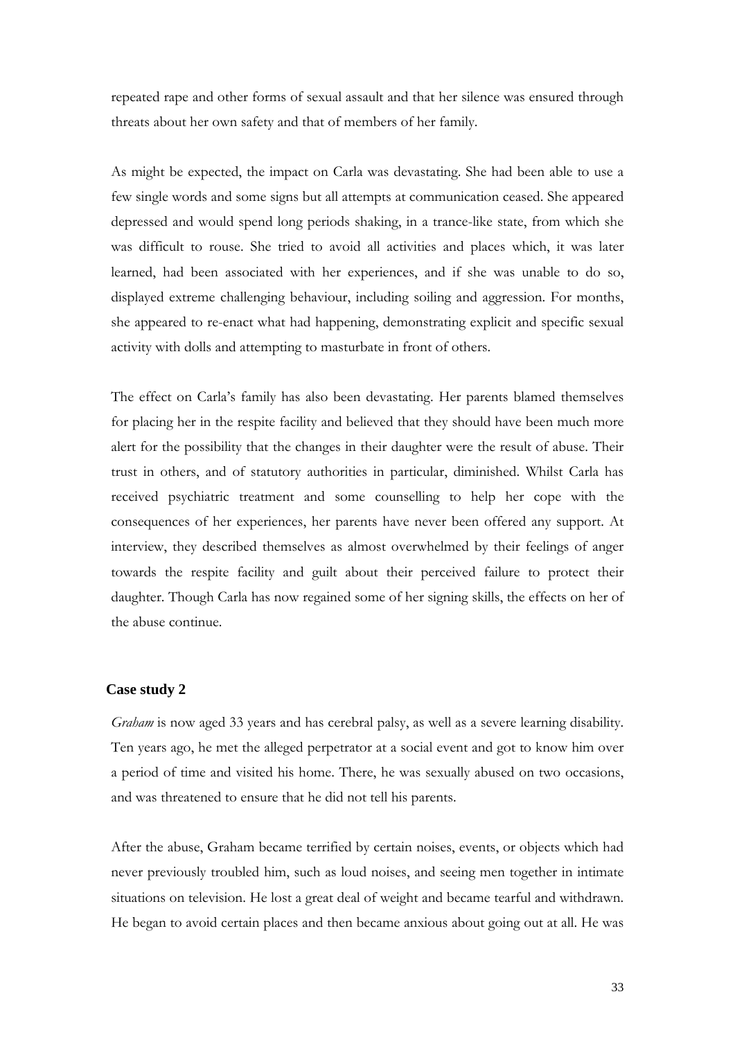repeated rape and other forms of sexual assault and that her silence was ensured through threats about her own safety and that of members of her family.

As might be expected, the impact on Carla was devastating. She had been able to use a few single words and some signs but all attempts at communication ceased. She appeared depressed and would spend long periods shaking, in a trance-like state, from which she was difficult to rouse. She tried to avoid all activities and places which, it was later learned, had been associated with her experiences, and if she was unable to do so, displayed extreme challenging behaviour, including soiling and aggression. For months, she appeared to re-enact what had happening, demonstrating explicit and specific sexual activity with dolls and attempting to masturbate in front of others.

The effect on Carla's family has also been devastating. Her parents blamed themselves for placing her in the respite facility and believed that they should have been much more alert for the possibility that the changes in their daughter were the result of abuse. Their trust in others, and of statutory authorities in particular, diminished. Whilst Carla has received psychiatric treatment and some counselling to help her cope with the consequences of her experiences, her parents have never been offered any support. At interview, they described themselves as almost overwhelmed by their feelings of anger towards the respite facility and guilt about their perceived failure to protect their daughter. Though Carla has now regained some of her signing skills, the effects on her of the abuse continue.

### Case study 2

*Graham* is now aged 33 years and has cerebral palsy, as well as a severe learning disability. Ten years ago, he met the alleged perpetrator at a social event and got to know him over a period of time and visited his home. There, he was sexually abused on two occasions, and was threatened to ensure that he did not tell his parents.

After the abuse, Graham became terrified by certain noises, events, or objects which had never previously troubled him, such as loud noises, and seeing men together in intimate situations on television. He lost a great deal of weight and became tearful and withdrawn. He began to avoid certain places and then became anxious about going out at all. He was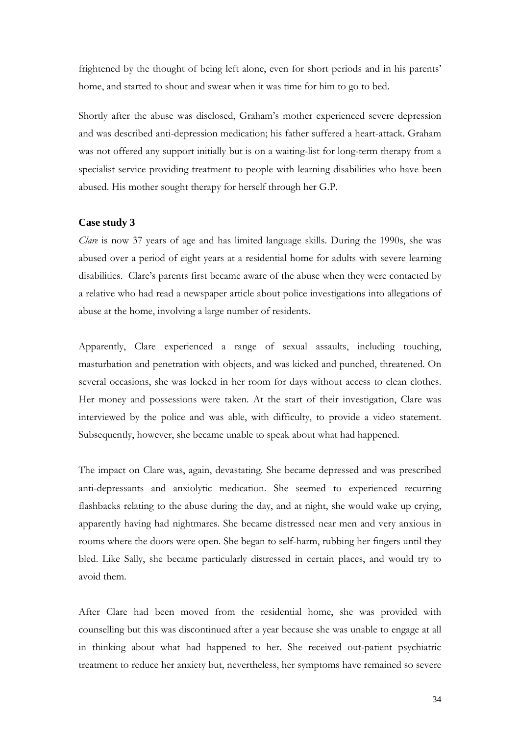frightened by the thought of being left alone, even for short periods and in his parents' home, and started to shout and swear when it was time for him to go to bed.

Shortly after the abuse was disclosed, Graham's mother experienced severe depression and was described anti-depression medication; his father suffered a heart-attack. Graham was not offered any support initially but is on a waiting-list for long-term therapy from a specialist service providing treatment to people with learning disabilities who have been abused. His mother sought therapy for herself through her G.P.

### Case study 3

*Clare* is now 37 years of age and has limited language skills. During the 1990s, she was abused over a period of eight years at a residential home for adults with severe learning disabilities. Clare's parents first became aware of the abuse when they were contacted by a relative who had read a newspaper article about police investigations into allegations of abuse at the home, involving a large number of residents.

Apparently, Clare experienced a range of sexual assaults, including touching, masturbation and penetration with objects, and was kicked and punched, threatened. On several occasions, she was locked in her room for days without access to clean clothes. Her money and possessions were taken. At the start of their investigation, Clare was interviewed by the police and was able, with difficulty, to provide a video statement. Subsequently, however, she became unable to speak about what had happened.

The impact on Clare was, again, devastating. She became depressed and was prescribed anti-depressants and anxiolytic medication. She seemed to experienced recurring flashbacks relating to the abuse during the day, and at night, she would wake up crying, apparently having had nightmares. She became distressed near men and very anxious in rooms where the doors were open. She began to self-harm, rubbing her fingers until they bled. Like Sally, she became particularly distressed in certain places, and would try to avoid them.

After Clare had been moved from the residential home, she was provided with counselling but this was discontinued after a year because she was unable to engage at all in thinking about what had happened to her. She received out-patient psychiatric treatment to reduce her anxiety but, nevertheless, her symptoms have remained so severe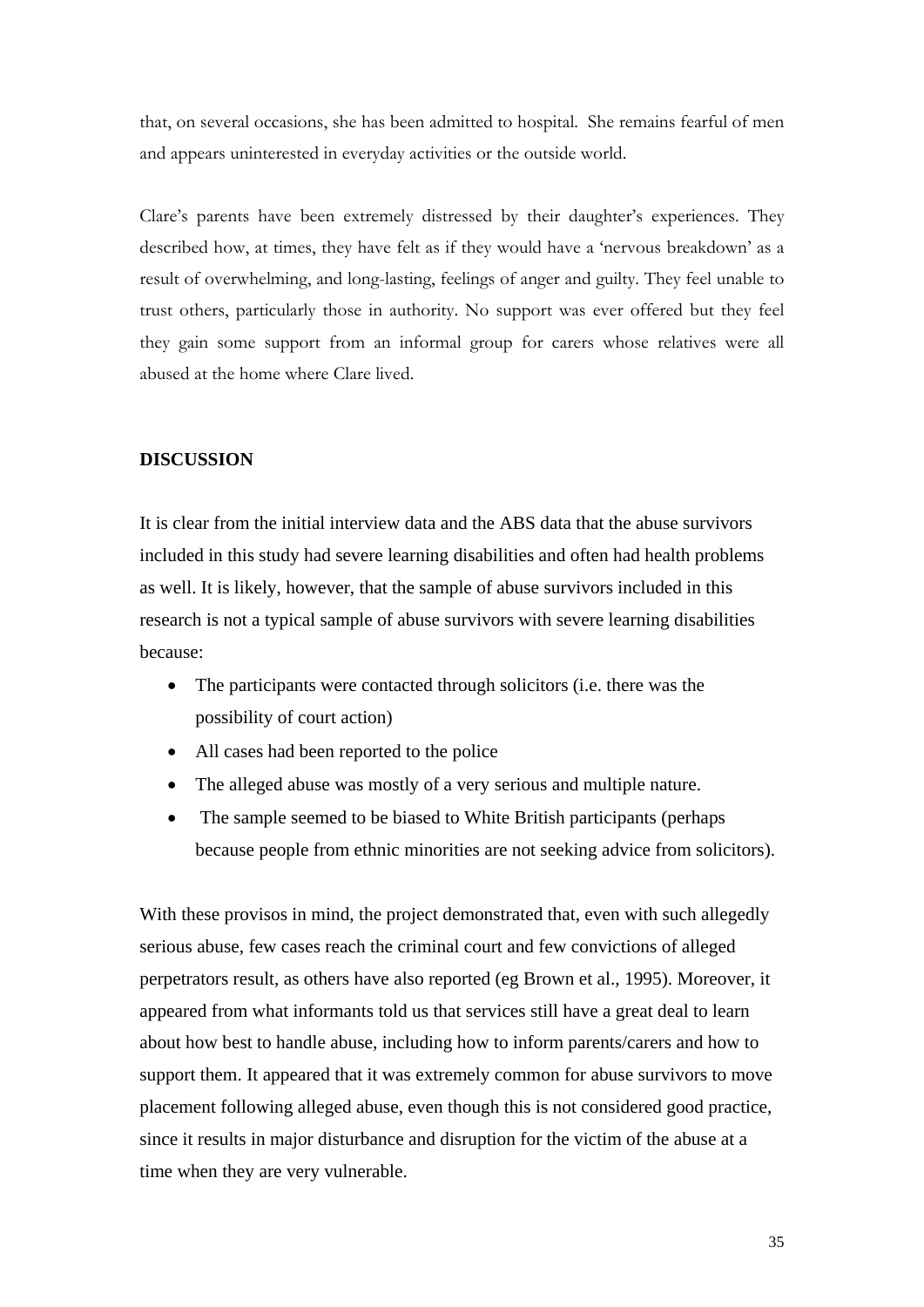that, on several occasions, she has been admitted to hospital. She remains fearful of men and appears uninterested in everyday activities or the outside world.

Clare's parents have been extremely distressed by their daughter's experiences. They described how, at times, they have felt as if they would have a 'nervous breakdown' as a result of overwhelming, and long-lasting, feelings of anger and guilty. They feel unable to trust others, particularly those in authority. No support was ever offered but they feel they gain some support from an informal group for carers whose relatives were all abused at the home where Clare lived.

## DISCUSSION

It is clear from the initial interview data and the ABS data that the abuse survivors included in this study had severe learning disabilities and often had health problems as well. It is likely, however, that the sample of abuse survivors included in this research is not a typical sample of abuse survivors with severe learning disabilities because:

- The participants were contacted through solicitors (i.e. there was the possibility of court action)
- All cases had been reported to the police
- The alleged abuse was mostly of a very serious and multiple nature.
- The sample seemed to be biased to White British participants (perhaps because people from ethnic minorities are not seeking advice from solicitors).

With these provisos in mind, the project demonstrated that, even with such allegedly serious abuse, few cases reach the criminal court and few convictions of alleged perpetrators result, as others have also reported (eg Brown et al., 1995). Moreover, it appeared from what informants told us that services still have a great deal to learn about how best to handle abuse, including how to inform parents/carers and how to support them. It appeared that it was extremely common for abuse survivors to move placement following alleged abuse, even though this is not considered good practice, since it results in major disturbance and disruption for the victim of the abuse at a time when they are very vulnerable.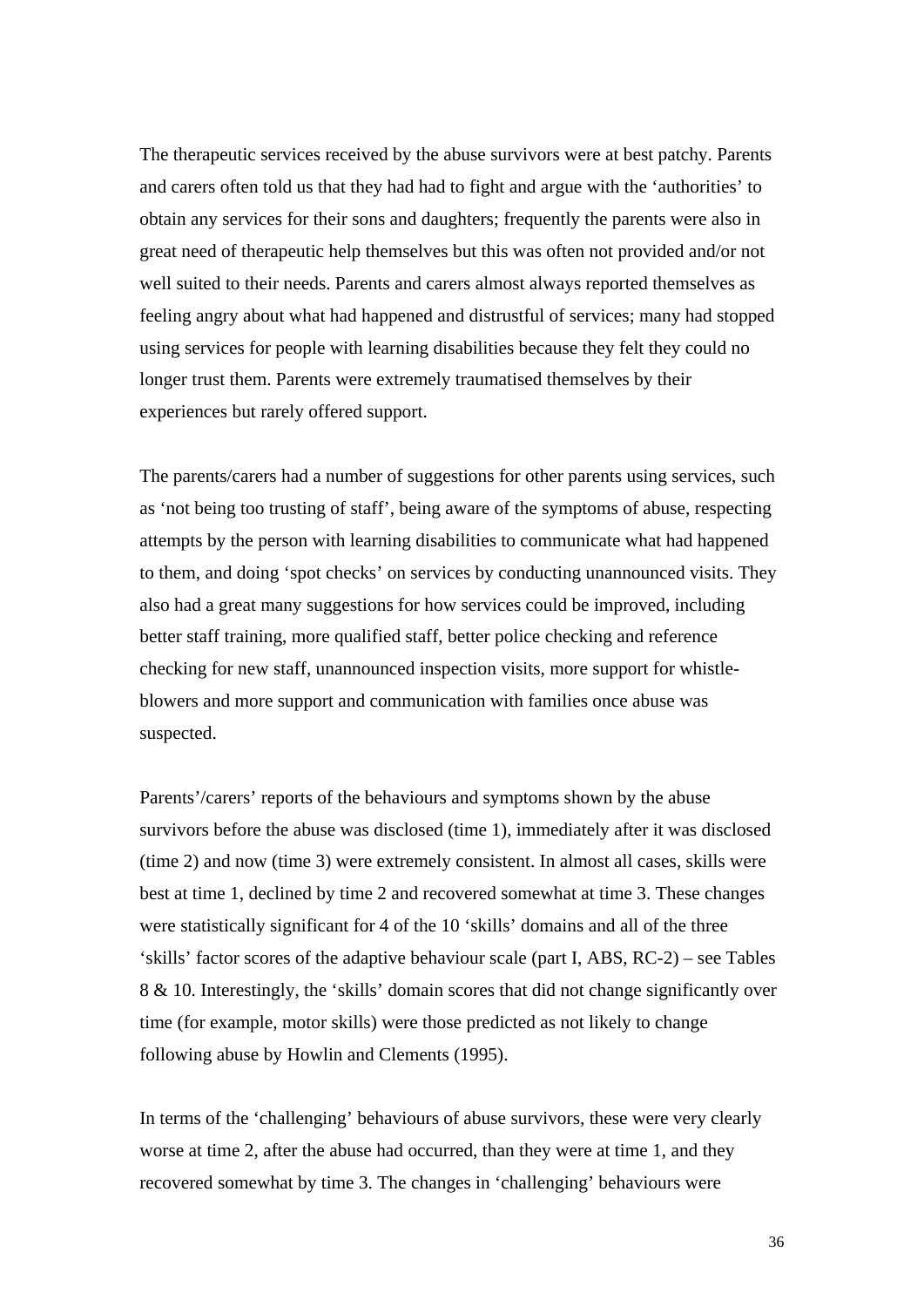The therapeutic services received by the abuse survivors were at best patchy. Parents and carers often told us that they had had to fight and argue with the ‘authorities’ to obtain any services for their sons and daughters; frequently the parents were also in great need of therapeutic help themselves but this was often not provided and/or not well suited to their needs. Parents and carers almost always reported themselves as feeling angry about what had happened and distrustful of services; many had stopped using services for people with learning disabilities because they felt they could no longer trust them. Parents were extremely traumatised themselves by their experiences but rarely offered support.

The parents/carers had a number of suggestions for other parents using services, such as ‘not being too trusting of staff’, being aware of the symptoms of abuse, respecting attempts by the person with learning disabilities to communicate what had happened to them, and doing ‘spot checks’ on services by conducting unannounced visits. They also had a great many suggestions for how services could be improved, including better staff training, more qualified staff, better police checking and reference checking for new staff, unannounced inspection visits, more support for whistle-blowers and more support and communication with families once abuse was suspected.

Parents’/carers’ reports of the behaviours and symptoms shown by the abuse survivors before the abuse was disclosed (time 1), immediately after it was disclosed (time 2) and now (time 3) were extremely consistent. In almost all cases, skills were best at time 1, declined by time 2 and recovered somewhat at time 3. These changes were statistically significant for 4 of the 10 ‘skills’ domains and all of the three ‘skills’ factor scores of the adaptive behaviour scale (part I, ABS, RC-2) – see Tables 8 & 10. Interestingly, the ‘skills’ domain scores that did not change significantly over time (for example, motor skills) were those predicted as not likely to change following abuse by Howlin and Clements (1995).

In terms of the ‘challenging’ behaviours of abuse survivors, these were very clearly worse at time 2, after the abuse had occurred, than they were at time 1, and they recovered somewhat by time 3. The changes in ‘challenging’ behaviours were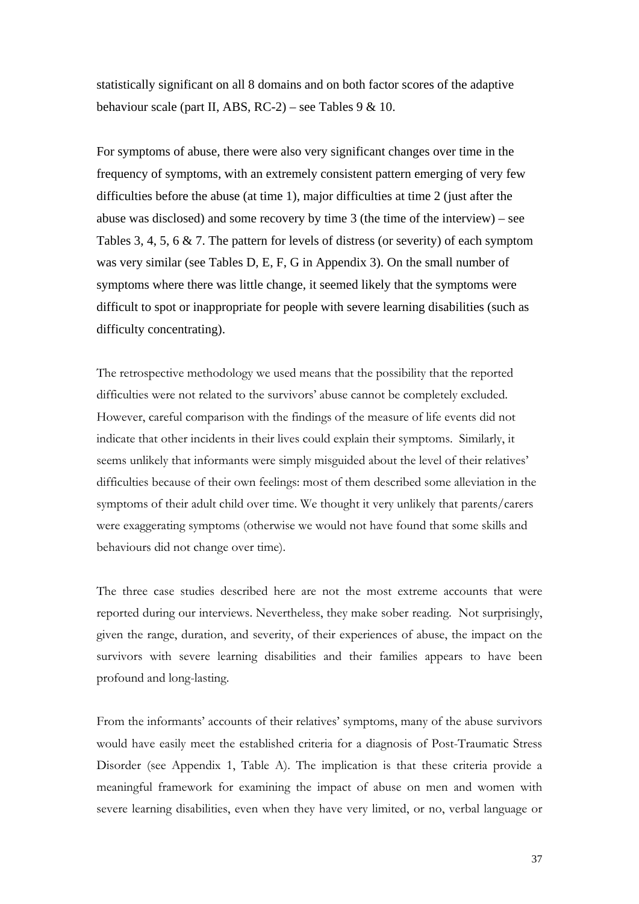statistically significant on all 8 domains and on both factor scores of the adaptive behaviour scale (part II, ABS, RC-2) – see Tables 9 & 10.

For symptoms of abuse, there were also very significant changes over time in the frequency of symptoms, with an extremely consistent pattern emerging of very few difficulties before the abuse (at time 1), major difficulties at time 2 (just after the abuse was disclosed) and some recovery by time 3 (the time of the interview) – see Tables 3, 4, 5, 6 & 7. The pattern for levels of distress (or severity) of each symptom was very similar (see Tables D, E, F, G in Appendix 3). On the small number of symptoms where there was little change, it seemed likely that the symptoms were difficult to spot or inappropriate for people with severe learning disabilities (such as difficulty concentrating).

The retrospective methodology we used means that the possibility that the reported difficulties were not related to the survivors' abuse cannot be completely excluded. However, careful comparison with the findings of the measure of life events did not indicate that other incidents in their lives could explain their symptoms. Similarly, it seems unlikely that informants were simply misguided about the level of their relatives' difficulties because of their own feelings: most of them described some alleviation in the symptoms of their adult child over time. We thought it very unlikely that parents/carers were exaggerating symptoms (otherwise we would not have found that some skills and behaviours did not change over time).

The three case studies described here are not the most extreme accounts that were reported during our interviews. Nevertheless, they make sober reading. Not surprisingly, given the range, duration, and severity, of their experiences of abuse, the impact on the survivors with severe learning disabilities and their families appears to have been profound and long-lasting.

From the informants' accounts of their relatives' symptoms, many of the abuse survivors would have easily meet the established criteria for a diagnosis of Post-Traumatic Stress Disorder (see Appendix 1, Table A). The implication is that these criteria provide a meaningful framework for examining the impact of abuse on men and women with severe learning disabilities, even when they have very limited, or no, verbal language or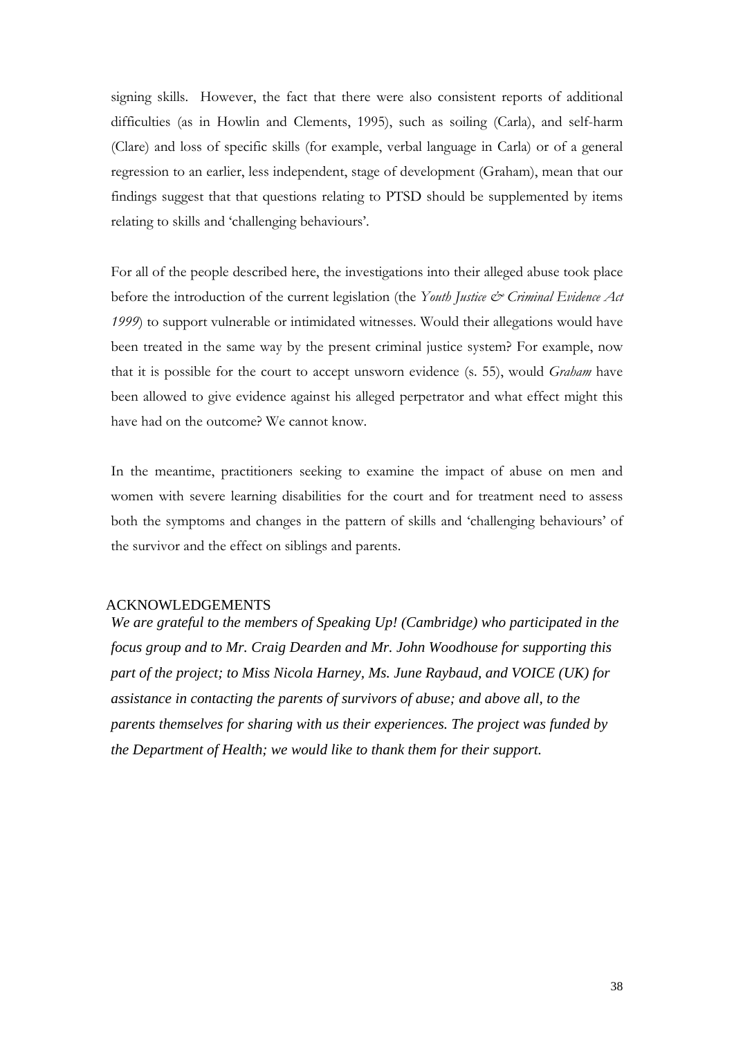signing skills. However, the fact that there were also consistent reports of additional difficulties (as in Howlin and Clements, 1995), such as soiling (Carla), and self-harm (Clare) and loss of specific skills (for example, verbal language in Carla) or of a general regression to an earlier, less independent, stage of development (Graham), mean that our findings suggest that that questions relating to PTSD should be supplemented by items relating to skills and 'challenging behaviours'.

For all of the people described here, the investigations into their alleged abuse took place before the introduction of the current legislation (the *Youth Justice & Criminal Evidence Act 1999*) to support vulnerable or intimidated witnesses. Would their allegations would have been treated in the same way by the present criminal justice system? For example, now that it is possible for the court to accept unsworn evidence (s. 55), would *Graham* have been allowed to give evidence against his alleged perpetrator and what effect might this have had on the outcome? We cannot know.

In the meantime, practitioners seeking to examine the impact of abuse on men and women with severe learning disabilities for the court and for treatment need to assess both the symptoms and changes in the pattern of skills and 'challenging behaviours' of the survivor and the effect on siblings and parents.

## ACKNOWLEDGEMENTS

***We are grateful to the members of Speaking Up! (Cambridge) who participated in the focus group and to Mr. Craig Dearden and Mr. John Woodhouse for supporting this part of the project; to Miss Nicola Harney, Ms. June Raybaud, and VOICE (UK) for assistance in contacting the parents of survivors of abuse; and above all, to the parents themselves for sharing with us their experiences. The project was funded by the Department of Health; we would like to thank them for their support.***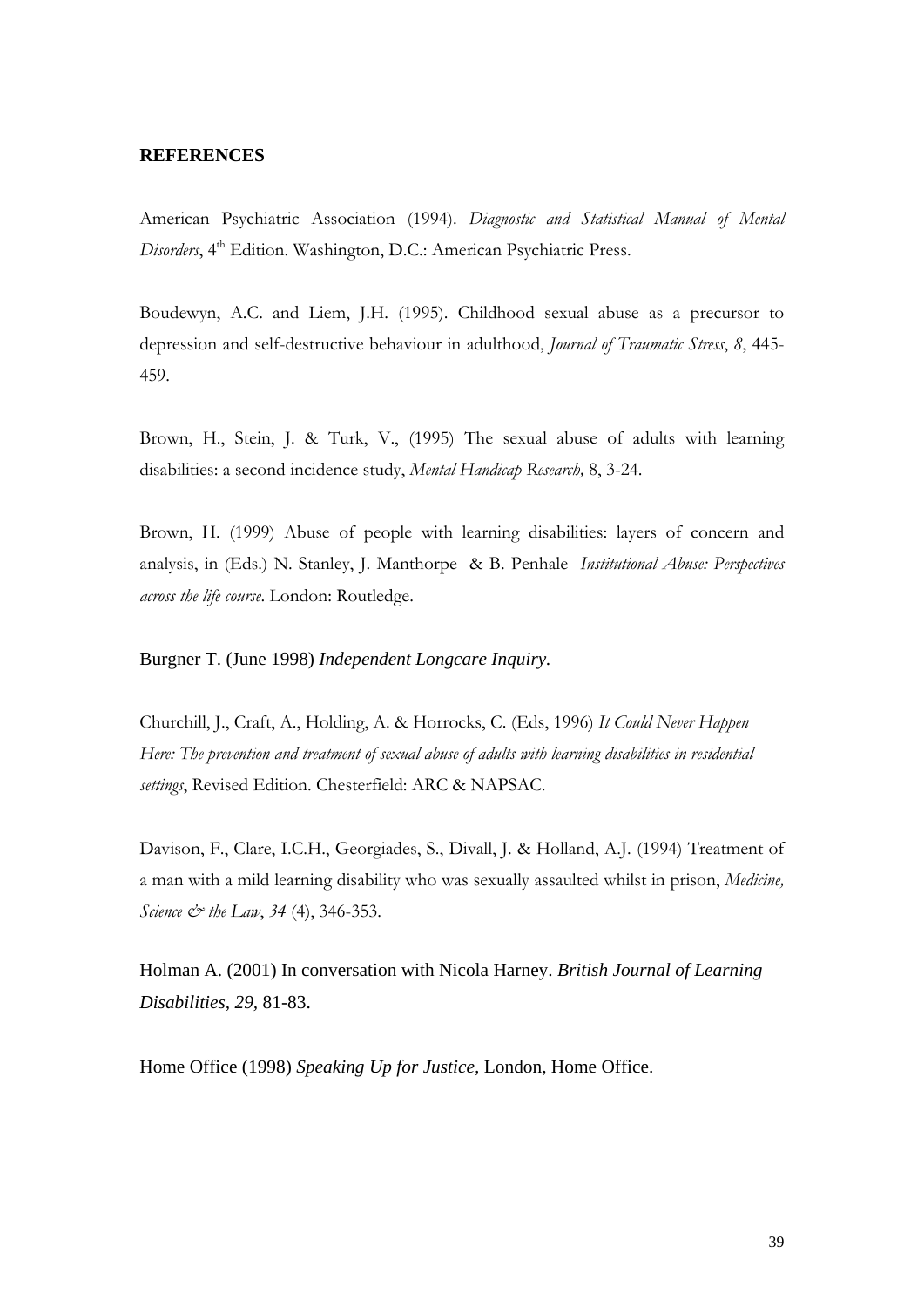## REFERENCES

American Psychiatric Association (1994). *Diagnostic and Statistical Manual of Mental Disorders*, 4th Edition. Washington, D.C.: American Psychiatric Press.

Boudewyn, A.C. and Liem, J.H. (1995). Childhood sexual abuse as a precursor to depression and self-destructive behaviour in adulthood, *Journal of Traumatic Stress*, *8*, 445-459.

Brown, H., Stein, J. & Turk, V., (1995) The sexual abuse of adults with learning disabilities: a second incidence study, *Mental Handicap Research,* 8, 3-24.

Brown, H. (1999) Abuse of people with learning disabilities: layers of concern and analysis, in (Eds.) N. Stanley, J. Manthorpe & B. Penhale *Institutional Abuse: Perspectives across the life course*. London: Routledge.

Burgner T. (June 1998) *Independent Longcare Inquiry.*

Churchill, J., Craft, A., Holding, A. & Horrocks, C. (Eds, 1996) *It Could Never Happen Here: The prevention and treatment of sexual abuse of adults with learning disabilities in residential settings*, Revised Edition. Chesterfield: ARC & NAPSAC.

Davison, F., Clare, I.C.H., Georgiades, S., Divall, J. & Holland, A.J. (1994) Treatment of a man with a mild learning disability who was sexually assaulted whilst in prison, *Medicine, Science & the Law*, *34* (4), 346-353.

Holman A. (2001) In conversation with Nicola Harney. *British Journal of Learning Disabilities, 29,* 81-83.

Home Office (1998) *Speaking Up for Justice,* London, Home Office.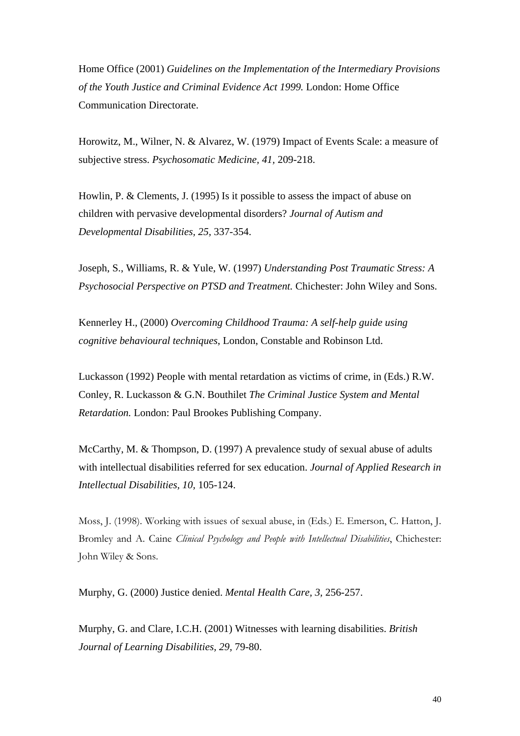Home Office (2001) *Guidelines on the Implementation of the Intermediary Provisions of the Youth Justice and Criminal Evidence Act 1999.* London: Home Office Communication Directorate.

Horowitz, M., Wilner, N. & Alvarez, W. (1979) Impact of Events Scale: a measure of subjective stress. *Psychosomatic Medicine, 41,* 209-218.

Howlin, P. & Clements, J. (1995) Is it possible to assess the impact of abuse on children with pervasive developmental disorders? *Journal of Autism and Developmental Disabilities, 25,* 337-354.

Joseph, S., Williams, R. & Yule, W. (1997) *Understanding Post Traumatic Stress: A Psychosocial Perspective on PTSD and Treatment.* Chichester: John Wiley and Sons.

Kennerley H., (2000) *Overcoming Childhood Trauma: A self-help guide using cognitive behavioural techniques*, London, Constable and Robinson Ltd.

Luckasson (1992) People with mental retardation as victims of crime, in (Eds.) R.W. Conley, R. Luckasson & G.N. Bouthilet *The Criminal Justice System and Mental Retardation.* London: Paul Brookes Publishing Company.

McCarthy, M. & Thompson, D. (1997) A prevalence study of sexual abuse of adults with intellectual disabilities referred for sex education. *Journal of Applied Research in Intellectual Disabilities, 10,* 105-124.

Moss, J. (1998). Working with issues of sexual abuse, in (Eds.) E. Emerson, C. Hatton, J. Bromley and A. Caine *Clinical Psychology and People with Intellectual Disabilities*, Chichester: John Wiley & Sons.

Murphy, G. (2000) Justice denied. *Mental Health Care, 3,* 256-257.

Murphy, G. and Clare, I.C.H. (2001) Witnesses with learning disabilities. *British Journal of Learning Disabilities, 29,* 79-80.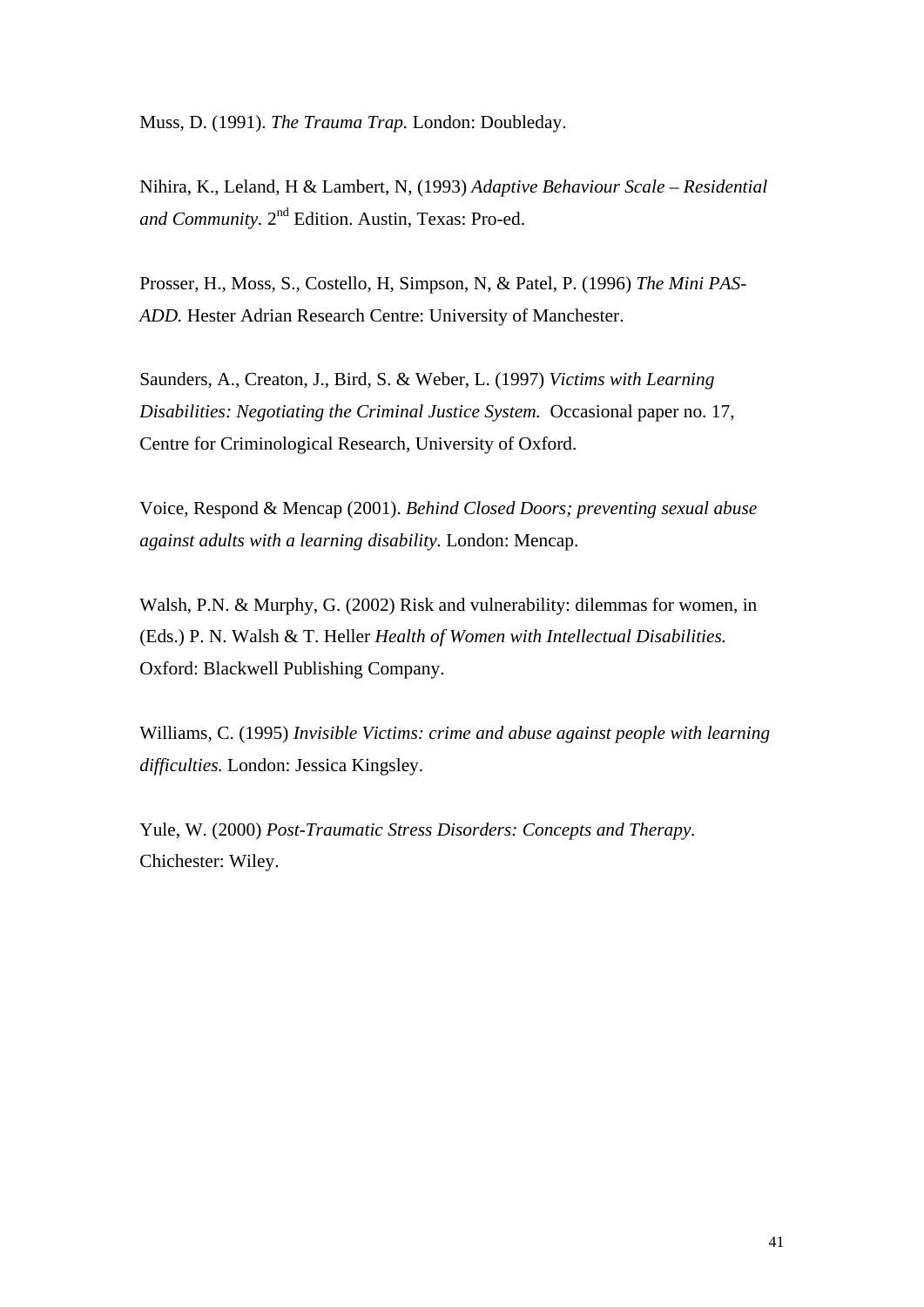Muss, D. (1991). *The Trauma Trap.* London: Doubleday.

Nihira, K., Leland, H & Lambert, N, (1993) *Adaptive Behaviour Scale – Residential and Community.* 2nd Edition. Austin, Texas: Pro-ed.

Prosser, H., Moss, S., Costello, H, Simpson, N, & Patel, P. (1996) *The Mini PAS-ADD.* Hester Adrian Research Centre: University of Manchester.

Saunders, A., Creaton, J., Bird, S. & Weber, L. (1997) *Victims with Learning Disabilities: Negotiating the Criminal Justice System.* Occasional paper no. 17, Centre for Criminological Research, University of Oxford.

Voice, Respond & Mencap (2001). *Behind Closed Doors; preventing sexual abuse against adults with a learning disability.* London: Mencap.

Walsh, P.N. & Murphy, G. (2002) Risk and vulnerability: dilemmas for women, in (Eds.) P. N. Walsh & T. Heller *Health of Women with Intellectual Disabilities.* Oxford: Blackwell Publishing Company.

Williams, C. (1995) *Invisible Victims: crime and abuse against people with learning difficulties.* London: Jessica Kingsley.

Yule, W. (2000) *Post-Traumatic Stress Disorders: Concepts and Therapy.* Chichester: Wiley.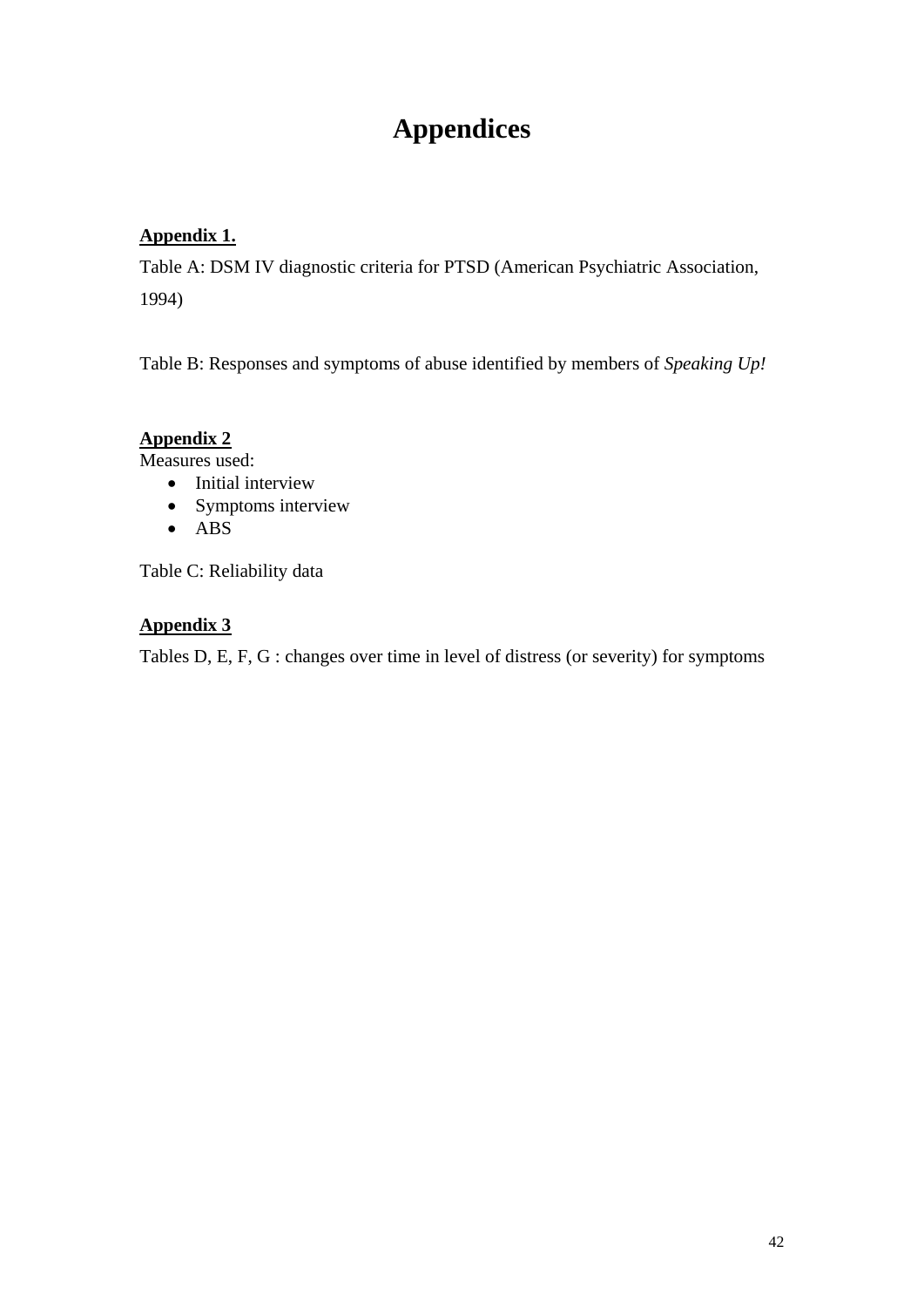# Appendices

**Appendix 1.**

Table A: DSM IV diagnostic criteria for PTSD (American Psychiatric Association, 1994)

Table B: Responses and symptoms of abuse identified by members of *Speaking Up!*

**Appendix 2**

Measures used:

- Initial interview
- Symptoms interview
- ABS

Table C: Reliability data

**Appendix 3**

Tables D, E, F, G : changes over time in level of distress (or severity) for symptoms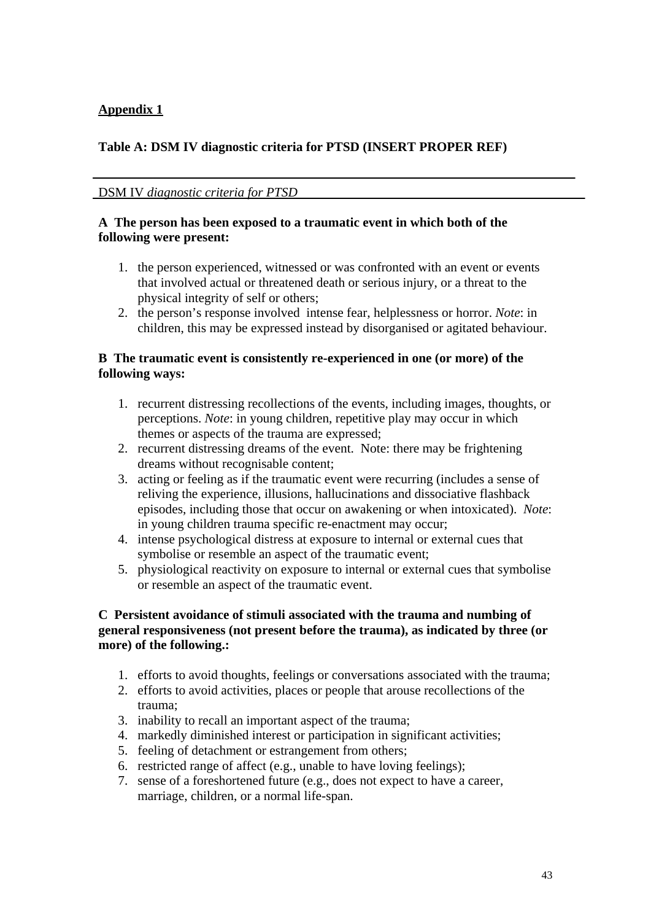**Appendix 1**

**Table A: DSM IV diagnostic criteria for PTSD (INSERT PROPER REF)**

DSM IV *diagnostic criteria for PTSD*

**A The person has been exposed to a traumatic event in which both of the following were present:**

1. the person experienced, witnessed or was confronted with an event or events that involved actual or threatened death or serious injury, or a threat to the physical integrity of self or others;
2. the person's response involved intense fear, helplessness or horror. *Note*: in children, this may be expressed instead by disorganised or agitated behaviour.

**B The traumatic event is consistently re-experienced in one (or more) of the following ways:**

1. recurrent distressing recollections of the events, including images, thoughts, or perceptions. *Note*: in young children, repetitive play may occur in which themes or aspects of the trauma are expressed;
2. recurrent distressing dreams of the event. Note: there may be frightening dreams without recognisable content;
3. acting or feeling as if the traumatic event were recurring (includes a sense of reliving the experience, illusions, hallucinations and dissociative flashback episodes, including those that occur on awakening or when intoxicated). *Note*: in young children trauma specific re-enactment may occur;
4. intense psychological distress at exposure to internal or external cues that symbolise or resemble an aspect of the traumatic event;
5. physiological reactivity on exposure to internal or external cues that symbolise or resemble an aspect of the traumatic event.

**C Persistent avoidance of stimuli associated with the trauma and numbing of general responsiveness (not present before the trauma), as indicated by three (or more) of the following.:**

1. efforts to avoid thoughts, feelings or conversations associated with the trauma;
2. efforts to avoid activities, places or people that arouse recollections of the trauma;
3. inability to recall an important aspect of the trauma;
4. markedly diminished interest or participation in significant activities;
5. feeling of detachment or estrangement from others;
6. restricted range of affect (e.g., unable to have loving feelings);
7. sense of a foreshortened future (e.g., does not expect to have a career, marriage, children, or a normal life-span.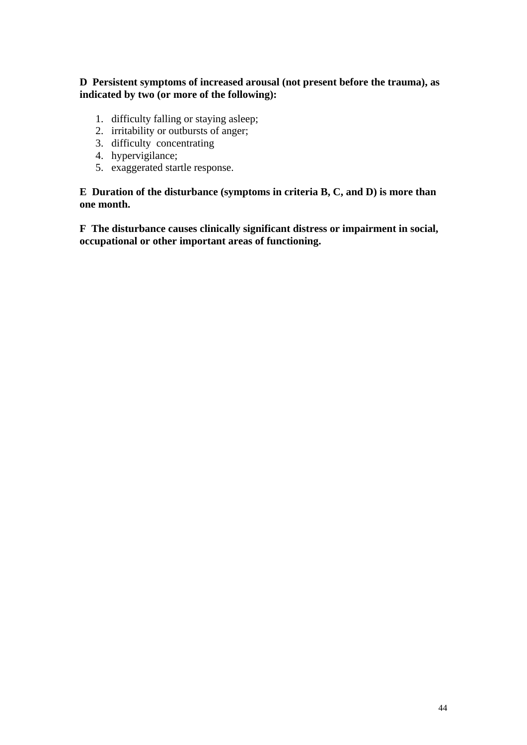**D Persistent symptoms of increased arousal (not present before the trauma), as indicated by two (or more of the following):**

1. difficulty falling or staying asleep;
2. irritability or outbursts of anger;
3. difficulty concentrating
4. hypervigilance;
5. exaggerated startle response.

**E Duration of the disturbance (symptoms in criteria B, C, and D) is more than one month.**

**F The disturbance causes clinically significant distress or impairment in social, occupational or other important areas of functioning.**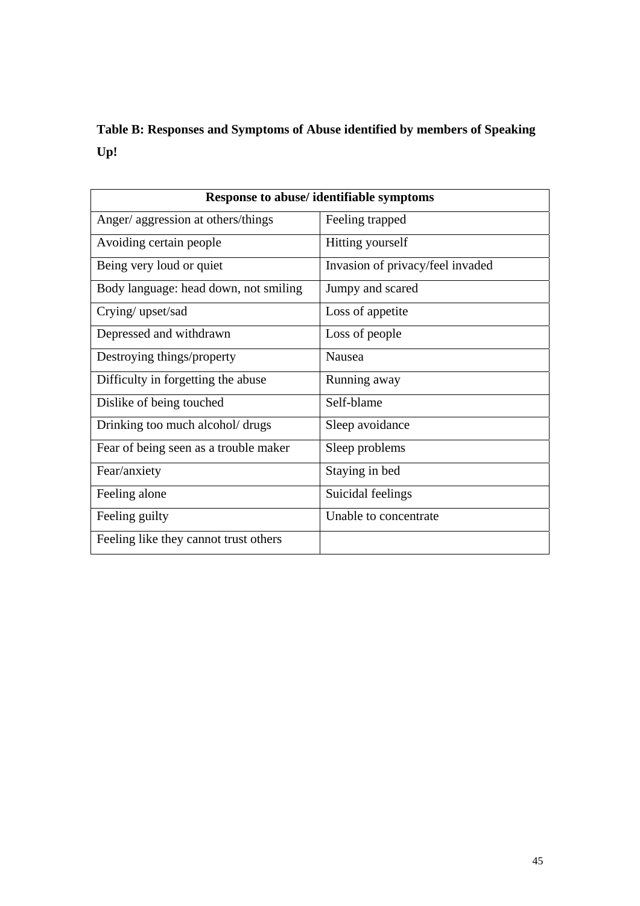**Table B: Responses and Symptoms of Abuse identified by members of Speaking Up!**

| Response to abuse/ identifiable symptoms | |
|---|---|
| Anger/ aggression at others/things | Feeling trapped |
| Avoiding certain people | Hitting yourself |
| Being very loud or quiet | Invasion of privacy/feel invaded |
| Body language: head down, not smiling | Jumpy and scared |
| Crying/ upset/sad | Loss of appetite |
| Depressed and withdrawn | Loss of people |
| Destroying things/property | Nausea |
| Difficulty in forgetting the abuse | Running away |
| Dislike of being touched | Self-blame |
| Drinking too much alcohol/ drugs | Sleep avoidance |
| Fear of being seen as a trouble maker | Sleep problems |
| Fear/anxiety | Staying in bed |
| Feeling alone | Suicidal feelings |
| Feeling guilty | Unable to concentrate |
| Feeling like they cannot trust others | |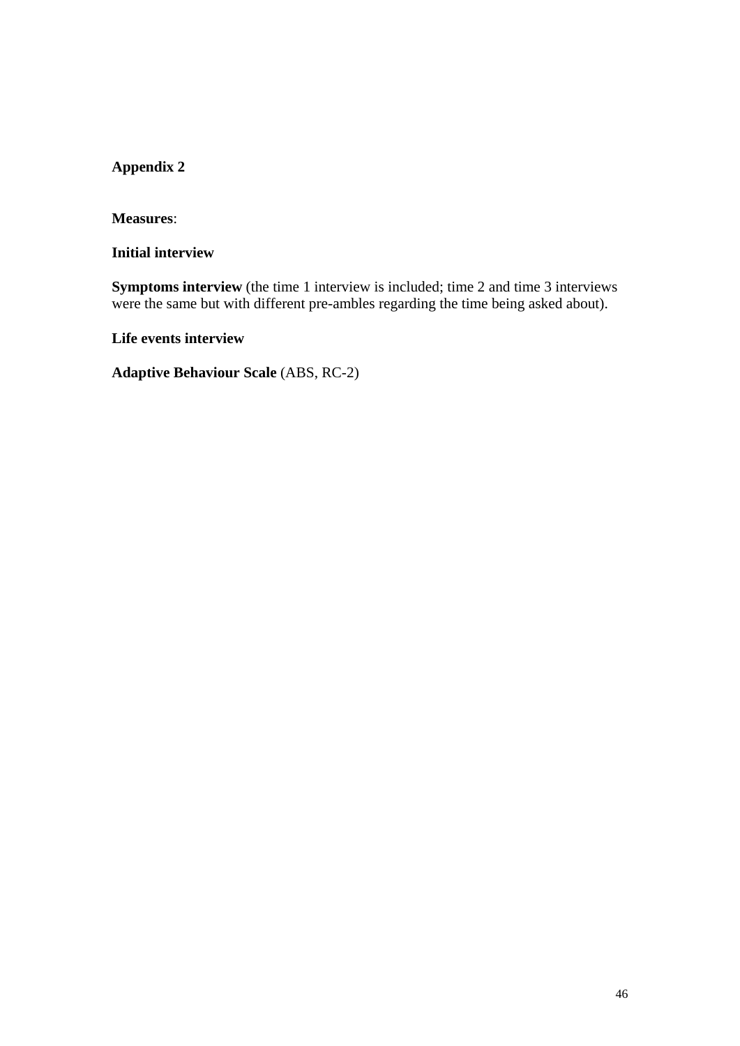## Appendix 2

**Measures**:

**Initial interview**

**Symptoms interview** (the time 1 interview is included; time 2 and time 3 interviews were the same but with different pre-ambles regarding the time being asked about).

**Life events interview**

**Adaptive Behaviour Scale** (ABS, RC-2)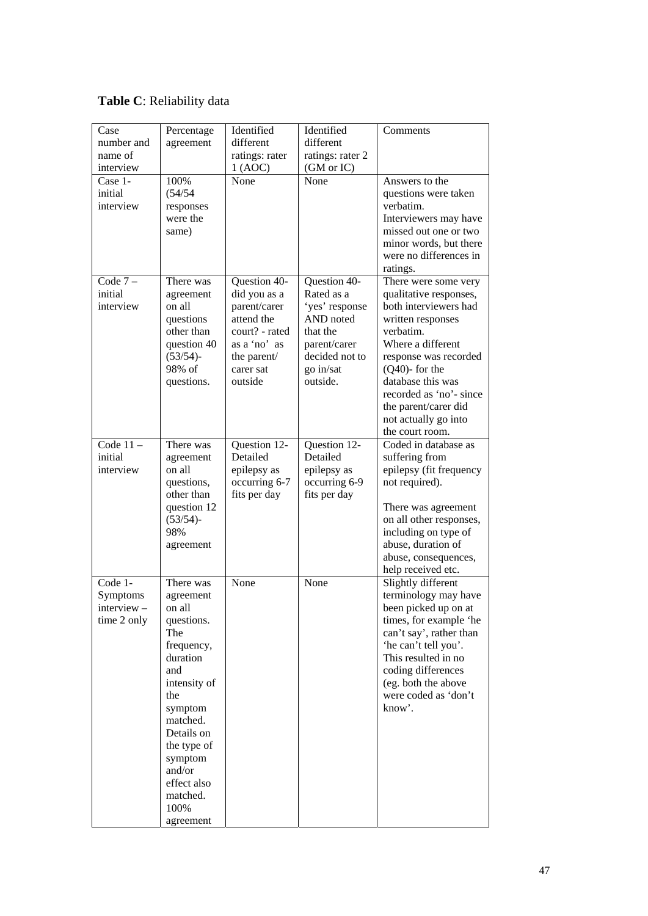**Table C**: Reliability data

| Case number and name of interview | Percentage agreement | Identified different ratings: rater 1 (AOC) | Identified different ratings: rater 2 (GM or IC) | Comments |
|---|---|---|---|---|
| Case 1- initial interview | 100% (54/54 responses were the same) | None | None | Answers to the questions were taken verbatim. Interviewers may have missed out one or two minor words, but there were no differences in ratings. |
| Code 7 – initial interview | There was agreement on all questions other than question 40 (53/54)- 98% of questions. | Question 40- did you as a parent/carer attend the court? - rated as a 'no' as the parent/ carer sat outside | Question 40- Rated as a 'yes' response AND noted that the parent/carer decided not to go in/sat outside. | There were some very qualitative responses, both interviewers had written responses verbatim. Where a different response was recorded (Q40)- for the database this was recorded as 'no'- since the parent/carer did not actually go into the court room. |
| Code 11 – initial interview | There was agreement on all questions, other than question 12 (53/54)- 98% agreement | Question 12- Detailed epilepsy as occurring 6-7 fits per day | Question 12- Detailed epilepsy as occurring 6-9 fits per day | Coded in database as suffering from epilepsy (fit frequency not required).<br><br>There was agreement on all other responses, including on type of abuse, duration of abuse, consequences, help received etc. |
| Code 1- Symptoms interview – time 2 only | There was agreement on all questions. The frequency, duration and intensity of the symptom matched. Details on the type of symptom and/or effect also matched. 100% agreement | None | None | Slightly different terminology may have been picked up on at times, for example 'he can't say', rather than 'he can't tell you'. This resulted in no coding differences (eg. both the above were coded as 'don't know'. |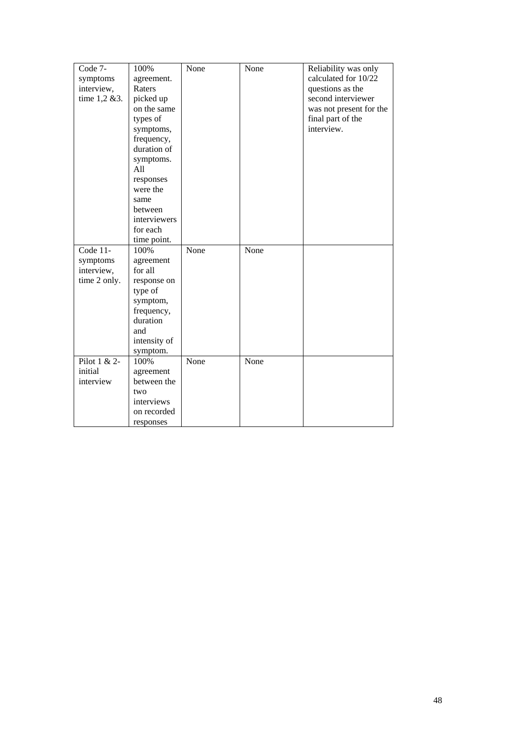| | | | | |
|---|---|---|---|---|
| Code 7- symptoms interview, time 1,2 &3. | 100% agreement. Raters picked up on the same types of symptoms, frequency, duration of symptoms. All responses were the same between interviewers for each time point. | None | None | Reliability was only calculated for 10/22 questions as the second interviewer was not present for the final part of the interview. |
| Code 11- symptoms interview, time 2 only. | 100% agreement for all response on type of symptom, frequency, duration and intensity of symptom. | None | None | |
| Pilot 1 & 2- initial interview | 100% agreement between the two interviews on recorded responses | None | None | |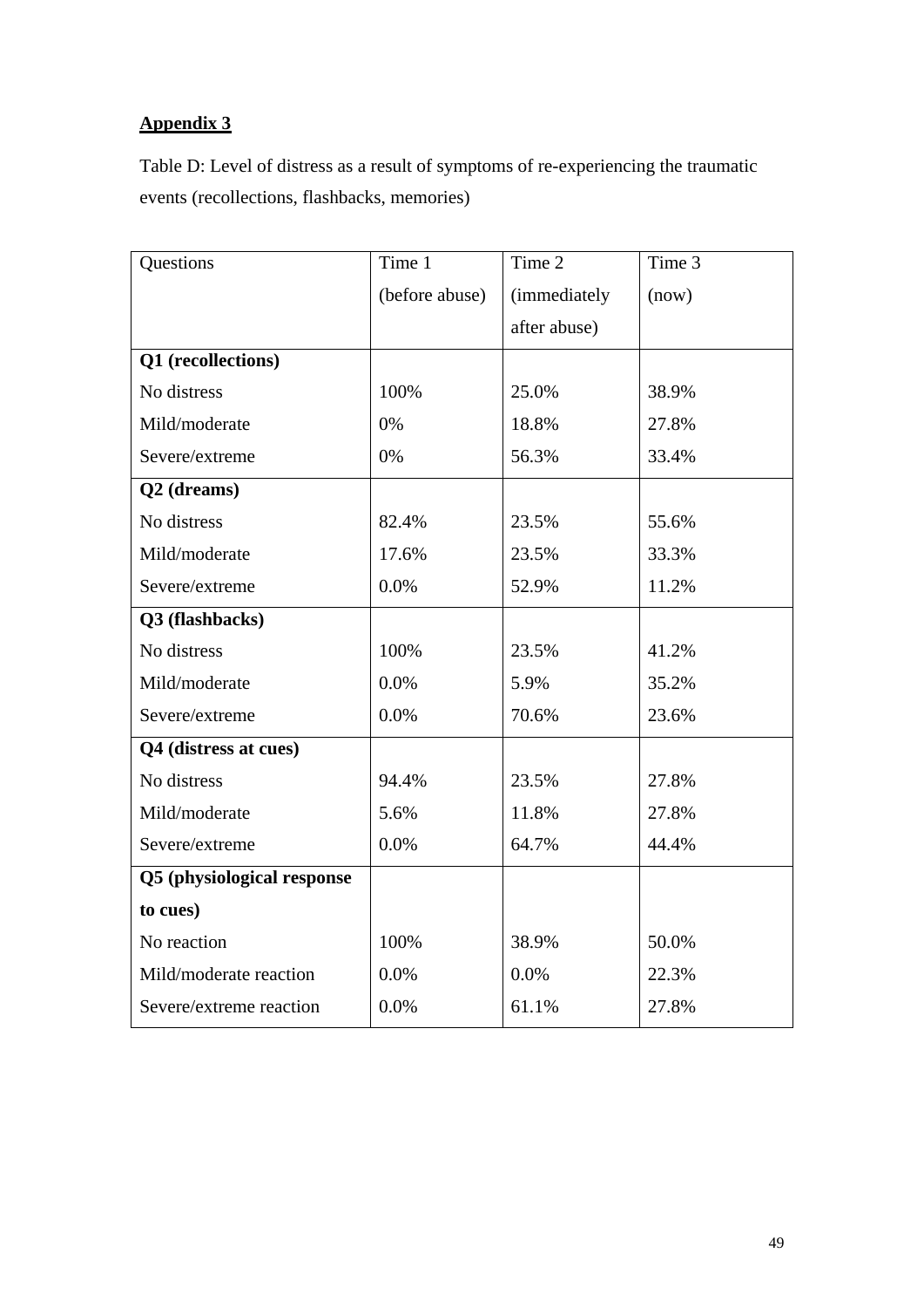**Appendix 3**

Table D: Level of distress as a result of symptoms of re-experiencing the traumatic events (recollections, flashbacks, memories)

| Questions | Time 1 (before abuse) | Time 2 (immediately after abuse) | Time 3 (now) |
|---|---|---|---|
| **Q1 (recollections)** | | | |
| No distress | 100% | 25.0% | 38.9% |
| Mild/moderate | 0% | 18.8% | 27.8% |
| Severe/extreme | 0% | 56.3% | 33.4% |
| **Q2 (dreams)** | | | |
| No distress | 82.4% | 23.5% | 55.6% |
| Mild/moderate | 17.6% | 23.5% | 33.3% |
| Severe/extreme | 0.0% | 52.9% | 11.2% |
| **Q3 (flashbacks)** | | | |
| No distress | 100% | 23.5% | 41.2% |
| Mild/moderate | 0.0% | 5.9% | 35.2% |
| Severe/extreme | 0.0% | 70.6% | 23.6% |
| **Q4 (distress at cues)** | | | |
| No distress | 94.4% | 23.5% | 27.8% |
| Mild/moderate | 5.6% | 11.8% | 27.8% |
| Severe/extreme | 0.0% | 64.7% | 44.4% |
| **Q5 (physiological response to cues)** | | | |
| No reaction | 100% | 38.9% | 50.0% |
| Mild/moderate reaction | 0.0% | 0.0% | 22.3% |
| Severe/extreme reaction | 0.0% | 61.1% | 27.8% |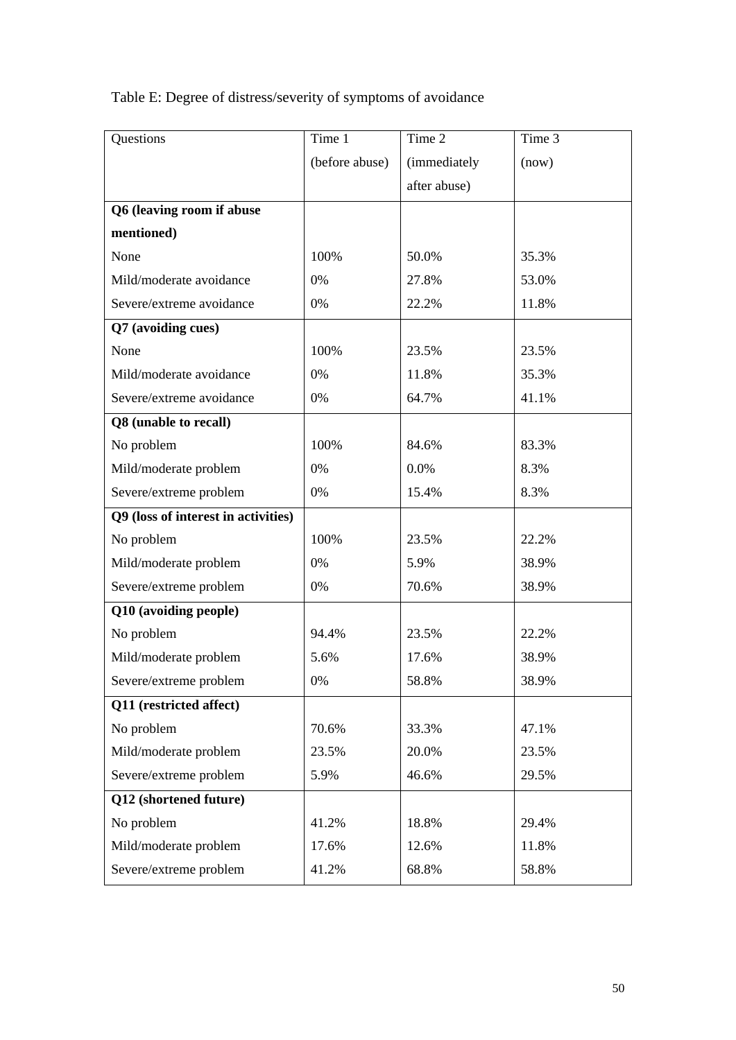Table E: Degree of distress/severity of symptoms of avoidance

| Questions | Time 1 (before abuse) | Time 2 (immediately after abuse) | Time 3 (now) |
|---|---|---|---|
| **Q6 (leaving room if abuse mentioned)** | | | |
| None | 100% | 50.0% | 35.3% |
| Mild/moderate avoidance | 0% | 27.8% | 53.0% |
| Severe/extreme avoidance | 0% | 22.2% | 11.8% |
| **Q7 (avoiding cues)** | | | |
| None | 100% | 23.5% | 23.5% |
| Mild/moderate avoidance | 0% | 11.8% | 35.3% |
| Severe/extreme avoidance | 0% | 64.7% | 41.1% |
| **Q8 (unable to recall)** | | | |
| No problem | 100% | 84.6% | 83.3% |
| Mild/moderate problem | 0% | 0.0% | 8.3% |
| Severe/extreme problem | 0% | 15.4% | 8.3% |
| **Q9 (loss of interest in activities)** | | | |
| No problem | 100% | 23.5% | 22.2% |
| Mild/moderate problem | 0% | 5.9% | 38.9% |
| Severe/extreme problem | 0% | 70.6% | 38.9% |
| **Q10 (avoiding people)** | | | |
| No problem | 94.4% | 23.5% | 22.2% |
| Mild/moderate problem | 5.6% | 17.6% | 38.9% |
| Severe/extreme problem | 0% | 58.8% | 38.9% |
| **Q11 (restricted affect)** | | | |
| No problem | 70.6% | 33.3% | 47.1% |
| Mild/moderate problem | 23.5% | 20.0% | 23.5% |
| Severe/extreme problem | 5.9% | 46.6% | 29.5% |
| **Q12 (shortened future)** | | | |
| No problem | 41.2% | 18.8% | 29.4% |
| Mild/moderate problem | 17.6% | 12.6% | 11.8% |
| Severe/extreme problem | 41.2% | 68.8% | 58.8% |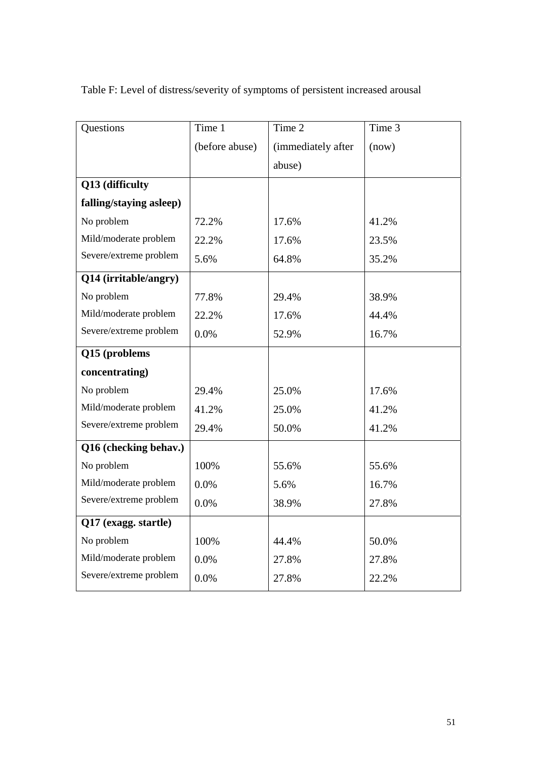Table F: Level of distress/severity of symptoms of persistent increased arousal

| Questions | Time 1 (before abuse) | Time 2 (immediately after abuse) | Time 3 (now) |
|---|---|---|---|
| **Q13 (difficulty falling/staying asleep)** | | | |
| No problem | 72.2% | 17.6% | 41.2% |
| Mild/moderate problem | 22.2% | 17.6% | 23.5% |
| Severe/extreme problem | 5.6% | 64.8% | 35.2% |
| **Q14 (irritable/angry)** | | | |
| No problem | 77.8% | 29.4% | 38.9% |
| Mild/moderate problem | 22.2% | 17.6% | 44.4% |
| Severe/extreme problem | 0.0% | 52.9% | 16.7% |
| **Q15 (problems concentrating)** | | | |
| No problem | 29.4% | 25.0% | 17.6% |
| Mild/moderate problem | 41.2% | 25.0% | 41.2% |
| Severe/extreme problem | 29.4% | 50.0% | 41.2% |
| **Q16 (checking behav.)** | | | |
| No problem | 100% | 55.6% | 55.6% |
| Mild/moderate problem | 0.0% | 5.6% | 16.7% |
| Severe/extreme problem | 0.0% | 38.9% | 27.8% |
| **Q17 (exagg. startle)** | | | |
| No problem | 100% | 44.4% | 50.0% |
| Mild/moderate problem | 0.0% | 27.8% | 27.8% |
| Severe/extreme problem | 0.0% | 27.8% | 22.2% |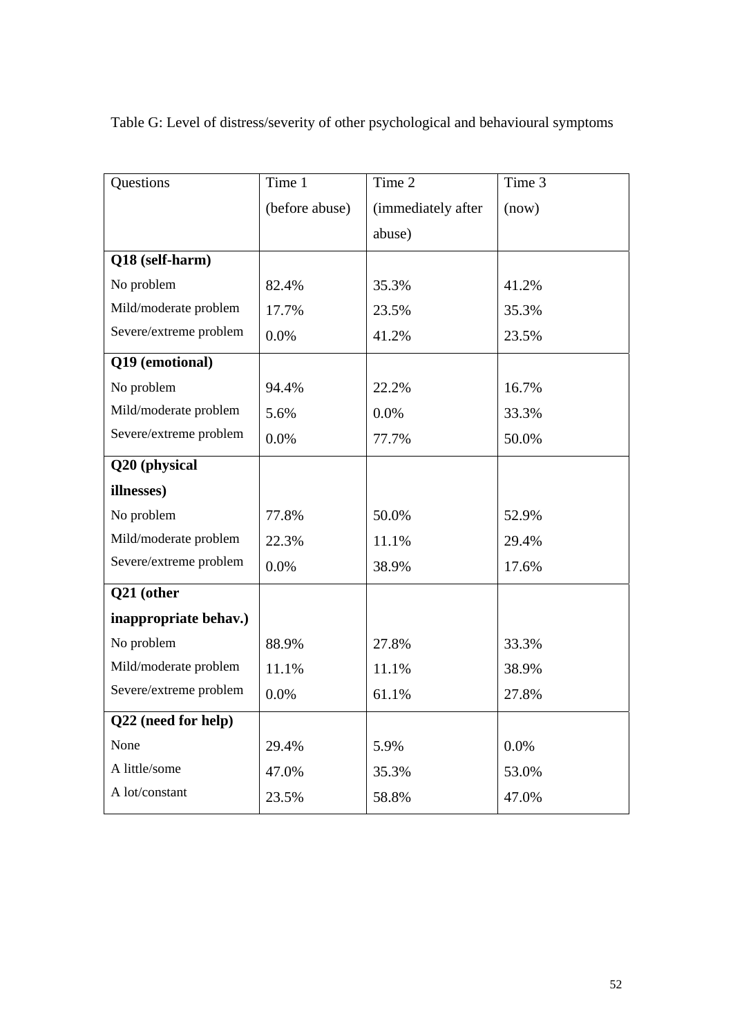Table G: Level of distress/severity of other psychological and behavioural symptoms

| Questions | Time 1 (before abuse) | Time 2 (immediately after abuse) | Time 3 (now) |
|---|---|---|---|
| **Q18 (self-harm)** | | | |
| No problem | 82.4% | 35.3% | 41.2% |
| Mild/moderate problem | 17.7% | 23.5% | 35.3% |
| Severe/extreme problem | 0.0% | 41.2% | 23.5% |
| **Q19 (emotional)** | | | |
| No problem | 94.4% | 22.2% | 16.7% |
| Mild/moderate problem | 5.6% | 0.0% | 33.3% |
| Severe/extreme problem | 0.0% | 77.7% | 50.0% |
| **Q20 (physical illnesses)** | | | |
| No problem | 77.8% | 50.0% | 52.9% |
| Mild/moderate problem | 22.3% | 11.1% | 29.4% |
| Severe/extreme problem | 0.0% | 38.9% | 17.6% |
| **Q21 (other inappropriate behav.)** | | | |
| No problem | 88.9% | 27.8% | 33.3% |
| Mild/moderate problem | 11.1% | 11.1% | 38.9% |
| Severe/extreme problem | 0.0% | 61.1% | 27.8% |
| **Q22 (need for help)** | | | |
| None | 29.4% | 5.9% | 0.0% |
| A little/some | 47.0% | 35.3% | 53.0% |
| A lot/constant | 23.5% | 58.8% | 47.0% |